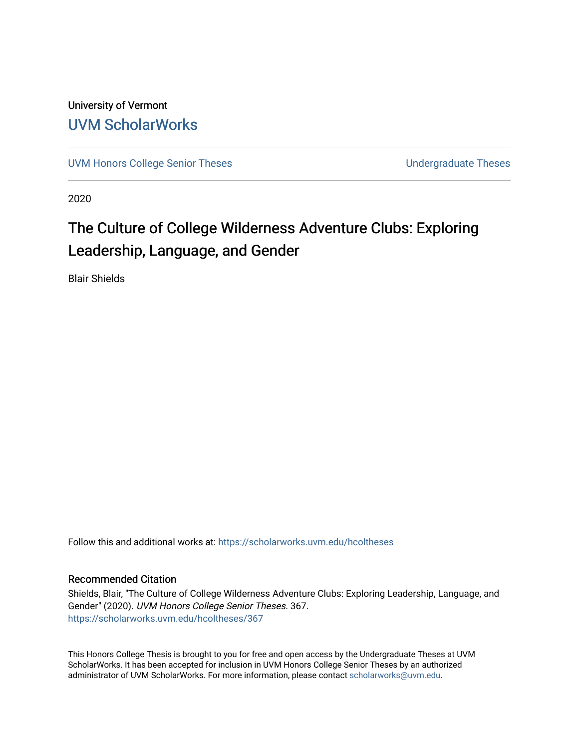University of Vermont

# UVM ScholarWorks

UVM Honors College Senior Theses | Undergraduate Theses

2020

# The Culture of College Wilderness Adventure Clubs: Exploring Leadership, Language, and Gender

Blair Shields

Follow this and additional works at: https://scholarworks.uvm.edu/hcoltheses

## Recommended Citation

Shields, Blair, "The Culture of College Wilderness Adventure Clubs: Exploring Leadership, Language, and Gender" (2020). *UVM Honors College Senior Theses*. 367.
https://scholarworks.uvm.edu/hcoltheses/367

This Honors College Thesis is brought to you for free and open access by the Undergraduate Theses at UVM ScholarWorks. It has been accepted for inclusion in UVM Honors College Senior Theses by an authorized administrator of UVM ScholarWorks. For more information, please contact scholarworks@uvm.edu.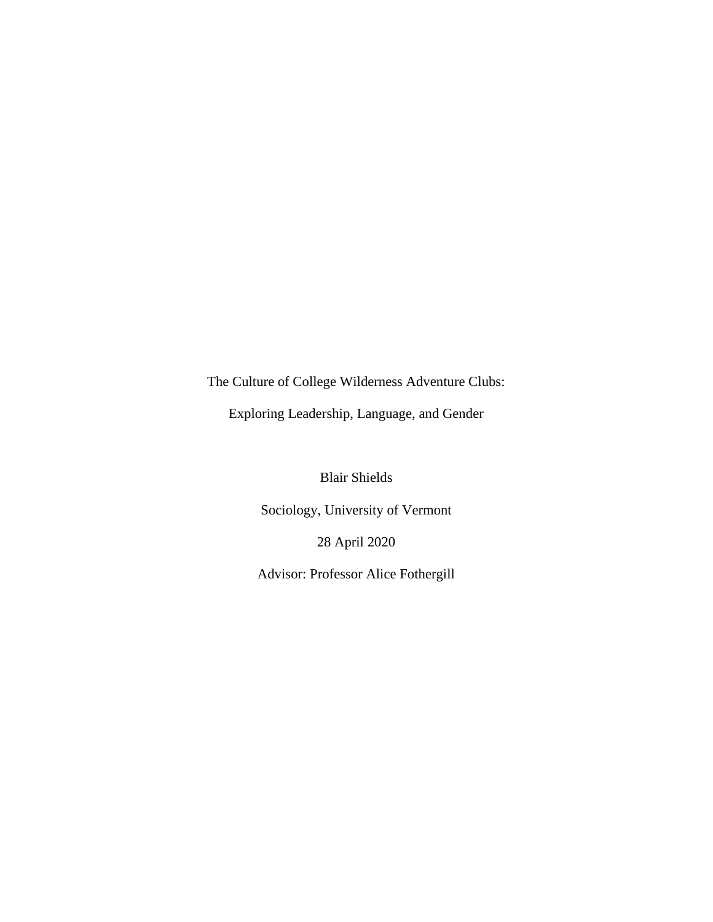# The Culture of College Wilderness Adventure Clubs:

## Exploring Leadership, Language, and Gender

Blair Shields

Sociology, University of Vermont

28 April 2020

Advisor: Professor Alice Fothergill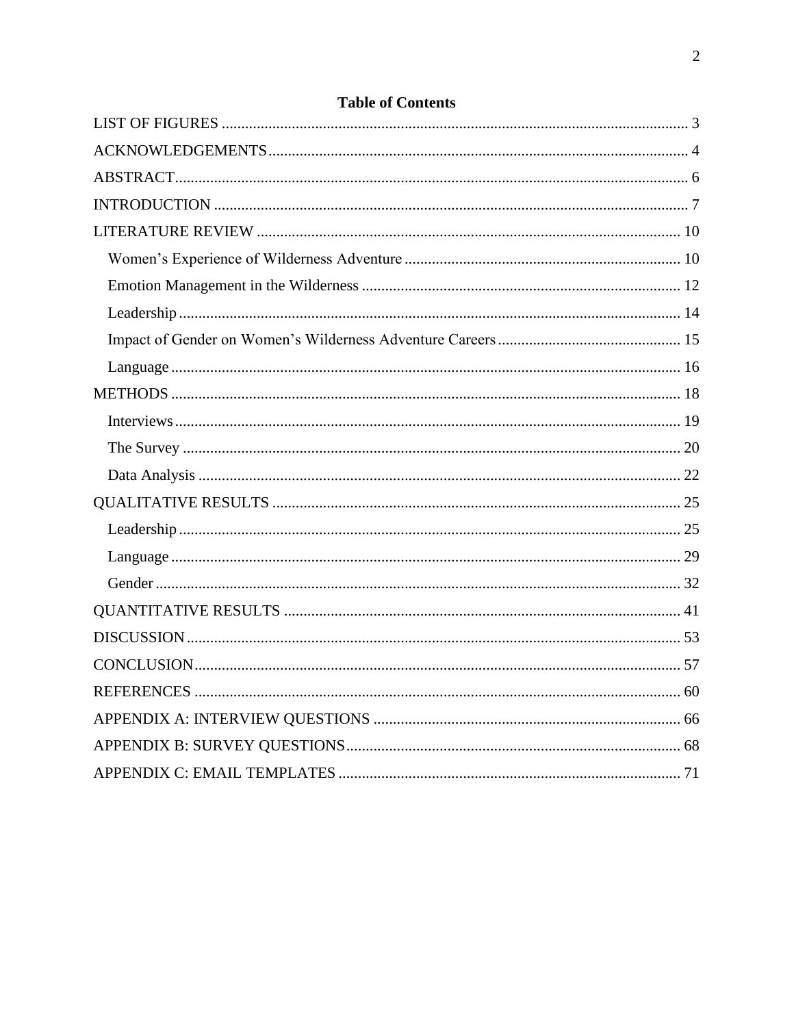# Table of Contents

LIST OF FIGURES .......... 3

ACKNOWLEDGEMENTS .......... 4

ABSTRACT .......... 6

INTRODUCTION .......... 7

LITERATURE REVIEW .......... 10

- Women's Experience of Wilderness Adventure .......... 10
- Emotion Management in the Wilderness .......... 12
- Leadership .......... 14
- Impact of Gender on Women's Wilderness Adventure Careers .......... 15
- Language .......... 16

METHODS .......... 18

- Interviews .......... 19
- The Survey .......... 20
- Data Analysis .......... 22

QUALITATIVE RESULTS .......... 25

- Leadership .......... 25
- Language .......... 29
- Gender .......... 32

QUANTITATIVE RESULTS .......... 41

DISCUSSION .......... 53

CONCLUSION .......... 57

REFERENCES .......... 60

APPENDIX A: INTERVIEW QUESTIONS .......... 66

APPENDIX B: SURVEY QUESTIONS .......... 68

APPENDIX C: EMAIL TEMPLATES .......... 71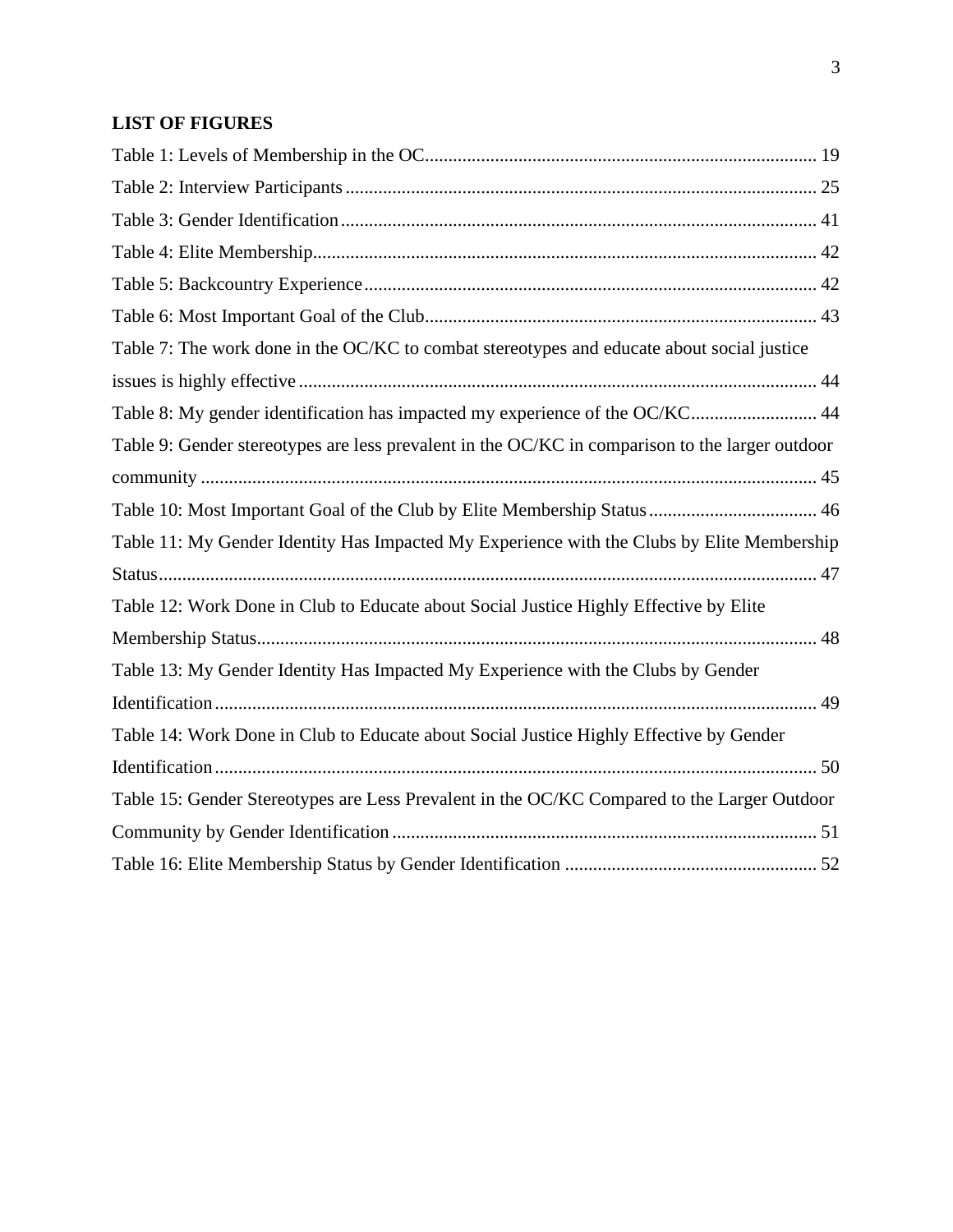**LIST OF FIGURES**

Table 1: Levels of Membership in the OC.................................................................................. 19

Table 2: Interview Participants.................................................................................................. 25

Table 3: Gender Identification................................................................................................... 41

Table 4: Elite Membership......................................................................................................... 42

Table 5: Backcountry Experience.............................................................................................. 42

Table 6: Most Important Goal of the Club................................................................................. 43

Table 7: The work done in the OC/KC to combat stereotypes and educate about social justice issues is highly effective.............................................................................................................. 44

Table 8: My gender identification has impacted my experience of the OC/KC......................... 44

Table 9: Gender stereotypes are less prevalent in the OC/KC in comparison to the larger outdoor community.................................................................................................................................. 45

Table 10: Most Important Goal of the Club by Elite Membership Status.................................. 46

Table 11: My Gender Identity Has Impacted My Experience with the Clubs by Elite Membership Status.......................................................................................................................................... 47

Table 12: Work Done in Club to Educate about Social Justice Highly Effective by Elite Membership Status..................................................................................................................... 48

Table 13: My Gender Identity Has Impacted My Experience with the Clubs by Gender Identification............................................................................................................................... 49

Table 14: Work Done in Club to Educate about Social Justice Highly Effective by Gender Identification............................................................................................................................... 50

Table 15: Gender Stereotypes are Less Prevalent in the OC/KC Compared to the Larger Outdoor Community by Gender Identification......................................................................................... 51

Table 16: Elite Membership Status by Gender Identification .................................................... 52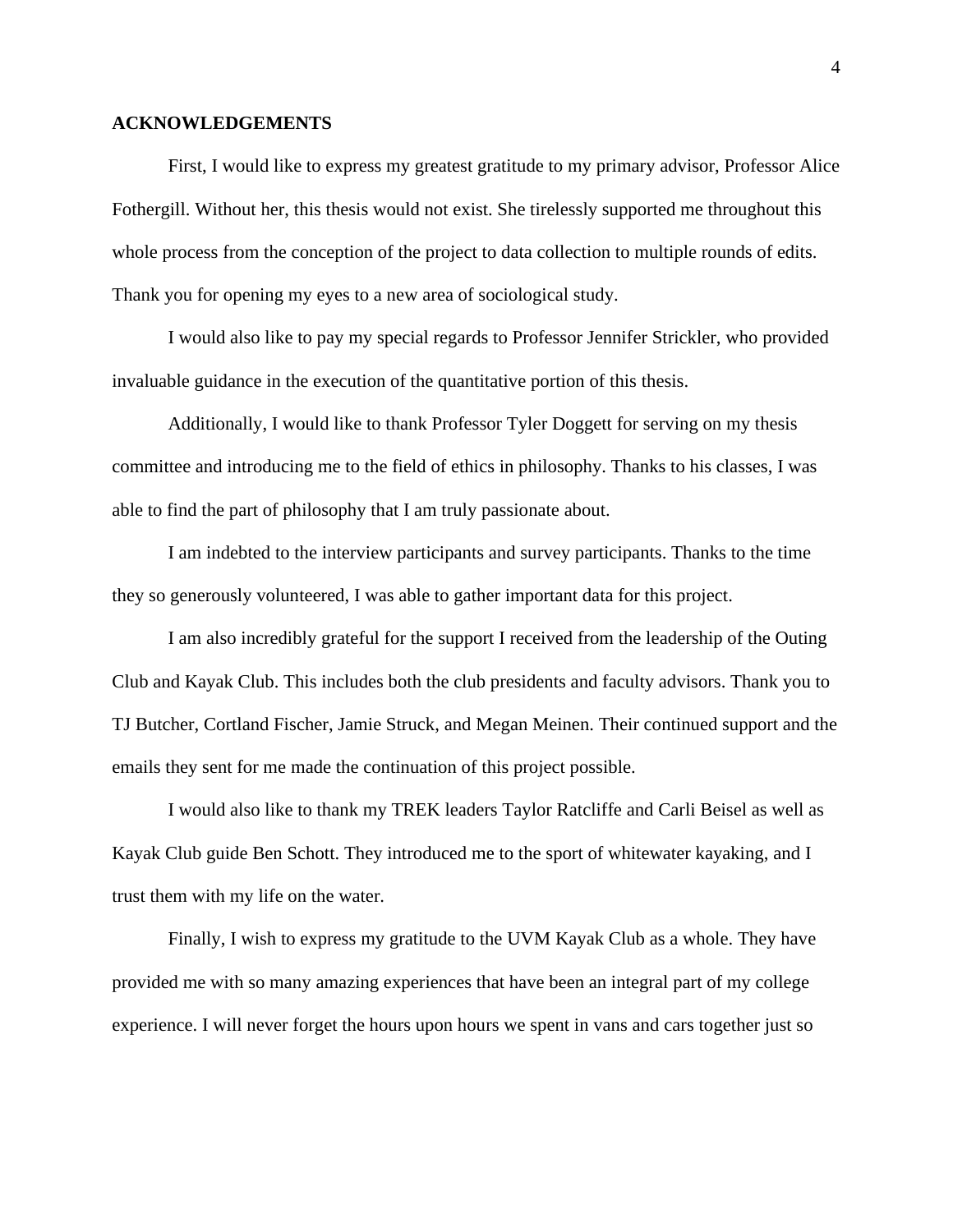## ACKNOWLEDGEMENTS

First, I would like to express my greatest gratitude to my primary advisor, Professor Alice Fothergill. Without her, this thesis would not exist. She tirelessly supported me throughout this whole process from the conception of the project to data collection to multiple rounds of edits. Thank you for opening my eyes to a new area of sociological study.

I would also like to pay my special regards to Professor Jennifer Strickler, who provided invaluable guidance in the execution of the quantitative portion of this thesis.

Additionally, I would like to thank Professor Tyler Doggett for serving on my thesis committee and introducing me to the field of ethics in philosophy. Thanks to his classes, I was able to find the part of philosophy that I am truly passionate about.

I am indebted to the interview participants and survey participants. Thanks to the time they so generously volunteered, I was able to gather important data for this project.

I am also incredibly grateful for the support I received from the leadership of the Outing Club and Kayak Club. This includes both the club presidents and faculty advisors. Thank you to TJ Butcher, Cortland Fischer, Jamie Struck, and Megan Meinen. Their continued support and the emails they sent for me made the continuation of this project possible.

I would also like to thank my TREK leaders Taylor Ratcliffe and Carli Beisel as well as Kayak Club guide Ben Schott. They introduced me to the sport of whitewater kayaking, and I trust them with my life on the water.

Finally, I wish to express my gratitude to the UVM Kayak Club as a whole. They have provided me with so many amazing experiences that have been an integral part of my college experience. I will never forget the hours upon hours we spent in vans and cars together just so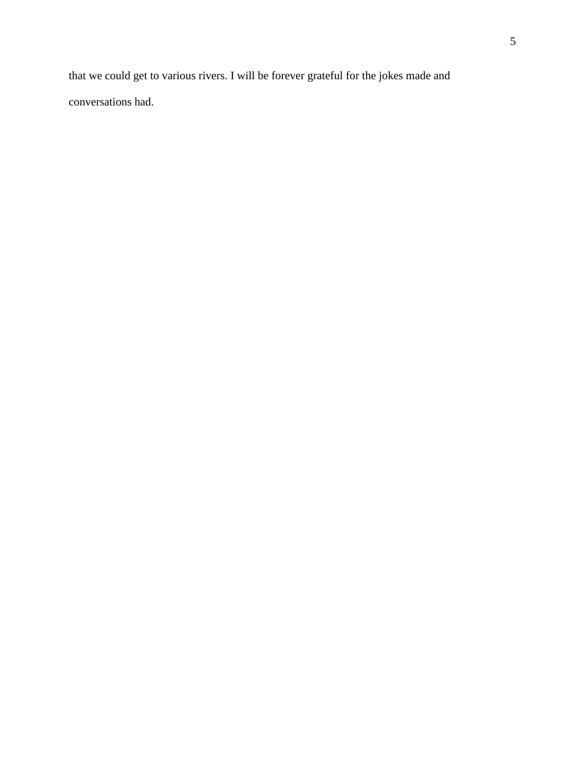that we could get to various rivers. I will be forever grateful for the jokes made and conversations had.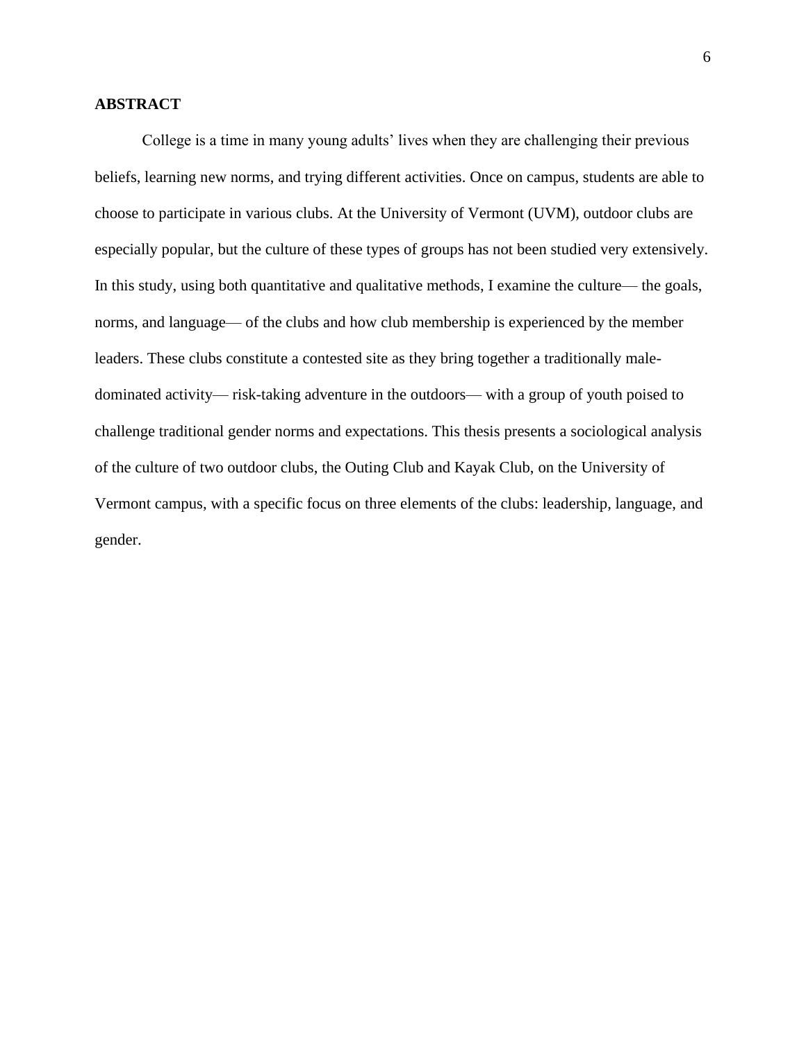# ABSTRACT

College is a time in many young adults' lives when they are challenging their previous beliefs, learning new norms, and trying different activities. Once on campus, students are able to choose to participate in various clubs. At the University of Vermont (UVM), outdoor clubs are especially popular, but the culture of these types of groups has not been studied very extensively. In this study, using both quantitative and qualitative methods, I examine the culture— the goals, norms, and language— of the clubs and how club membership is experienced by the member leaders. These clubs constitute a contested site as they bring together a traditionally male-dominated activity— risk-taking adventure in the outdoors— with a group of youth poised to challenge traditional gender norms and expectations. This thesis presents a sociological analysis of the culture of two outdoor clubs, the Outing Club and Kayak Club, on the University of Vermont campus, with a specific focus on three elements of the clubs: leadership, language, and gender.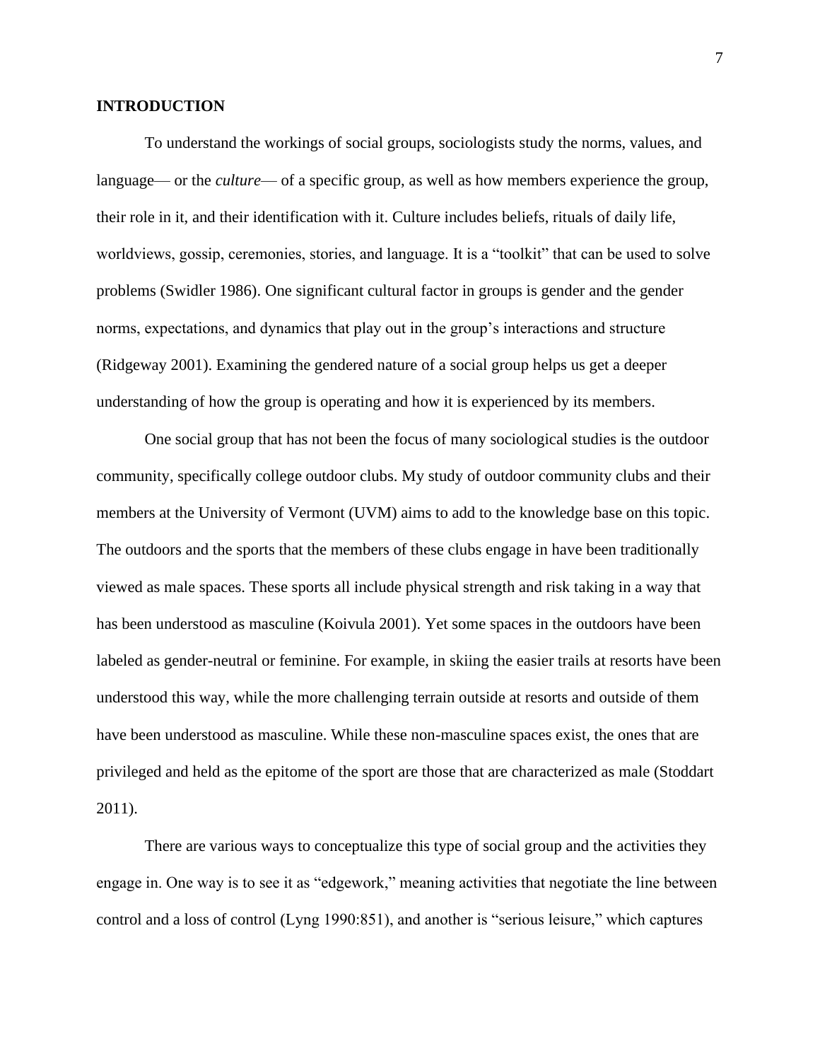# INTRODUCTION

To understand the workings of social groups, sociologists study the norms, values, and language— or the *culture*— of a specific group, as well as how members experience the group, their role in it, and their identification with it. Culture includes beliefs, rituals of daily life, worldviews, gossip, ceremonies, stories, and language. It is a "toolkit" that can be used to solve problems (Swidler 1986). One significant cultural factor in groups is gender and the gender norms, expectations, and dynamics that play out in the group's interactions and structure (Ridgeway 2001). Examining the gendered nature of a social group helps us get a deeper understanding of how the group is operating and how it is experienced by its members.

One social group that has not been the focus of many sociological studies is the outdoor community, specifically college outdoor clubs. My study of outdoor community clubs and their members at the University of Vermont (UVM) aims to add to the knowledge base on this topic. The outdoors and the sports that the members of these clubs engage in have been traditionally viewed as male spaces. These sports all include physical strength and risk taking in a way that has been understood as masculine (Koivula 2001). Yet some spaces in the outdoors have been labeled as gender-neutral or feminine. For example, in skiing the easier trails at resorts have been understood this way, while the more challenging terrain outside at resorts and outside of them have been understood as masculine. While these non-masculine spaces exist, the ones that are privileged and held as the epitome of the sport are those that are characterized as male (Stoddart 2011).

There are various ways to conceptualize this type of social group and the activities they engage in. One way is to see it as "edgework," meaning activities that negotiate the line between control and a loss of control (Lyng 1990:851), and another is "serious leisure," which captures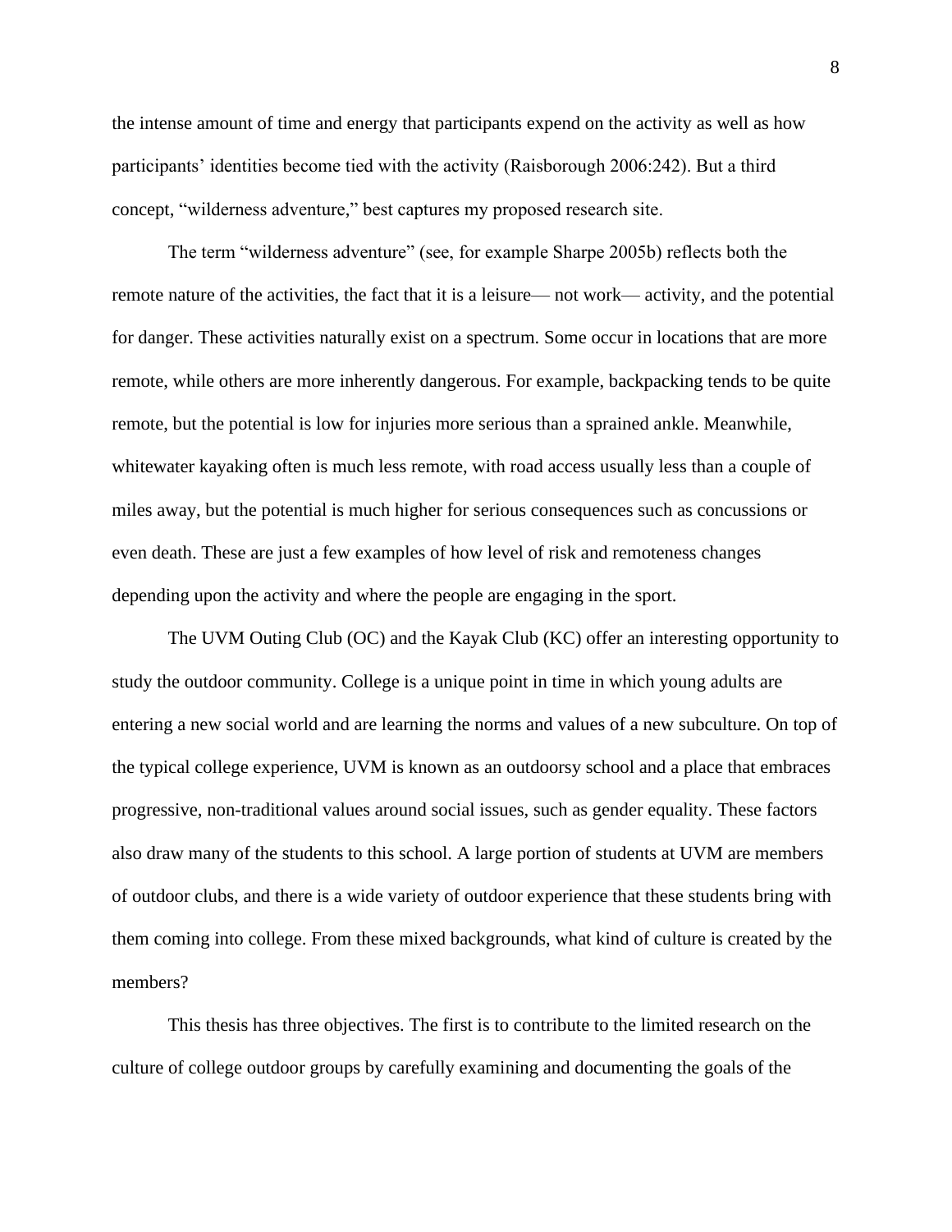the intense amount of time and energy that participants expend on the activity as well as how participants' identities become tied with the activity (Raisborough 2006:242). But a third concept, "wilderness adventure," best captures my proposed research site.

The term "wilderness adventure" (see, for example Sharpe 2005b) reflects both the remote nature of the activities, the fact that it is a leisure— not work— activity, and the potential for danger. These activities naturally exist on a spectrum. Some occur in locations that are more remote, while others are more inherently dangerous. For example, backpacking tends to be quite remote, but the potential is low for injuries more serious than a sprained ankle. Meanwhile, whitewater kayaking often is much less remote, with road access usually less than a couple of miles away, but the potential is much higher for serious consequences such as concussions or even death. These are just a few examples of how level of risk and remoteness changes depending upon the activity and where the people are engaging in the sport.

The UVM Outing Club (OC) and the Kayak Club (KC) offer an interesting opportunity to study the outdoor community. College is a unique point in time in which young adults are entering a new social world and are learning the norms and values of a new subculture. On top of the typical college experience, UVM is known as an outdoorsy school and a place that embraces progressive, non-traditional values around social issues, such as gender equality. These factors also draw many of the students to this school. A large portion of students at UVM are members of outdoor clubs, and there is a wide variety of outdoor experience that these students bring with them coming into college. From these mixed backgrounds, what kind of culture is created by the members?

This thesis has three objectives. The first is to contribute to the limited research on the culture of college outdoor groups by carefully examining and documenting the goals of the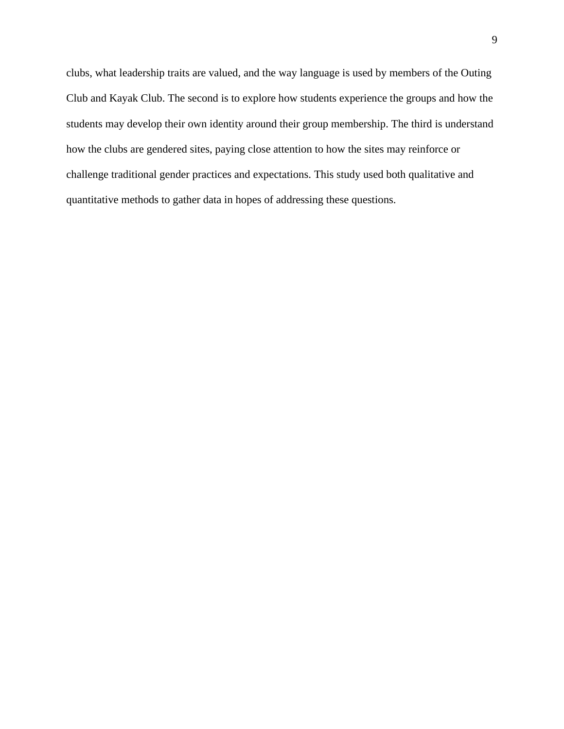clubs, what leadership traits are valued, and the way language is used by members of the Outing Club and Kayak Club. The second is to explore how students experience the groups and how the students may develop their own identity around their group membership. The third is understand how the clubs are gendered sites, paying close attention to how the sites may reinforce or challenge traditional gender practices and expectations. This study used both qualitative and quantitative methods to gather data in hopes of addressing these questions.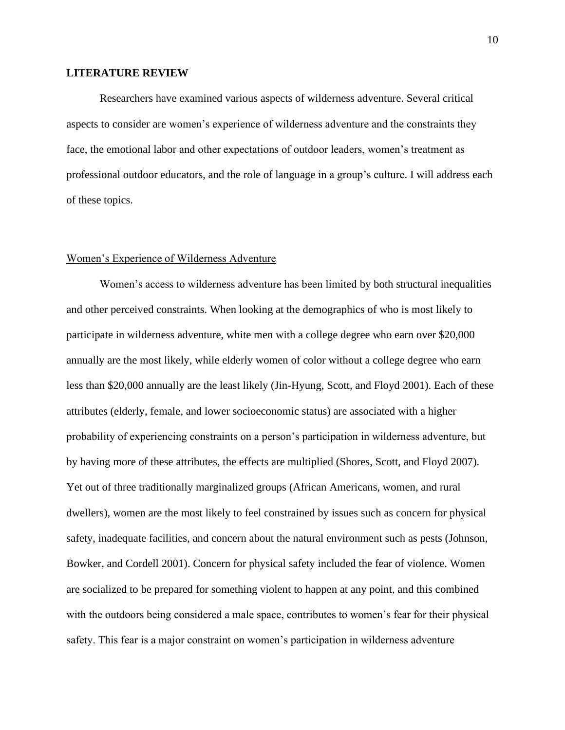## LITERATURE REVIEW

Researchers have examined various aspects of wilderness adventure. Several critical aspects to consider are women's experience of wilderness adventure and the constraints they face, the emotional labor and other expectations of outdoor leaders, women's treatment as professional outdoor educators, and the role of language in a group's culture. I will address each of these topics.

### Women's Experience of Wilderness Adventure

Women's access to wilderness adventure has been limited by both structural inequalities and other perceived constraints. When looking at the demographics of who is most likely to participate in wilderness adventure, white men with a college degree who earn over $20,000 annually are the most likely, while elderly women of color without a college degree who earn less than $20,000 annually are the least likely (Jin-Hyung, Scott, and Floyd 2001). Each of these attributes (elderly, female, and lower socioeconomic status) are associated with a higher probability of experiencing constraints on a person's participation in wilderness adventure, but by having more of these attributes, the effects are multiplied (Shores, Scott, and Floyd 2007). Yet out of three traditionally marginalized groups (African Americans, women, and rural dwellers), women are the most likely to feel constrained by issues such as concern for physical safety, inadequate facilities, and concern about the natural environment such as pests (Johnson, Bowker, and Cordell 2001). Concern for physical safety included the fear of violence. Women are socialized to be prepared for something violent to happen at any point, and this combined with the outdoors being considered a male space, contributes to women's fear for their physical safety. This fear is a major constraint on women's participation in wilderness adventure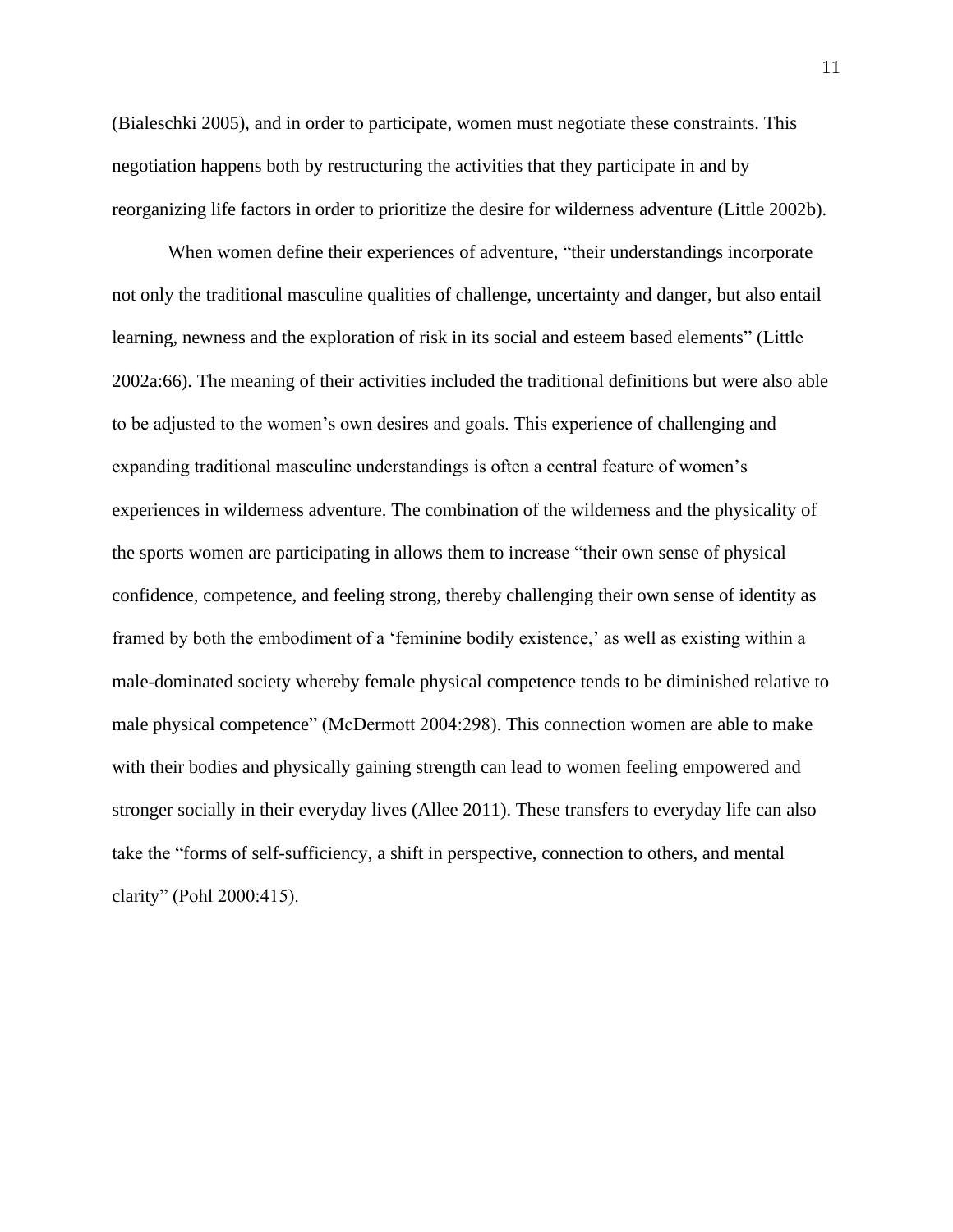(Bialeschki 2005), and in order to participate, women must negotiate these constraints. This negotiation happens both by restructuring the activities that they participate in and by reorganizing life factors in order to prioritize the desire for wilderness adventure (Little 2002b).

When women define their experiences of adventure, "their understandings incorporate not only the traditional masculine qualities of challenge, uncertainty and danger, but also entail learning, newness and the exploration of risk in its social and esteem based elements" (Little 2002a:66). The meaning of their activities included the traditional definitions but were also able to be adjusted to the women's own desires and goals. This experience of challenging and expanding traditional masculine understandings is often a central feature of women's experiences in wilderness adventure. The combination of the wilderness and the physicality of the sports women are participating in allows them to increase "their own sense of physical confidence, competence, and feeling strong, thereby challenging their own sense of identity as framed by both the embodiment of a 'feminine bodily existence,' as well as existing within a male-dominated society whereby female physical competence tends to be diminished relative to male physical competence" (McDermott 2004:298). This connection women are able to make with their bodies and physically gaining strength can lead to women feeling empowered and stronger socially in their everyday lives (Allee 2011). These transfers to everyday life can also take the "forms of self-sufficiency, a shift in perspective, connection to others, and mental clarity" (Pohl 2000:415).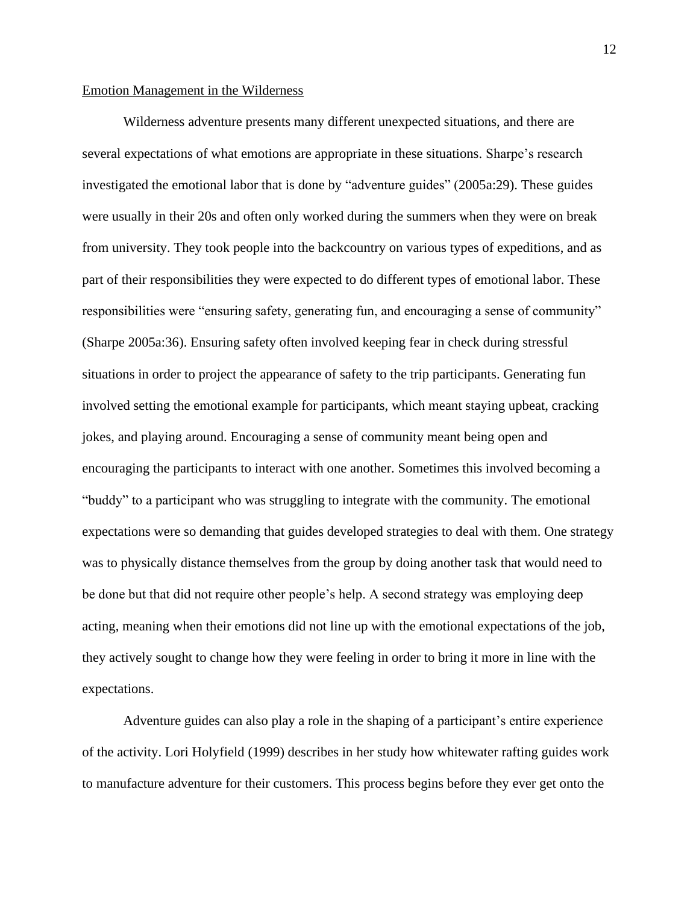Emotion Management in the Wilderness

Wilderness adventure presents many different unexpected situations, and there are several expectations of what emotions are appropriate in these situations. Sharpe's research investigated the emotional labor that is done by "adventure guides" (2005a:29). These guides were usually in their 20s and often only worked during the summers when they were on break from university. They took people into the backcountry on various types of expeditions, and as part of their responsibilities they were expected to do different types of emotional labor. These responsibilities were "ensuring safety, generating fun, and encouraging a sense of community" (Sharpe 2005a:36). Ensuring safety often involved keeping fear in check during stressful situations in order to project the appearance of safety to the trip participants. Generating fun involved setting the emotional example for participants, which meant staying upbeat, cracking jokes, and playing around. Encouraging a sense of community meant being open and encouraging the participants to interact with one another. Sometimes this involved becoming a "buddy" to a participant who was struggling to integrate with the community. The emotional expectations were so demanding that guides developed strategies to deal with them. One strategy was to physically distance themselves from the group by doing another task that would need to be done but that did not require other people's help. A second strategy was employing deep acting, meaning when their emotions did not line up with the emotional expectations of the job, they actively sought to change how they were feeling in order to bring it more in line with the expectations.

Adventure guides can also play a role in the shaping of a participant's entire experience of the activity. Lori Holyfield (1999) describes in her study how whitewater rafting guides work to manufacture adventure for their customers. This process begins before they ever get onto the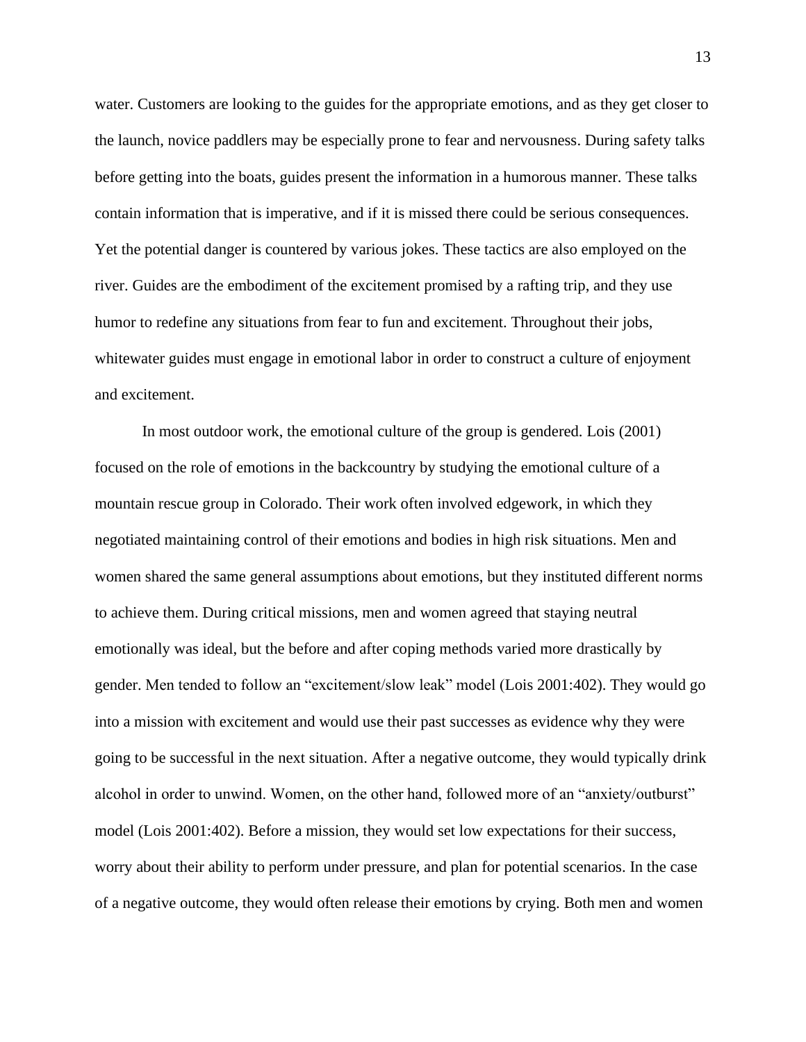water. Customers are looking to the guides for the appropriate emotions, and as they get closer to the launch, novice paddlers may be especially prone to fear and nervousness. During safety talks before getting into the boats, guides present the information in a humorous manner. These talks contain information that is imperative, and if it is missed there could be serious consequences. Yet the potential danger is countered by various jokes. These tactics are also employed on the river. Guides are the embodiment of the excitement promised by a rafting trip, and they use humor to redefine any situations from fear to fun and excitement. Throughout their jobs, whitewater guides must engage in emotional labor in order to construct a culture of enjoyment and excitement.

In most outdoor work, the emotional culture of the group is gendered. Lois (2001) focused on the role of emotions in the backcountry by studying the emotional culture of a mountain rescue group in Colorado. Their work often involved edgework, in which they negotiated maintaining control of their emotions and bodies in high risk situations. Men and women shared the same general assumptions about emotions, but they instituted different norms to achieve them. During critical missions, men and women agreed that staying neutral emotionally was ideal, but the before and after coping methods varied more drastically by gender. Men tended to follow an "excitement/slow leak" model (Lois 2001:402). They would go into a mission with excitement and would use their past successes as evidence why they were going to be successful in the next situation. After a negative outcome, they would typically drink alcohol in order to unwind. Women, on the other hand, followed more of an "anxiety/outburst" model (Lois 2001:402). Before a mission, they would set low expectations for their success, worry about their ability to perform under pressure, and plan for potential scenarios. In the case of a negative outcome, they would often release their emotions by crying. Both men and women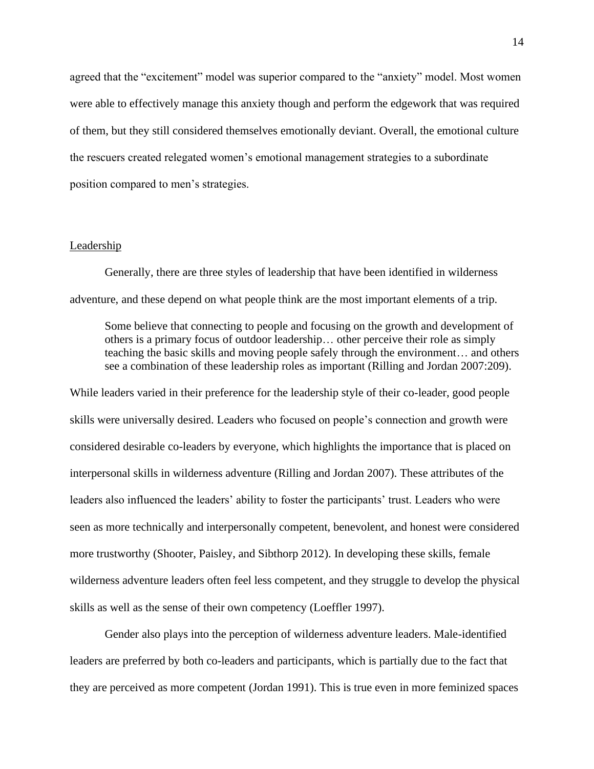agreed that the "excitement" model was superior compared to the "anxiety" model. Most women were able to effectively manage this anxiety though and perform the edgework that was required of them, but they still considered themselves emotionally deviant. Overall, the emotional culture the rescuers created relegated women's emotional management strategies to a subordinate position compared to men's strategies.

<u>Leadership</u>

Generally, there are three styles of leadership that have been identified in wilderness adventure, and these depend on what people think are the most important elements of a trip.

> Some believe that connecting to people and focusing on the growth and development of others is a primary focus of outdoor leadership… other perceive their role as simply teaching the basic skills and moving people safely through the environment… and others see a combination of these leadership roles as important (Rilling and Jordan 2007:209).

While leaders varied in their preference for the leadership style of their co-leader, good people skills were universally desired. Leaders who focused on people's connection and growth were considered desirable co-leaders by everyone, which highlights the importance that is placed on interpersonal skills in wilderness adventure (Rilling and Jordan 2007). These attributes of the leaders also influenced the leaders' ability to foster the participants' trust. Leaders who were seen as more technically and interpersonally competent, benevolent, and honest were considered more trustworthy (Shooter, Paisley, and Sibthorp 2012). In developing these skills, female wilderness adventure leaders often feel less competent, and they struggle to develop the physical skills as well as the sense of their own competency (Loeffler 1997).

Gender also plays into the perception of wilderness adventure leaders. Male-identified leaders are preferred by both co-leaders and participants, which is partially due to the fact that they are perceived as more competent (Jordan 1991). This is true even in more feminized spaces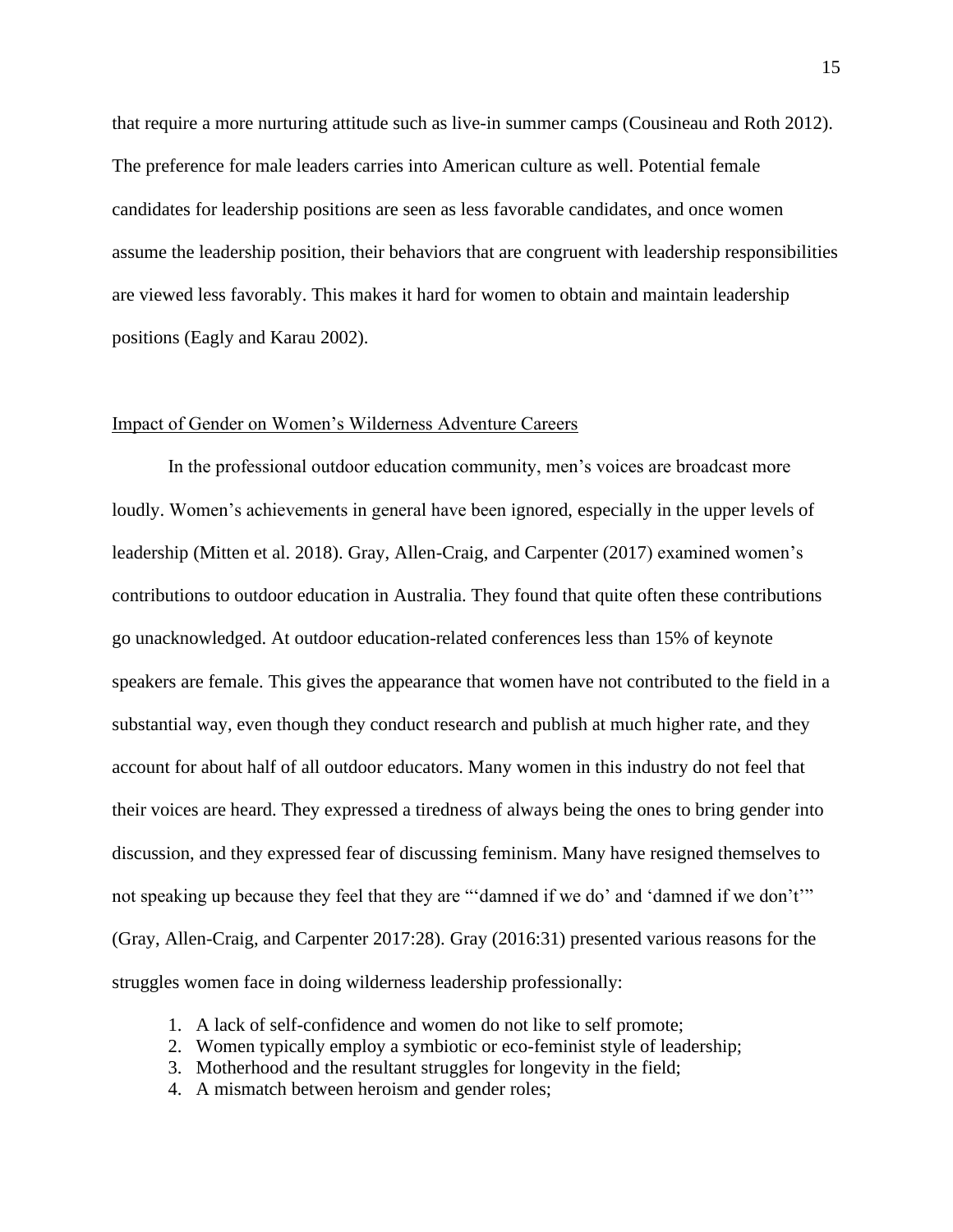that require a more nurturing attitude such as live-in summer camps (Cousineau and Roth 2012). The preference for male leaders carries into American culture as well. Potential female candidates for leadership positions are seen as less favorable candidates, and once women assume the leadership position, their behaviors that are congruent with leadership responsibilities are viewed less favorably. This makes it hard for women to obtain and maintain leadership positions (Eagly and Karau 2002).

## Impact of Gender on Women's Wilderness Adventure Careers

In the professional outdoor education community, men's voices are broadcast more loudly. Women's achievements in general have been ignored, especially in the upper levels of leadership (Mitten et al. 2018). Gray, Allen-Craig, and Carpenter (2017) examined women's contributions to outdoor education in Australia. They found that quite often these contributions go unacknowledged. At outdoor education-related conferences less than 15% of keynote speakers are female. This gives the appearance that women have not contributed to the field in a substantial way, even though they conduct research and publish at much higher rate, and they account for about half of all outdoor educators. Many women in this industry do not feel that their voices are heard. They expressed a tiredness of always being the ones to bring gender into discussion, and they expressed fear of discussing feminism. Many have resigned themselves to not speaking up because they feel that they are "'damned if we do' and 'damned if we don't'" (Gray, Allen-Craig, and Carpenter 2017:28). Gray (2016:31) presented various reasons for the struggles women face in doing wilderness leadership professionally:

1. A lack of self-confidence and women do not like to self promote;
2. Women typically employ a symbiotic or eco-feminist style of leadership;
3. Motherhood and the resultant struggles for longevity in the field;
4. A mismatch between heroism and gender roles;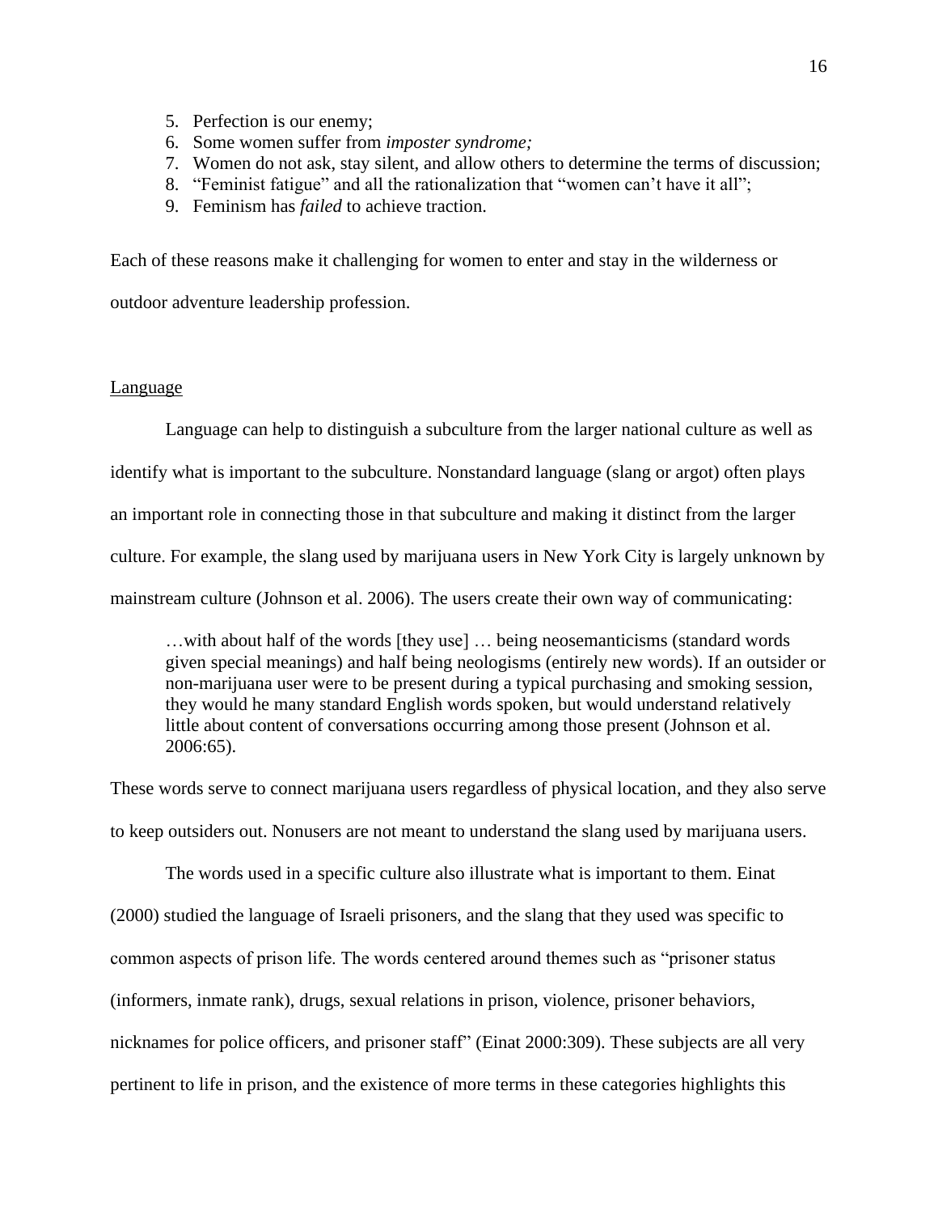5. Perfection is our enemy;
6. Some women suffer from *imposter syndrome;*
7. Women do not ask, stay silent, and allow others to determine the terms of discussion;
8. "Feminist fatigue" and all the rationalization that "women can't have it all";
9. Feminism has *failed* to achieve traction.

Each of these reasons make it challenging for women to enter and stay in the wilderness or outdoor adventure leadership profession.

<u>Language</u>

Language can help to distinguish a subculture from the larger national culture as well as identify what is important to the subculture. Nonstandard language (slang or argot) often plays an important role in connecting those in that subculture and making it distinct from the larger culture. For example, the slang used by marijuana users in New York City is largely unknown by mainstream culture (Johnson et al. 2006). The users create their own way of communicating:

> …with about half of the words [they use] … being neosemanticisms (standard words given special meanings) and half being neologisms (entirely new words). If an outsider or non-marijuana user were to be present during a typical purchasing and smoking session, they would he many standard English words spoken, but would understand relatively little about content of conversations occurring among those present (Johnson et al. 2006:65).

These words serve to connect marijuana users regardless of physical location, and they also serve to keep outsiders out. Nonusers are not meant to understand the slang used by marijuana users.

The words used in a specific culture also illustrate what is important to them. Einat (2000) studied the language of Israeli prisoners, and the slang that they used was specific to common aspects of prison life. The words centered around themes such as "prisoner status (informers, inmate rank), drugs, sexual relations in prison, violence, prisoner behaviors, nicknames for police officers, and prisoner staff" (Einat 2000:309). These subjects are all very pertinent to life in prison, and the existence of more terms in these categories highlights this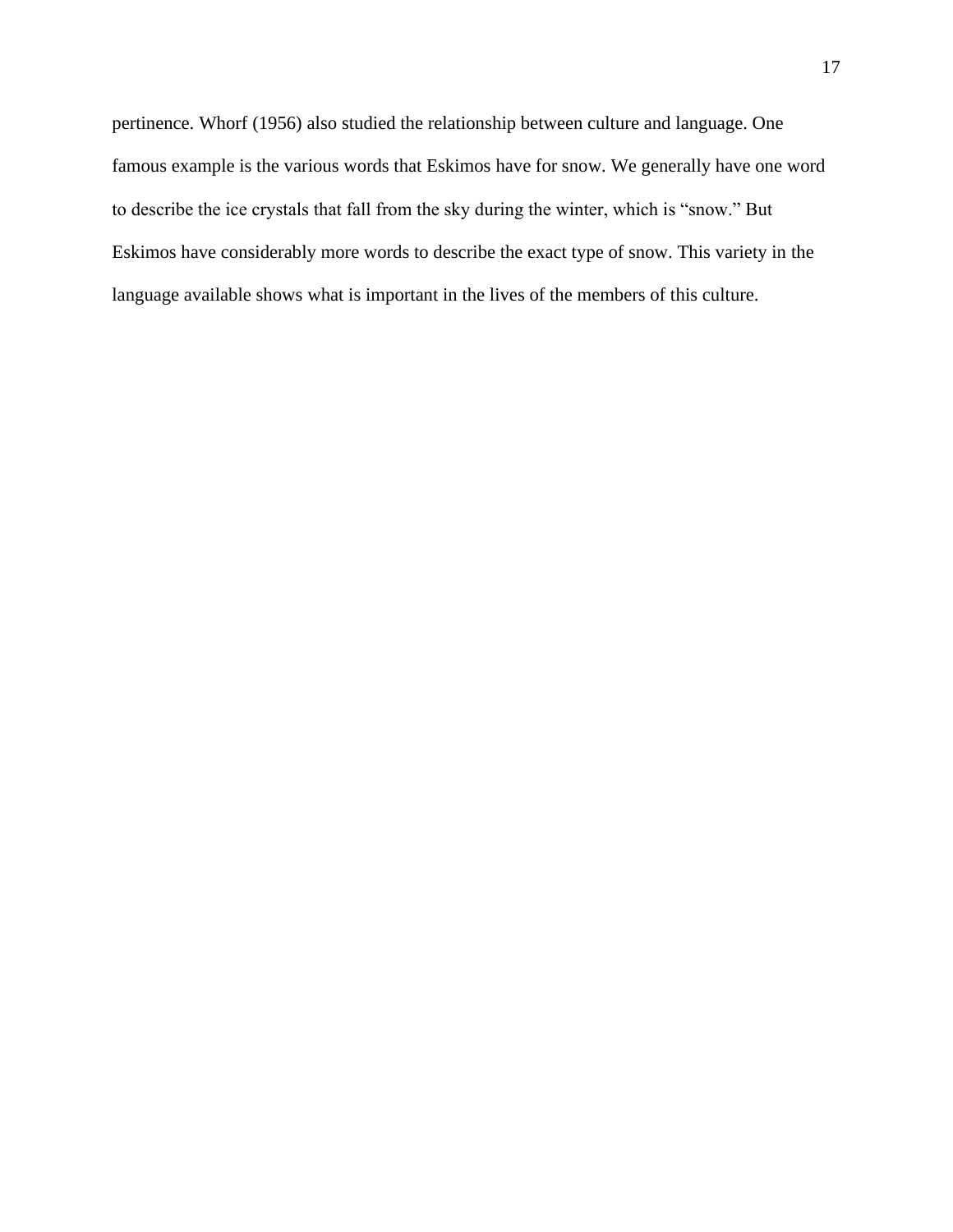pertinence. Whorf (1956) also studied the relationship between culture and language. One famous example is the various words that Eskimos have for snow. We generally have one word to describe the ice crystals that fall from the sky during the winter, which is “snow.” But Eskimos have considerably more words to describe the exact type of snow. This variety in the language available shows what is important in the lives of the members of this culture.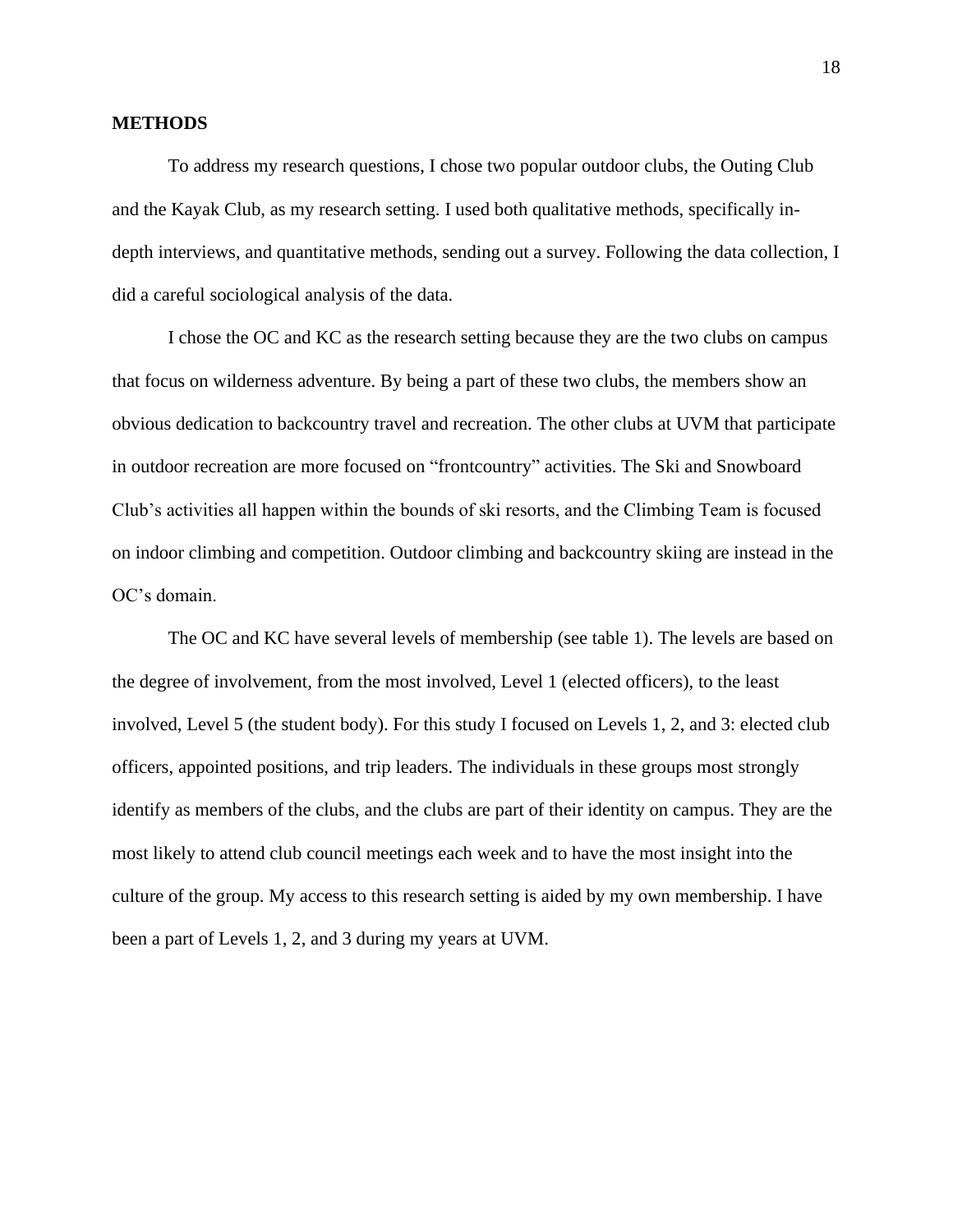**METHODS**

To address my research questions, I chose two popular outdoor clubs, the Outing Club and the Kayak Club, as my research setting. I used both qualitative methods, specifically in-depth interviews, and quantitative methods, sending out a survey. Following the data collection, I did a careful sociological analysis of the data.

I chose the OC and KC as the research setting because they are the two clubs on campus that focus on wilderness adventure. By being a part of these two clubs, the members show an obvious dedication to backcountry travel and recreation. The other clubs at UVM that participate in outdoor recreation are more focused on "frontcountry" activities. The Ski and Snowboard Club's activities all happen within the bounds of ski resorts, and the Climbing Team is focused on indoor climbing and competition. Outdoor climbing and backcountry skiing are instead in the OC's domain.

The OC and KC have several levels of membership (see table 1). The levels are based on the degree of involvement, from the most involved, Level 1 (elected officers), to the least involved, Level 5 (the student body). For this study I focused on Levels 1, 2, and 3: elected club officers, appointed positions, and trip leaders. The individuals in these groups most strongly identify as members of the clubs, and the clubs are part of their identity on campus. They are the most likely to attend club council meetings each week and to have the most insight into the culture of the group. My access to this research setting is aided by my own membership. I have been a part of Levels 1, 2, and 3 during my years at UVM.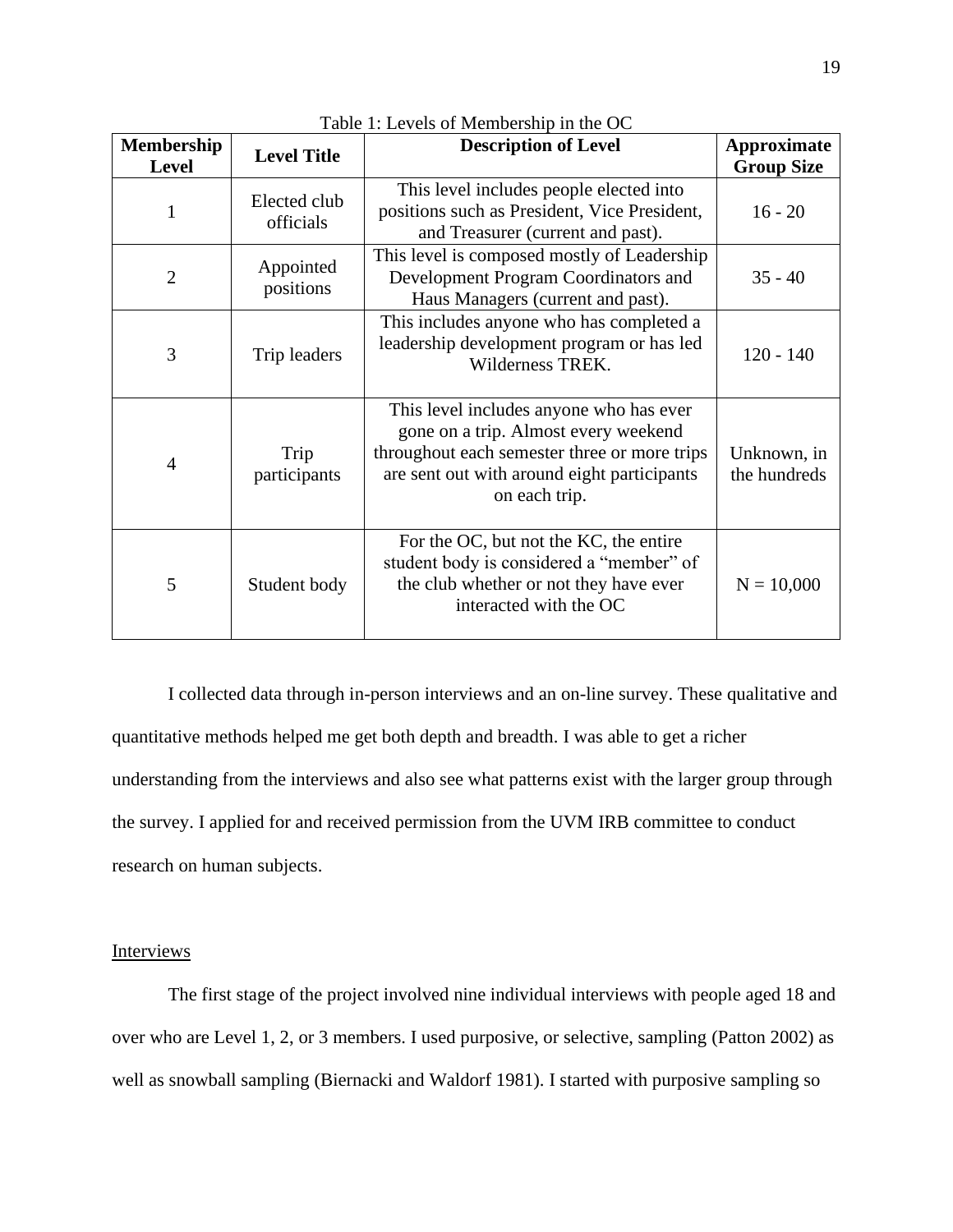Table 1: Levels of Membership in the OC

| Membership Level | Level Title | Description of Level | Approximate Group Size |
|---|---|---|---|
| 1 | Elected club officials | This level includes people elected into positions such as President, Vice President, and Treasurer (current and past). | 16 - 20 |
| 2 | Appointed positions | This level is composed mostly of Leadership Development Program Coordinators and Haus Managers (current and past). | 35 - 40 |
| 3 | Trip leaders | This includes anyone who has completed a leadership development program or has led Wilderness TREK. | 120 - 140 |
| 4 | Trip participants | This level includes anyone who has ever gone on a trip. Almost every weekend throughout each semester three or more trips are sent out with around eight participants on each trip. | Unknown, in the hundreds |
| 5 | Student body | For the OC, but not the KC, the entire student body is considered a "member" of the club whether or not they have ever interacted with the OC | N = 10,000 |

I collected data through in-person interviews and an on-line survey. These qualitative and quantitative methods helped me get both depth and breadth. I was able to get a richer understanding from the interviews and also see what patterns exist with the larger group through the survey. I applied for and received permission from the UVM IRB committee to conduct research on human subjects.

## Interviews

The first stage of the project involved nine individual interviews with people aged 18 and over who are Level 1, 2, or 3 members. I used purposive, or selective, sampling (Patton 2002) as well as snowball sampling (Biernacki and Waldorf 1981). I started with purposive sampling so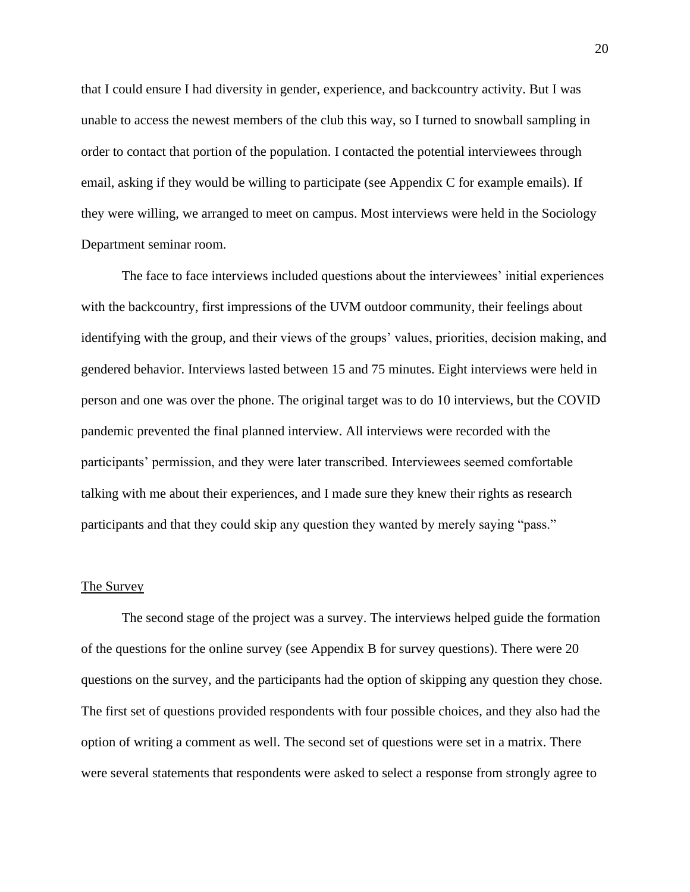that I could ensure I had diversity in gender, experience, and backcountry activity. But I was unable to access the newest members of the club this way, so I turned to snowball sampling in order to contact that portion of the population. I contacted the potential interviewees through email, asking if they would be willing to participate (see Appendix C for example emails). If they were willing, we arranged to meet on campus. Most interviews were held in the Sociology Department seminar room.

The face to face interviews included questions about the interviewees' initial experiences with the backcountry, first impressions of the UVM outdoor community, their feelings about identifying with the group, and their views of the groups' values, priorities, decision making, and gendered behavior. Interviews lasted between 15 and 75 minutes. Eight interviews were held in person and one was over the phone. The original target was to do 10 interviews, but the COVID pandemic prevented the final planned interview. All interviews were recorded with the participants' permission, and they were later transcribed. Interviewees seemed comfortable talking with me about their experiences, and I made sure they knew their rights as research participants and that they could skip any question they wanted by merely saying "pass."

## The Survey

The second stage of the project was a survey. The interviews helped guide the formation of the questions for the online survey (see Appendix B for survey questions). There were 20 questions on the survey, and the participants had the option of skipping any question they chose. The first set of questions provided respondents with four possible choices, and they also had the option of writing a comment as well. The second set of questions were set in a matrix. There were several statements that respondents were asked to select a response from strongly agree to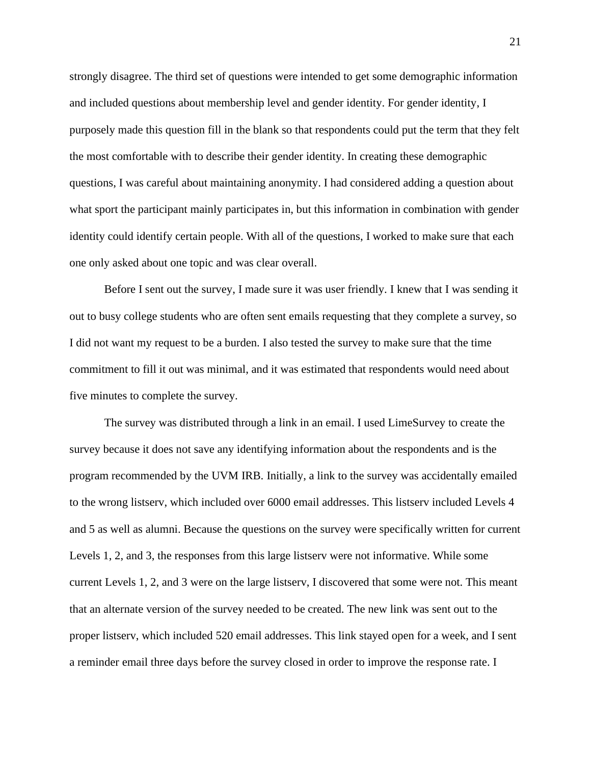strongly disagree. The third set of questions were intended to get some demographic information and included questions about membership level and gender identity. For gender identity, I purposely made this question fill in the blank so that respondents could put the term that they felt the most comfortable with to describe their gender identity. In creating these demographic questions, I was careful about maintaining anonymity. I had considered adding a question about what sport the participant mainly participates in, but this information in combination with gender identity could identify certain people. With all of the questions, I worked to make sure that each one only asked about one topic and was clear overall.

Before I sent out the survey, I made sure it was user friendly. I knew that I was sending it out to busy college students who are often sent emails requesting that they complete a survey, so I did not want my request to be a burden. I also tested the survey to make sure that the time commitment to fill it out was minimal, and it was estimated that respondents would need about five minutes to complete the survey.

The survey was distributed through a link in an email. I used LimeSurvey to create the survey because it does not save any identifying information about the respondents and is the program recommended by the UVM IRB. Initially, a link to the survey was accidentally emailed to the wrong listserv, which included over 6000 email addresses. This listserv included Levels 4 and 5 as well as alumni. Because the questions on the survey were specifically written for current Levels 1, 2, and 3, the responses from this large listserv were not informative. While some current Levels 1, 2, and 3 were on the large listserv, I discovered that some were not. This meant that an alternate version of the survey needed to be created. The new link was sent out to the proper listserv, which included 520 email addresses. This link stayed open for a week, and I sent a reminder email three days before the survey closed in order to improve the response rate. I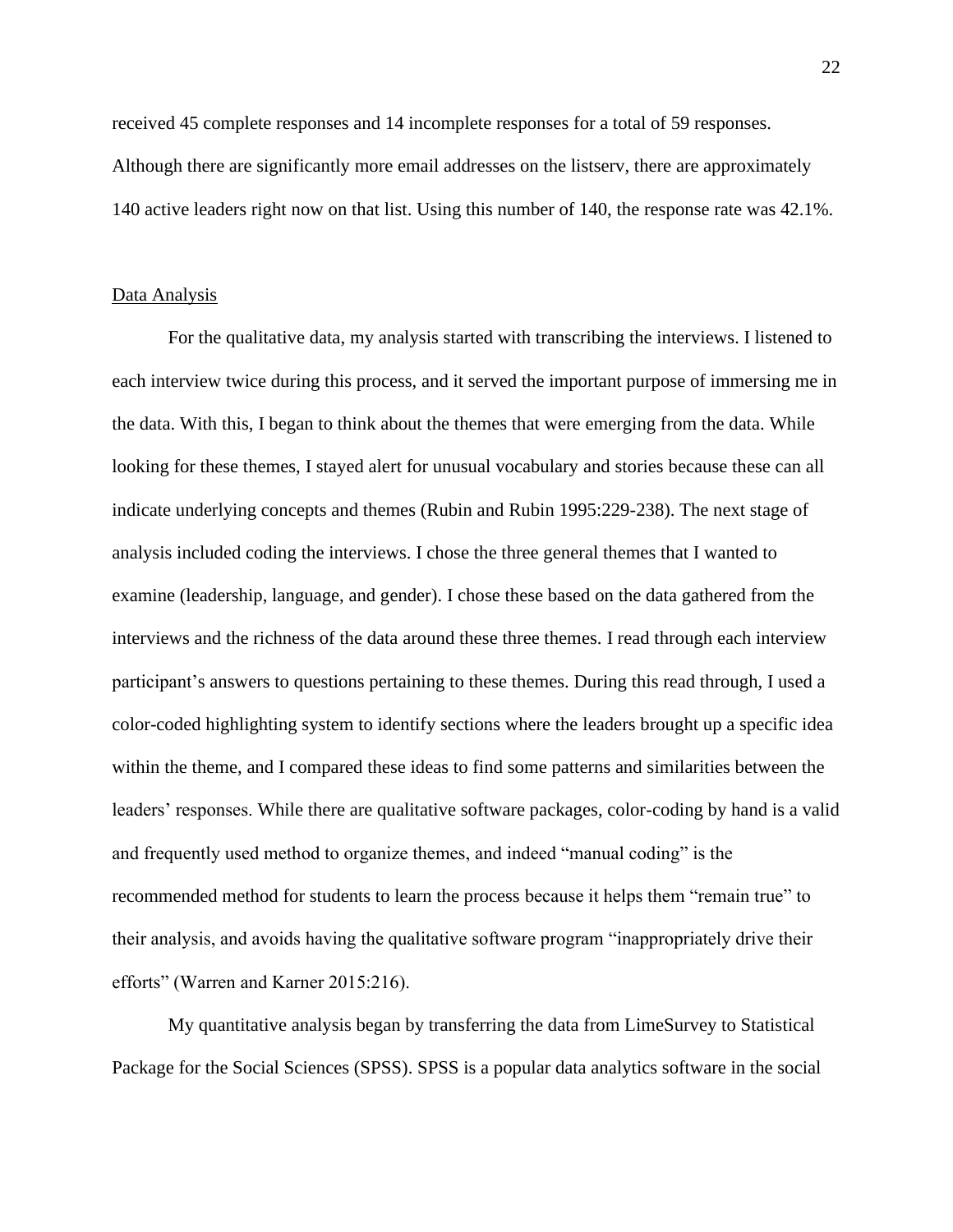received 45 complete responses and 14 incomplete responses for a total of 59 responses. Although there are significantly more email addresses on the listserv, there are approximately 140 active leaders right now on that list. Using this number of 140, the response rate was 42.1%.

<u>Data Analysis</u>

For the qualitative data, my analysis started with transcribing the interviews. I listened to each interview twice during this process, and it served the important purpose of immersing me in the data. With this, I began to think about the themes that were emerging from the data. While looking for these themes, I stayed alert for unusual vocabulary and stories because these can all indicate underlying concepts and themes (Rubin and Rubin 1995:229-238). The next stage of analysis included coding the interviews. I chose the three general themes that I wanted to examine (leadership, language, and gender). I chose these based on the data gathered from the interviews and the richness of the data around these three themes. I read through each interview participant's answers to questions pertaining to these themes. During this read through, I used a color-coded highlighting system to identify sections where the leaders brought up a specific idea within the theme, and I compared these ideas to find some patterns and similarities between the leaders' responses. While there are qualitative software packages, color-coding by hand is a valid and frequently used method to organize themes, and indeed "manual coding" is the recommended method for students to learn the process because it helps them "remain true" to their analysis, and avoids having the qualitative software program "inappropriately drive their efforts" (Warren and Karner 2015:216).

My quantitative analysis began by transferring the data from LimeSurvey to Statistical Package for the Social Sciences (SPSS). SPSS is a popular data analytics software in the social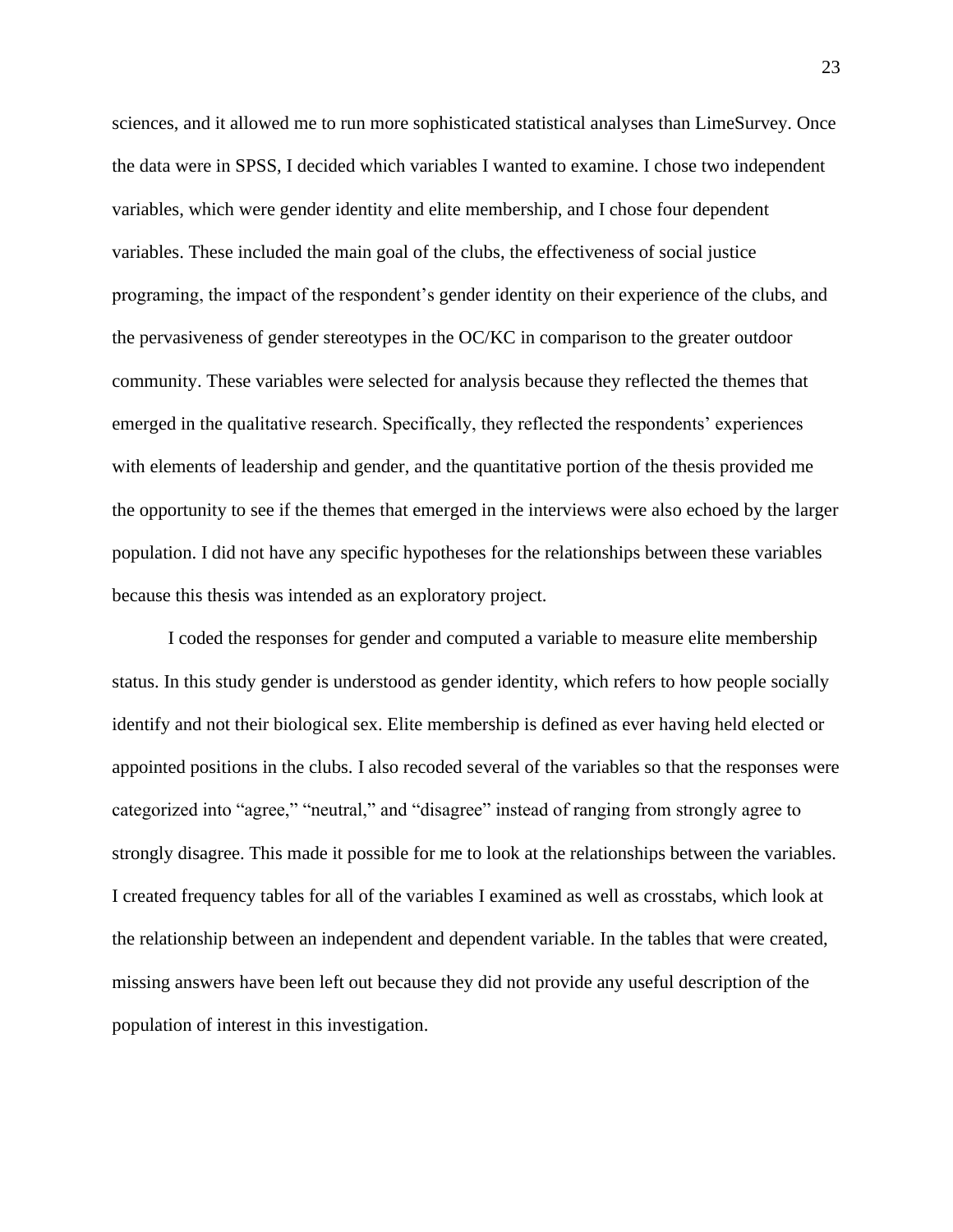sciences, and it allowed me to run more sophisticated statistical analyses than LimeSurvey. Once the data were in SPSS, I decided which variables I wanted to examine. I chose two independent variables, which were gender identity and elite membership, and I chose four dependent variables. These included the main goal of the clubs, the effectiveness of social justice programing, the impact of the respondent's gender identity on their experience of the clubs, and the pervasiveness of gender stereotypes in the OC/KC in comparison to the greater outdoor community. These variables were selected for analysis because they reflected the themes that emerged in the qualitative research. Specifically, they reflected the respondents' experiences with elements of leadership and gender, and the quantitative portion of the thesis provided me the opportunity to see if the themes that emerged in the interviews were also echoed by the larger population. I did not have any specific hypotheses for the relationships between these variables because this thesis was intended as an exploratory project.

I coded the responses for gender and computed a variable to measure elite membership status. In this study gender is understood as gender identity, which refers to how people socially identify and not their biological sex. Elite membership is defined as ever having held elected or appointed positions in the clubs. I also recoded several of the variables so that the responses were categorized into "agree," "neutral," and "disagree" instead of ranging from strongly agree to strongly disagree. This made it possible for me to look at the relationships between the variables. I created frequency tables for all of the variables I examined as well as crosstabs, which look at the relationship between an independent and dependent variable. In the tables that were created, missing answers have been left out because they did not provide any useful description of the population of interest in this investigation.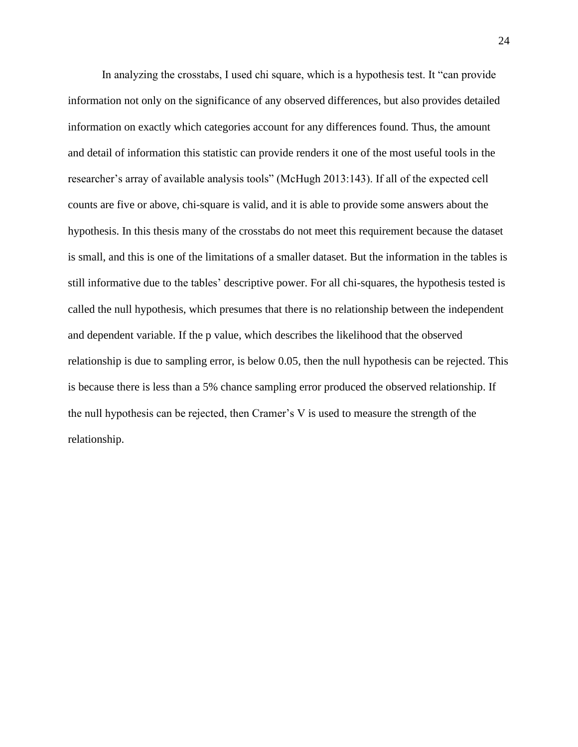In analyzing the crosstabs, I used chi square, which is a hypothesis test. It "can provide information not only on the significance of any observed differences, but also provides detailed information on exactly which categories account for any differences found. Thus, the amount and detail of information this statistic can provide renders it one of the most useful tools in the researcher's array of available analysis tools" (McHugh 2013:143). If all of the expected cell counts are five or above, chi-square is valid, and it is able to provide some answers about the hypothesis. In this thesis many of the crosstabs do not meet this requirement because the dataset is small, and this is one of the limitations of a smaller dataset. But the information in the tables is still informative due to the tables' descriptive power. For all chi-squares, the hypothesis tested is called the null hypothesis, which presumes that there is no relationship between the independent and dependent variable. If the p value, which describes the likelihood that the observed relationship is due to sampling error, is below 0.05, then the null hypothesis can be rejected. This is because there is less than a 5% chance sampling error produced the observed relationship. If the null hypothesis can be rejected, then Cramer's V is used to measure the strength of the relationship.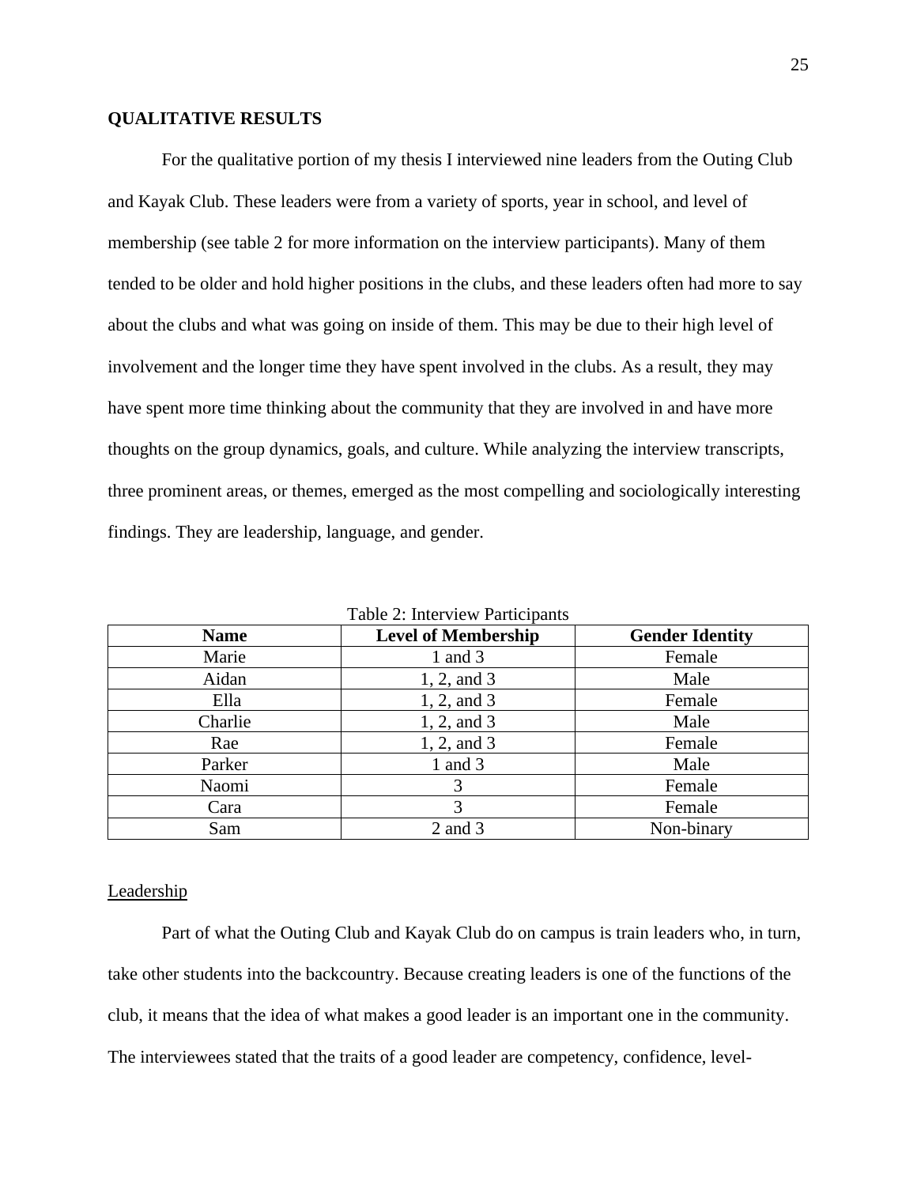## QUALITATIVE RESULTS

For the qualitative portion of my thesis I interviewed nine leaders from the Outing Club and Kayak Club. These leaders were from a variety of sports, year in school, and level of membership (see table 2 for more information on the interview participants). Many of them tended to be older and hold higher positions in the clubs, and these leaders often had more to say about the clubs and what was going on inside of them. This may be due to their high level of involvement and the longer time they have spent involved in the clubs. As a result, they may have spent more time thinking about the community that they are involved in and have more thoughts on the group dynamics, goals, and culture. While analyzing the interview transcripts, three prominent areas, or themes, emerged as the most compelling and sociologically interesting findings. They are leadership, language, and gender.

Table 2: Interview Participants

| Name | Level of Membership | Gender Identity |
|---|---|---|
| Marie | 1 and 3 | Female |
| Aidan | 1, 2, and 3 | Male |
| Ella | 1, 2, and 3 | Female |
| Charlie | 1, 2, and 3 | Male |
| Rae | 1, 2, and 3 | Female |
| Parker | 1 and 3 | Male |
| Naomi | 3 | Female |
| Cara | 3 | Female |
| Sam | 2 and 3 | Non-binary |

### Leadership

Part of what the Outing Club and Kayak Club do on campus is train leaders who, in turn, take other students into the backcountry. Because creating leaders is one of the functions of the club, it means that the idea of what makes a good leader is an important one in the community. The interviewees stated that the traits of a good leader are competency, confidence, level-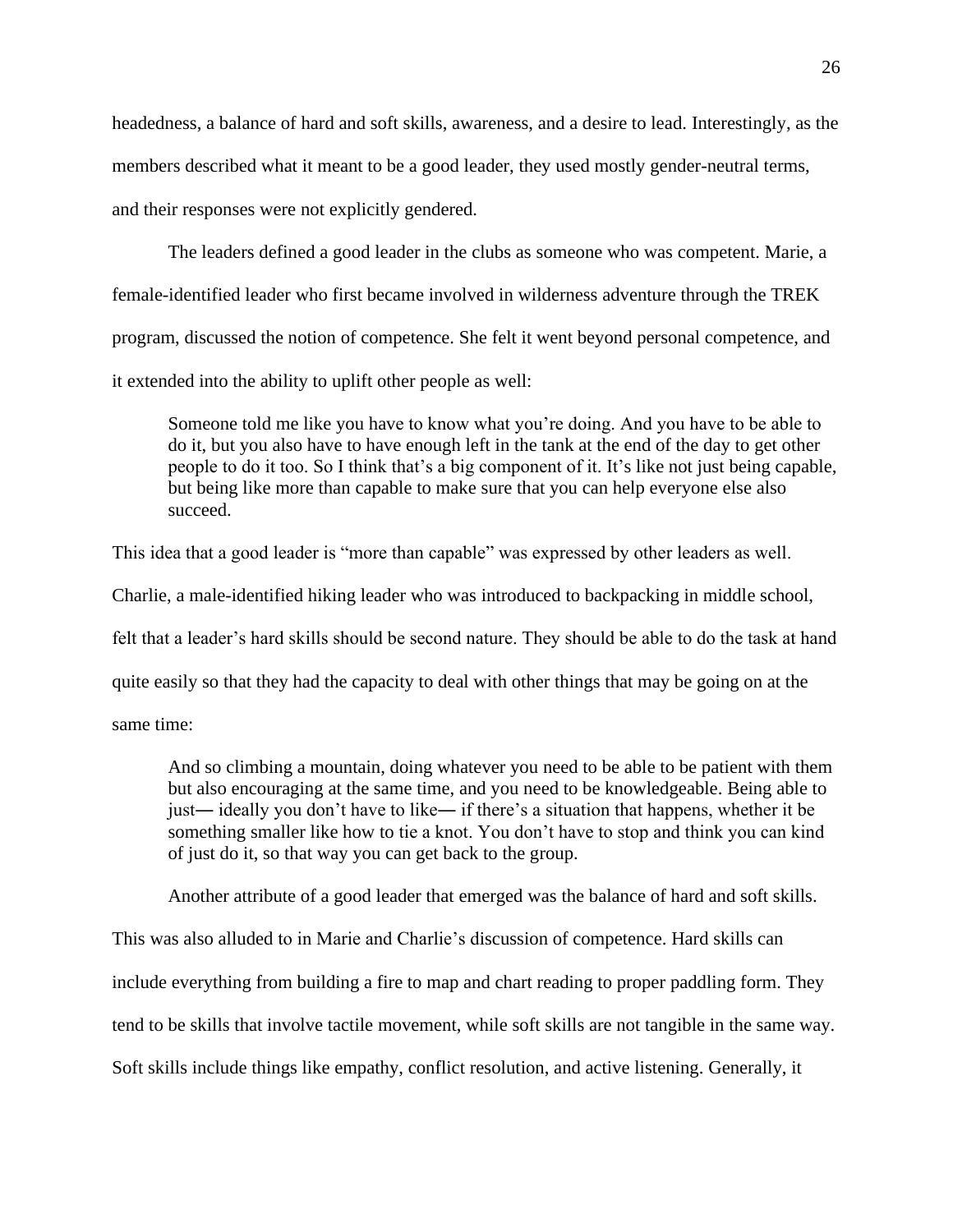headedness, a balance of hard and soft skills, awareness, and a desire to lead. Interestingly, as the members described what it meant to be a good leader, they used mostly gender-neutral terms, and their responses were not explicitly gendered.

The leaders defined a good leader in the clubs as someone who was competent. Marie, a female-identified leader who first became involved in wilderness adventure through the TREK program, discussed the notion of competence. She felt it went beyond personal competence, and it extended into the ability to uplift other people as well:

> Someone told me like you have to know what you're doing. And you have to be able to do it, but you also have to have enough left in the tank at the end of the day to get other people to do it too. So I think that's a big component of it. It's like not just being capable, but being like more than capable to make sure that you can help everyone else also succeed.

This idea that a good leader is "more than capable" was expressed by other leaders as well. Charlie, a male-identified hiking leader who was introduced to backpacking in middle school, felt that a leader's hard skills should be second nature. They should be able to do the task at hand quite easily so that they had the capacity to deal with other things that may be going on at the same time:

> And so climbing a mountain, doing whatever you need to be able to be patient with them but also encouraging at the same time, and you need to be knowledgeable. Being able to just— ideally you don't have to like— if there's a situation that happens, whether it be something smaller like how to tie a knot. You don't have to stop and think you can kind of just do it, so that way you can get back to the group.

Another attribute of a good leader that emerged was the balance of hard and soft skills. This was also alluded to in Marie and Charlie's discussion of competence. Hard skills can include everything from building a fire to map and chart reading to proper paddling form. They tend to be skills that involve tactile movement, while soft skills are not tangible in the same way. Soft skills include things like empathy, conflict resolution, and active listening. Generally, it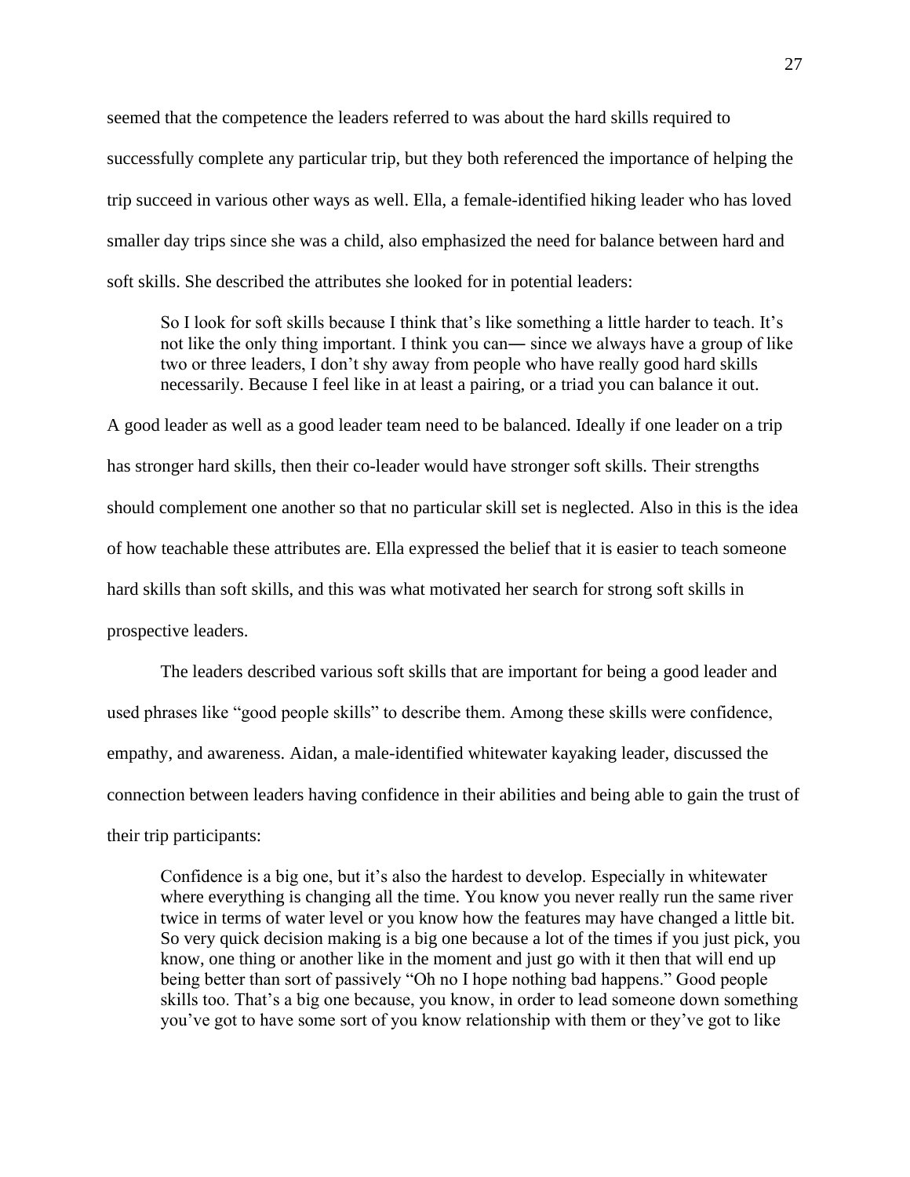seemed that the competence the leaders referred to was about the hard skills required to successfully complete any particular trip, but they both referenced the importance of helping the trip succeed in various other ways as well. Ella, a female-identified hiking leader who has loved smaller day trips since she was a child, also emphasized the need for balance between hard and soft skills. She described the attributes she looked for in potential leaders:

> So I look for soft skills because I think that's like something a little harder to teach. It's not like the only thing important. I think you can— since we always have a group of like two or three leaders, I don't shy away from people who have really good hard skills necessarily. Because I feel like in at least a pairing, or a triad you can balance it out.

A good leader as well as a good leader team need to be balanced. Ideally if one leader on a trip has stronger hard skills, then their co-leader would have stronger soft skills. Their strengths should complement one another so that no particular skill set is neglected. Also in this is the idea of how teachable these attributes are. Ella expressed the belief that it is easier to teach someone hard skills than soft skills, and this was what motivated her search for strong soft skills in prospective leaders.

The leaders described various soft skills that are important for being a good leader and used phrases like "good people skills" to describe them. Among these skills were confidence, empathy, and awareness. Aidan, a male-identified whitewater kayaking leader, discussed the connection between leaders having confidence in their abilities and being able to gain the trust of their trip participants:

> Confidence is a big one, but it's also the hardest to develop. Especially in whitewater where everything is changing all the time. You know you never really run the same river twice in terms of water level or you know how the features may have changed a little bit. So very quick decision making is a big one because a lot of the times if you just pick, you know, one thing or another like in the moment and just go with it then that will end up being better than sort of passively "Oh no I hope nothing bad happens." Good people skills too. That's a big one because, you know, in order to lead someone down something you've got to have some sort of you know relationship with them or they've got to like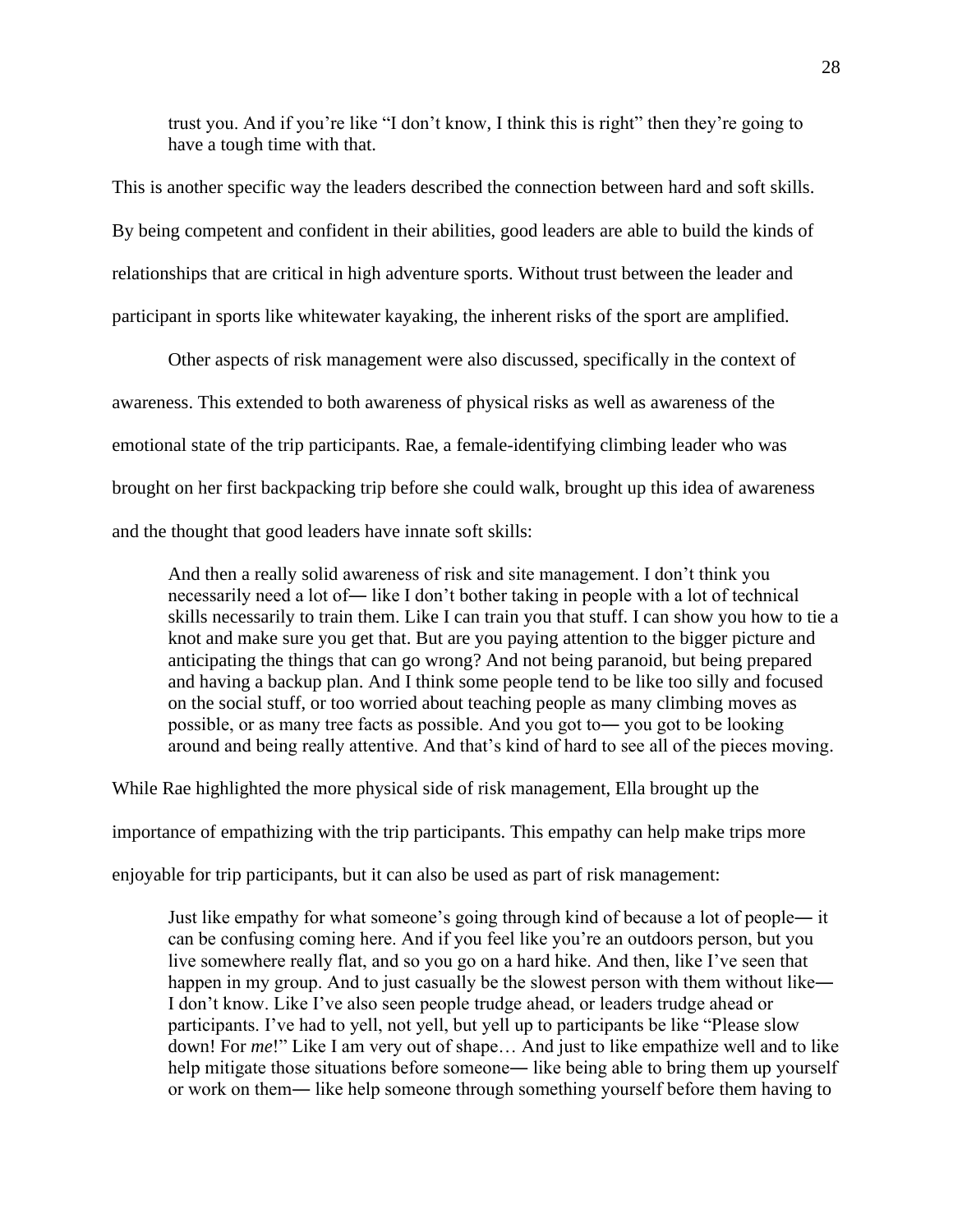> trust you. And if you're like "I don't know, I think this is right" then they're going to have a tough time with that.

This is another specific way the leaders described the connection between hard and soft skills. By being competent and confident in their abilities, good leaders are able to build the kinds of relationships that are critical in high adventure sports. Without trust between the leader and participant in sports like whitewater kayaking, the inherent risks of the sport are amplified.

Other aspects of risk management were also discussed, specifically in the context of awareness. This extended to both awareness of physical risks as well as awareness of the emotional state of the trip participants. Rae, a female-identifying climbing leader who was brought on her first backpacking trip before she could walk, brought up this idea of awareness and the thought that good leaders have innate soft skills:

> And then a really solid awareness of risk and site management. I don't think you necessarily need a lot of— like I don't bother taking in people with a lot of technical skills necessarily to train them. Like I can train you that stuff. I can show you how to tie a knot and make sure you get that. But are you paying attention to the bigger picture and anticipating the things that can go wrong? And not being paranoid, but being prepared and having a backup plan. And I think some people tend to be like too silly and focused on the social stuff, or too worried about teaching people as many climbing moves as possible, or as many tree facts as possible. And you got to— you got to be looking around and being really attentive. And that's kind of hard to see all of the pieces moving.

While Rae highlighted the more physical side of risk management, Ella brought up the importance of empathizing with the trip participants. This empathy can help make trips more enjoyable for trip participants, but it can also be used as part of risk management:

> Just like empathy for what someone's going through kind of because a lot of people— it can be confusing coming here. And if you feel like you're an outdoors person, but you live somewhere really flat, and so you go on a hard hike. And then, like I've seen that happen in my group. And to just casually be the slowest person with them without like— I don't know. Like I've also seen people trudge ahead, or leaders trudge ahead or participants. I've had to yell, not yell, but yell up to participants be like "Please slow down! For *me*!" Like I am very out of shape… And just to like empathize well and to like help mitigate those situations before someone— like being able to bring them up yourself or work on them— like help someone through something yourself before them having to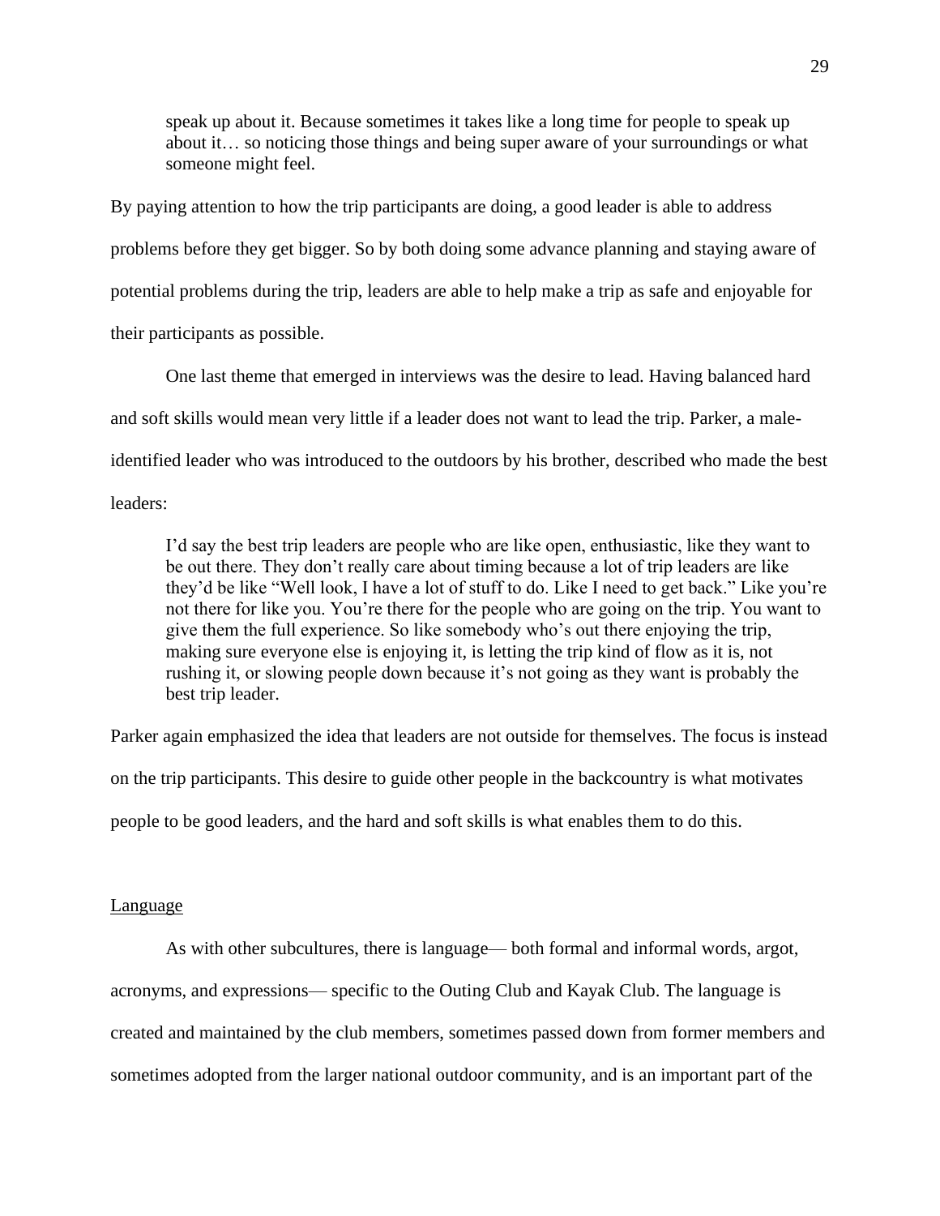> speak up about it. Because sometimes it takes like a long time for people to speak up about it… so noticing those things and being super aware of your surroundings or what someone might feel.

By paying attention to how the trip participants are doing, a good leader is able to address problems before they get bigger. So by both doing some advance planning and staying aware of potential problems during the trip, leaders are able to help make a trip as safe and enjoyable for their participants as possible.

One last theme that emerged in interviews was the desire to lead. Having balanced hard and soft skills would mean very little if a leader does not want to lead the trip. Parker, a male-identified leader who was introduced to the outdoors by his brother, described who made the best leaders:

> I'd say the best trip leaders are people who are like open, enthusiastic, like they want to be out there. They don't really care about timing because a lot of trip leaders are like they'd be like "Well look, I have a lot of stuff to do. Like I need to get back." Like you're not there for like you. You're there for the people who are going on the trip. You want to give them the full experience. So like somebody who's out there enjoying the trip, making sure everyone else is enjoying it, is letting the trip kind of flow as it is, not rushing it, or slowing people down because it's not going as they want is probably the best trip leader.

Parker again emphasized the idea that leaders are not outside for themselves. The focus is instead on the trip participants. This desire to guide other people in the backcountry is what motivates people to be good leaders, and the hard and soft skills is what enables them to do this.

## Language

As with other subcultures, there is language— both formal and informal words, argot, acronyms, and expressions— specific to the Outing Club and Kayak Club. The language is created and maintained by the club members, sometimes passed down from former members and sometimes adopted from the larger national outdoor community, and is an important part of the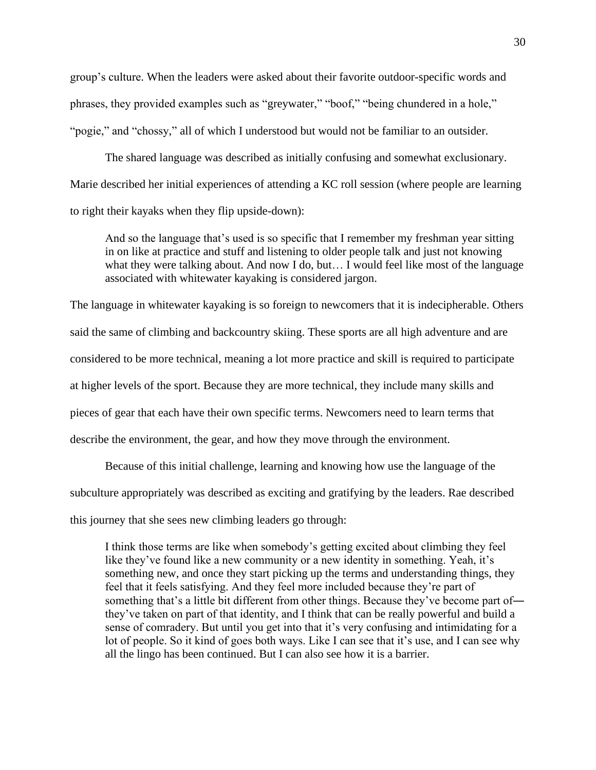group's culture. When the leaders were asked about their favorite outdoor-specific words and phrases, they provided examples such as "greywater," "boof," "being chundered in a hole," "pogie," and "chossy," all of which I understood but would not be familiar to an outsider.

The shared language was described as initially confusing and somewhat exclusionary. Marie described her initial experiences of attending a KC roll session (where people are learning to right their kayaks when they flip upside-down):

> And so the language that's used is so specific that I remember my freshman year sitting in on like at practice and stuff and listening to older people talk and just not knowing what they were talking about. And now I do, but… I would feel like most of the language associated with whitewater kayaking is considered jargon.

The language in whitewater kayaking is so foreign to newcomers that it is indecipherable. Others said the same of climbing and backcountry skiing. These sports are all high adventure and are considered to be more technical, meaning a lot more practice and skill is required to participate at higher levels of the sport. Because they are more technical, they include many skills and pieces of gear that each have their own specific terms. Newcomers need to learn terms that describe the environment, the gear, and how they move through the environment.

Because of this initial challenge, learning and knowing how use the language of the subculture appropriately was described as exciting and gratifying by the leaders. Rae described this journey that she sees new climbing leaders go through:

> I think those terms are like when somebody's getting excited about climbing they feel like they've found like a new community or a new identity in something. Yeah, it's something new, and once they start picking up the terms and understanding things, they feel that it feels satisfying. And they feel more included because they're part of something that's a little bit different from other things. Because they've become part of—they've taken on part of that identity, and I think that can be really powerful and build a sense of comradery. But until you get into that it's very confusing and intimidating for a lot of people. So it kind of goes both ways. Like I can see that it's use, and I can see why all the lingo has been continued. But I can also see how it is a barrier.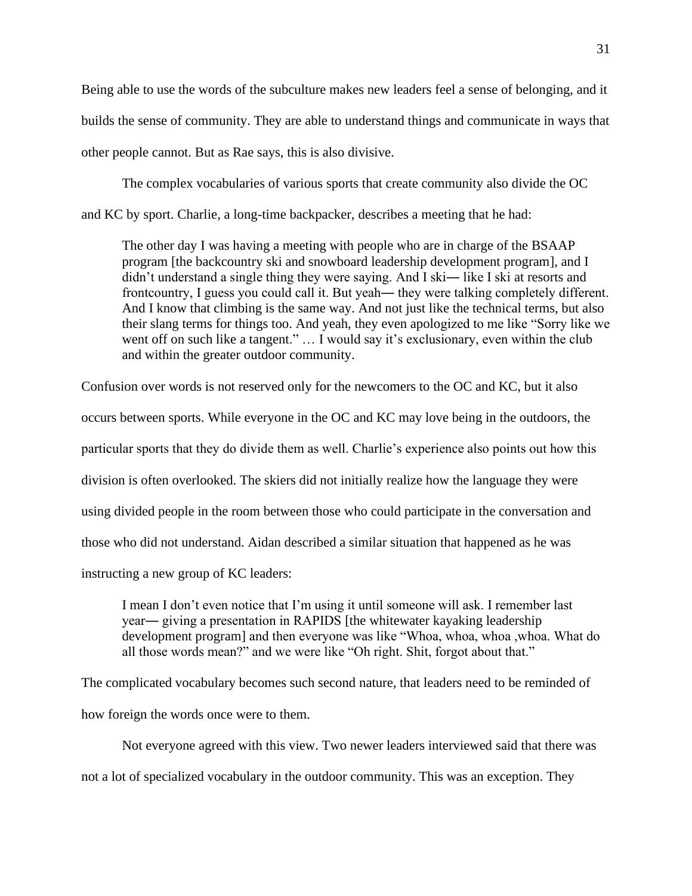Being able to use the words of the subculture makes new leaders feel a sense of belonging, and it builds the sense of community. They are able to understand things and communicate in ways that other people cannot. But as Rae says, this is also divisive.

The complex vocabularies of various sports that create community also divide the OC and KC by sport. Charlie, a long-time backpacker, describes a meeting that he had:

> The other day I was having a meeting with people who are in charge of the BSAAP program [the backcountry ski and snowboard leadership development program], and I didn't understand a single thing they were saying. And I ski― like I ski at resorts and frontcountry, I guess you could call it. But yeah― they were talking completely different. And I know that climbing is the same way. And not just like the technical terms, but also their slang terms for things too. And yeah, they even apologized to me like "Sorry like we went off on such like a tangent." … I would say it's exclusionary, even within the club and within the greater outdoor community.

Confusion over words is not reserved only for the newcomers to the OC and KC, but it also occurs between sports. While everyone in the OC and KC may love being in the outdoors, the particular sports that they do divide them as well. Charlie's experience also points out how this division is often overlooked. The skiers did not initially realize how the language they were using divided people in the room between those who could participate in the conversation and those who did not understand. Aidan described a similar situation that happened as he was instructing a new group of KC leaders:

> I mean I don't even notice that I'm using it until someone will ask. I remember last year― giving a presentation in RAPIDS [the whitewater kayaking leadership development program] and then everyone was like "Whoa, whoa, whoa ,whoa. What do all those words mean?" and we were like "Oh right. Shit, forgot about that."

The complicated vocabulary becomes such second nature, that leaders need to be reminded of how foreign the words once were to them.

Not everyone agreed with this view. Two newer leaders interviewed said that there was not a lot of specialized vocabulary in the outdoor community. This was an exception. They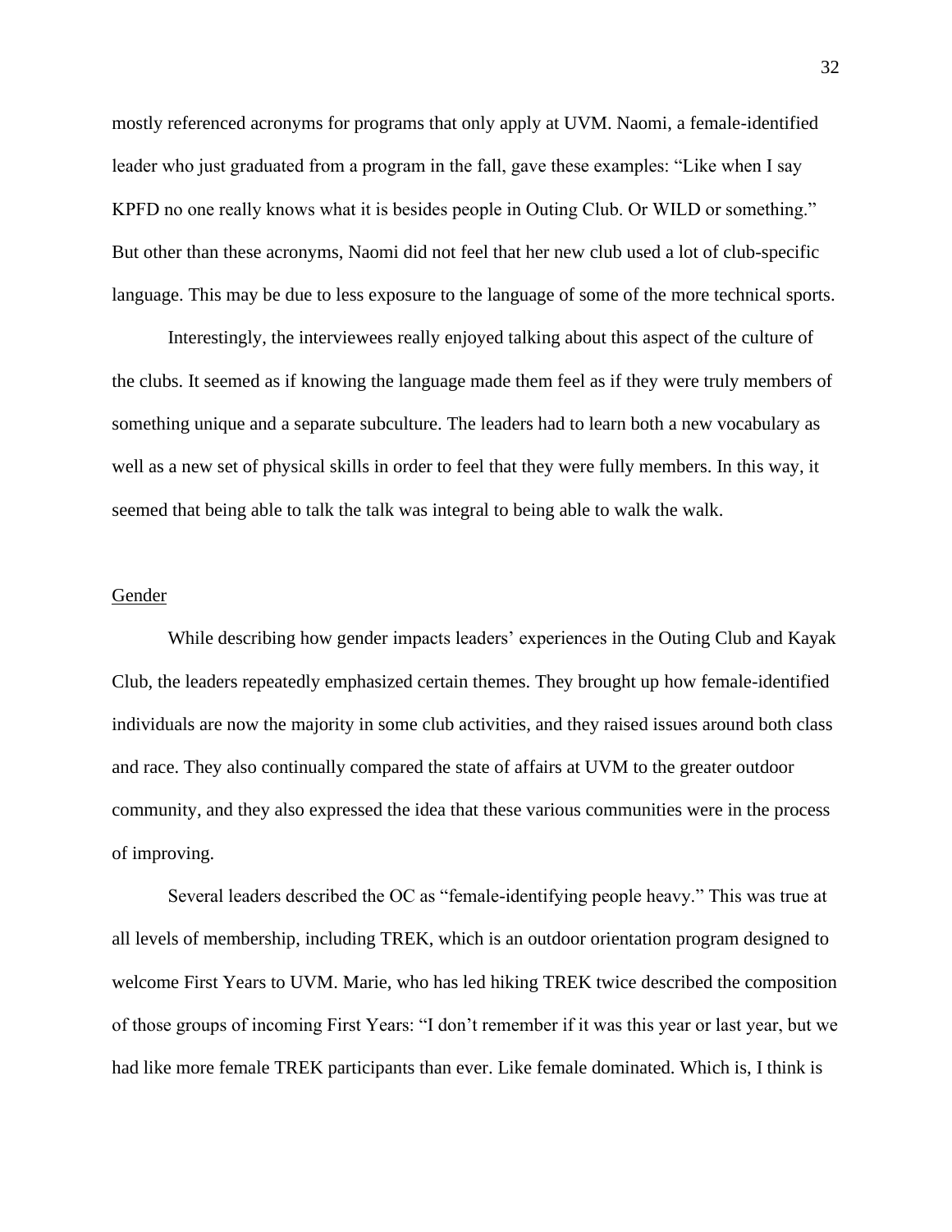mostly referenced acronyms for programs that only apply at UVM. Naomi, a female-identified leader who just graduated from a program in the fall, gave these examples: "Like when I say KPFD no one really knows what it is besides people in Outing Club. Or WILD or something." But other than these acronyms, Naomi did not feel that her new club used a lot of club-specific language. This may be due to less exposure to the language of some of the more technical sports.

Interestingly, the interviewees really enjoyed talking about this aspect of the culture of the clubs. It seemed as if knowing the language made them feel as if they were truly members of something unique and a separate subculture. The leaders had to learn both a new vocabulary as well as a new set of physical skills in order to feel that they were fully members. In this way, it seemed that being able to talk the talk was integral to being able to walk the walk.

## Gender

While describing how gender impacts leaders' experiences in the Outing Club and Kayak Club, the leaders repeatedly emphasized certain themes. They brought up how female-identified individuals are now the majority in some club activities, and they raised issues around both class and race. They also continually compared the state of affairs at UVM to the greater outdoor community, and they also expressed the idea that these various communities were in the process of improving.

Several leaders described the OC as "female-identifying people heavy." This was true at all levels of membership, including TREK, which is an outdoor orientation program designed to welcome First Years to UVM. Marie, who has led hiking TREK twice described the composition of those groups of incoming First Years: "I don't remember if it was this year or last year, but we had like more female TREK participants than ever. Like female dominated. Which is, I think is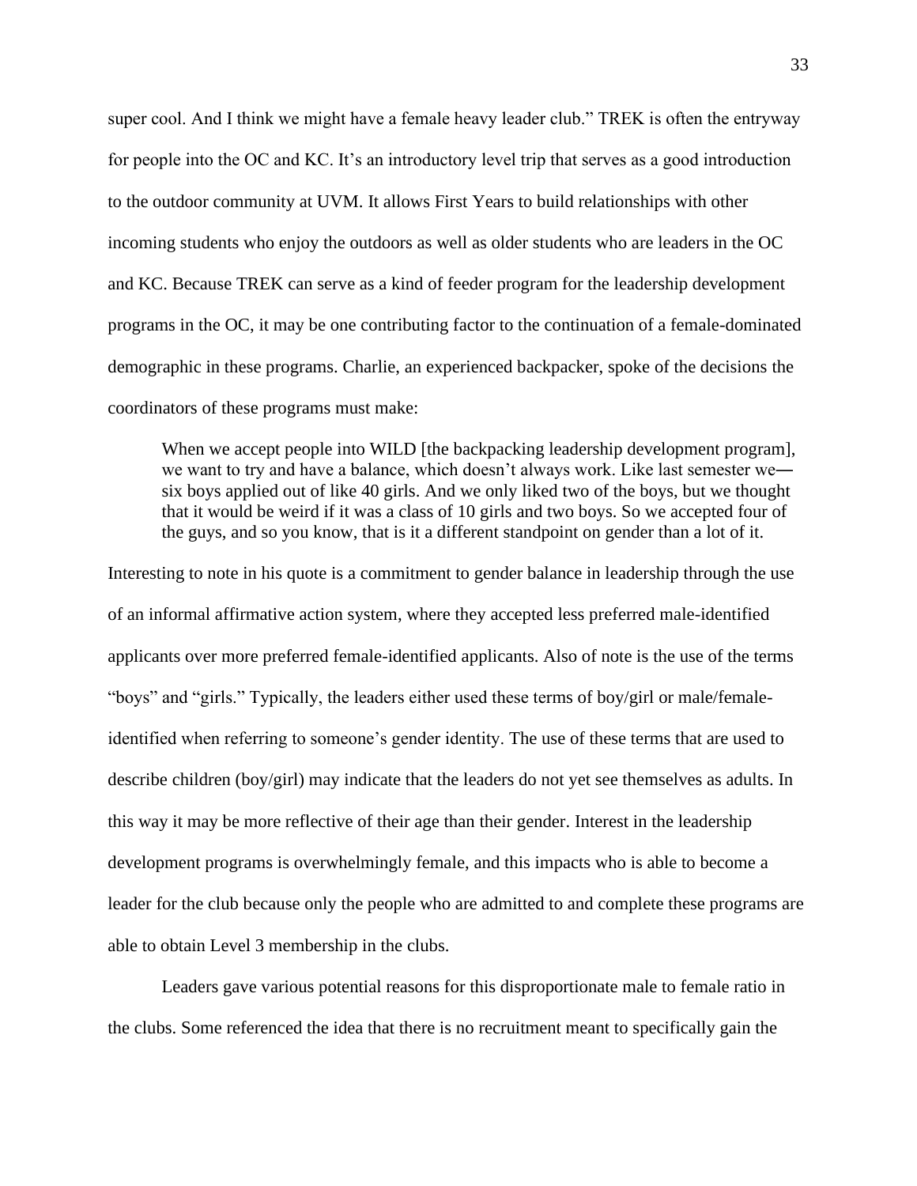super cool. And I think we might have a female heavy leader club." TREK is often the entryway for people into the OC and KC. It's an introductory level trip that serves as a good introduction to the outdoor community at UVM. It allows First Years to build relationships with other incoming students who enjoy the outdoors as well as older students who are leaders in the OC and KC. Because TREK can serve as a kind of feeder program for the leadership development programs in the OC, it may be one contributing factor to the continuation of a female-dominated demographic in these programs. Charlie, an experienced backpacker, spoke of the decisions the coordinators of these programs must make:

> When we accept people into WILD [the backpacking leadership development program], we want to try and have a balance, which doesn't always work. Like last semester we— six boys applied out of like 40 girls. And we only liked two of the boys, but we thought that it would be weird if it was a class of 10 girls and two boys. So we accepted four of the guys, and so you know, that is it a different standpoint on gender than a lot of it.

Interesting to note in his quote is a commitment to gender balance in leadership through the use of an informal affirmative action system, where they accepted less preferred male-identified applicants over more preferred female-identified applicants. Also of note is the use of the terms "boys" and "girls." Typically, the leaders either used these terms of boy/girl or male/female-identified when referring to someone's gender identity. The use of these terms that are used to describe children (boy/girl) may indicate that the leaders do not yet see themselves as adults. In this way it may be more reflective of their age than their gender. Interest in the leadership development programs is overwhelmingly female, and this impacts who is able to become a leader for the club because only the people who are admitted to and complete these programs are able to obtain Level 3 membership in the clubs.

Leaders gave various potential reasons for this disproportionate male to female ratio in the clubs. Some referenced the idea that there is no recruitment meant to specifically gain the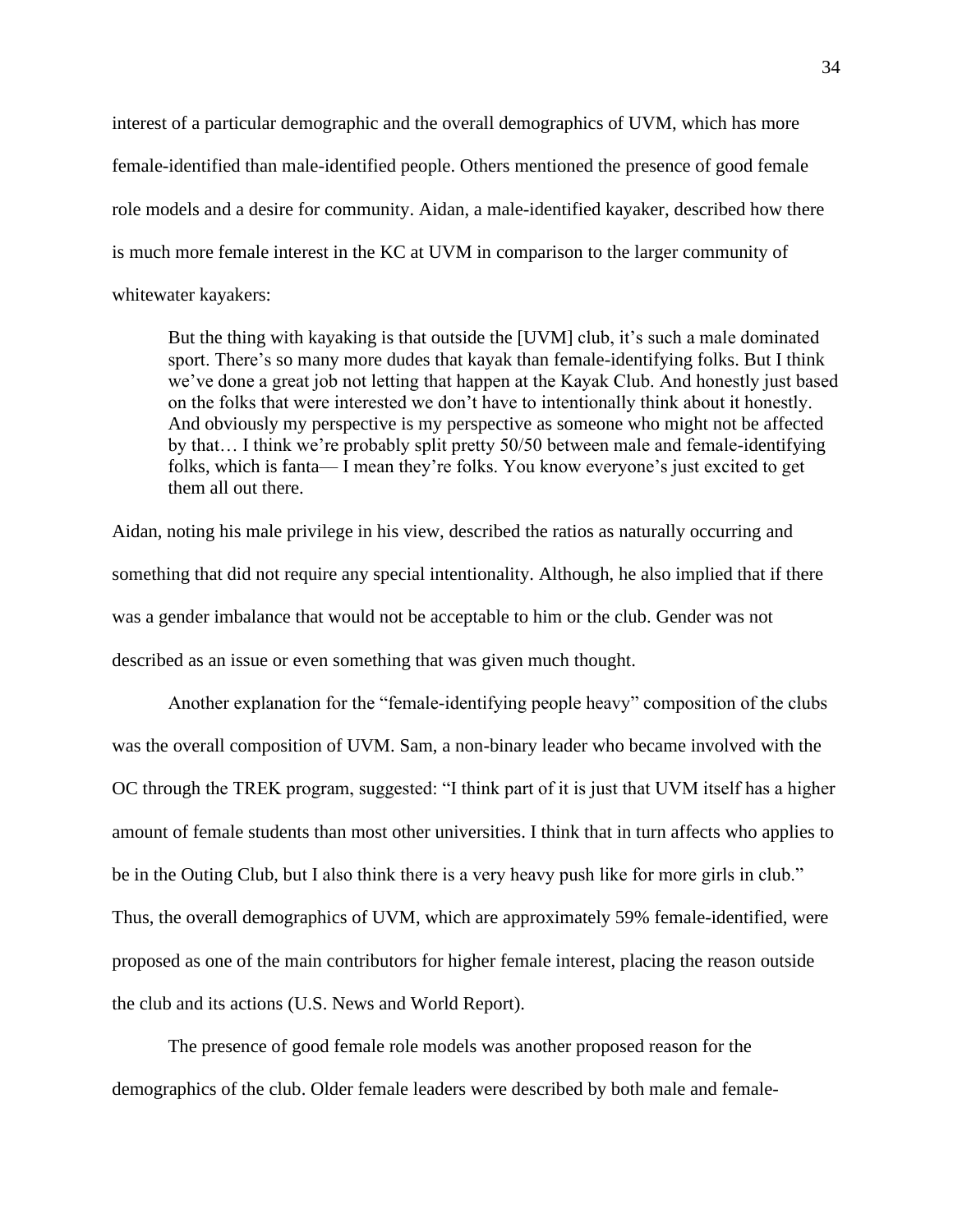interest of a particular demographic and the overall demographics of UVM, which has more female-identified than male-identified people. Others mentioned the presence of good female role models and a desire for community. Aidan, a male-identified kayaker, described how there is much more female interest in the KC at UVM in comparison to the larger community of whitewater kayakers:

> But the thing with kayaking is that outside the [UVM] club, it's such a male dominated sport. There's so many more dudes that kayak than female-identifying folks. But I think we've done a great job not letting that happen at the Kayak Club. And honestly just based on the folks that were interested we don't have to intentionally think about it honestly. And obviously my perspective is my perspective as someone who might not be affected by that… I think we're probably split pretty 50/50 between male and female-identifying folks, which is fanta— I mean they're folks. You know everyone's just excited to get them all out there.

Aidan, noting his male privilege in his view, described the ratios as naturally occurring and something that did not require any special intentionality. Although, he also implied that if there was a gender imbalance that would not be acceptable to him or the club. Gender was not described as an issue or even something that was given much thought.

Another explanation for the "female-identifying people heavy" composition of the clubs was the overall composition of UVM. Sam, a non-binary leader who became involved with the OC through the TREK program, suggested: "I think part of it is just that UVM itself has a higher amount of female students than most other universities. I think that in turn affects who applies to be in the Outing Club, but I also think there is a very heavy push like for more girls in club." Thus, the overall demographics of UVM, which are approximately 59% female-identified, were proposed as one of the main contributors for higher female interest, placing the reason outside the club and its actions (U.S. News and World Report).

The presence of good female role models was another proposed reason for the demographics of the club. Older female leaders were described by both male and female-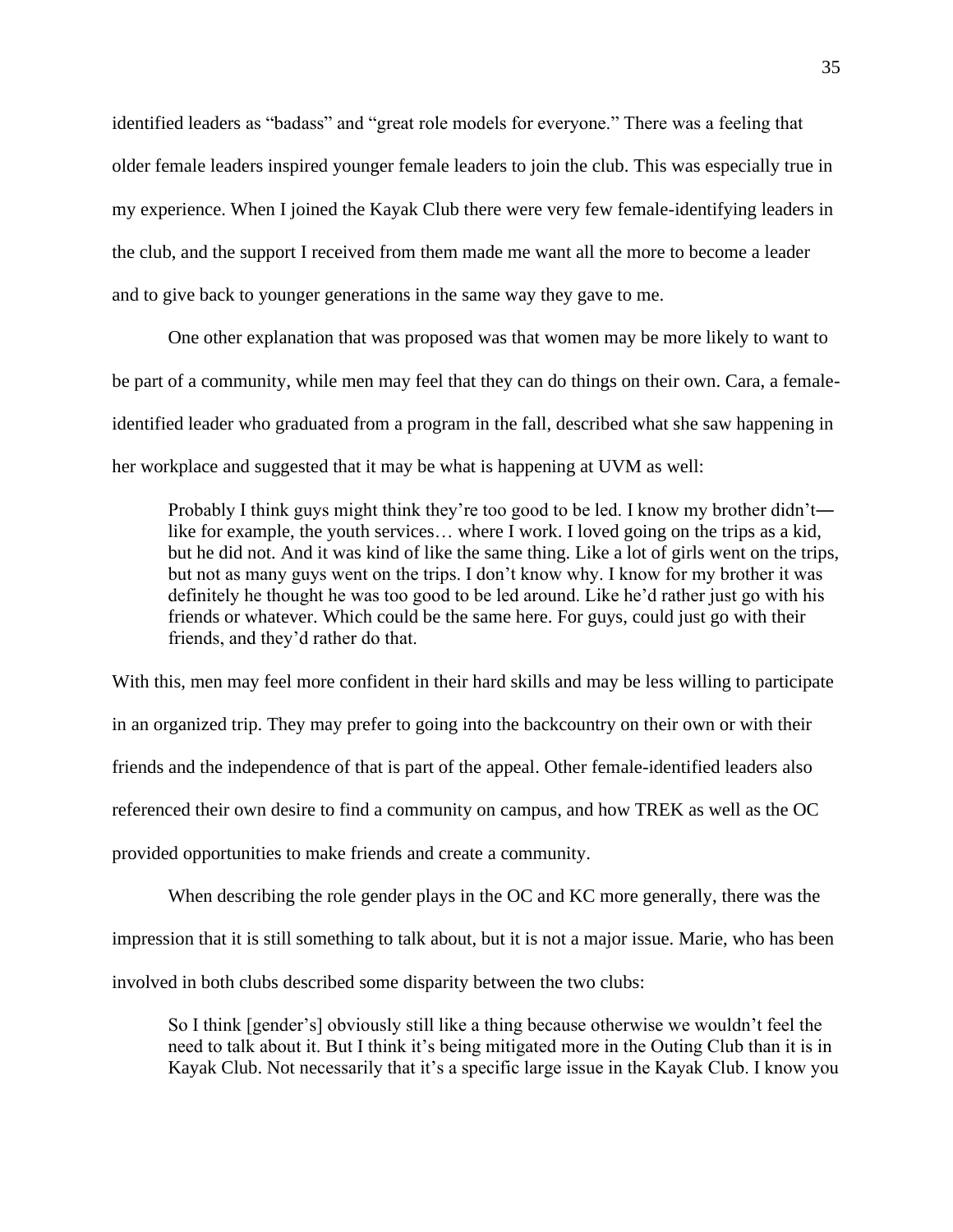identified leaders as "badass" and "great role models for everyone." There was a feeling that older female leaders inspired younger female leaders to join the club. This was especially true in my experience. When I joined the Kayak Club there were very few female-identifying leaders in the club, and the support I received from them made me want all the more to become a leader and to give back to younger generations in the same way they gave to me.

One other explanation that was proposed was that women may be more likely to want to be part of a community, while men may feel that they can do things on their own. Cara, a female-identified leader who graduated from a program in the fall, described what she saw happening in her workplace and suggested that it may be what is happening at UVM as well:

> Probably I think guys might think they're too good to be led. I know my brother didn't—like for example, the youth services… where I work. I loved going on the trips as a kid, but he did not. And it was kind of like the same thing. Like a lot of girls went on the trips, but not as many guys went on the trips. I don't know why. I know for my brother it was definitely he thought he was too good to be led around. Like he'd rather just go with his friends or whatever. Which could be the same here. For guys, could just go with their friends, and they'd rather do that.

With this, men may feel more confident in their hard skills and may be less willing to participate in an organized trip. They may prefer to going into the backcountry on their own or with their friends and the independence of that is part of the appeal. Other female-identified leaders also referenced their own desire to find a community on campus, and how TREK as well as the OC provided opportunities to make friends and create a community.

When describing the role gender plays in the OC and KC more generally, there was the impression that it is still something to talk about, but it is not a major issue. Marie, who has been involved in both clubs described some disparity between the two clubs:

> So I think [gender's] obviously still like a thing because otherwise we wouldn't feel the need to talk about it. But I think it's being mitigated more in the Outing Club than it is in Kayak Club. Not necessarily that it's a specific large issue in the Kayak Club. I know you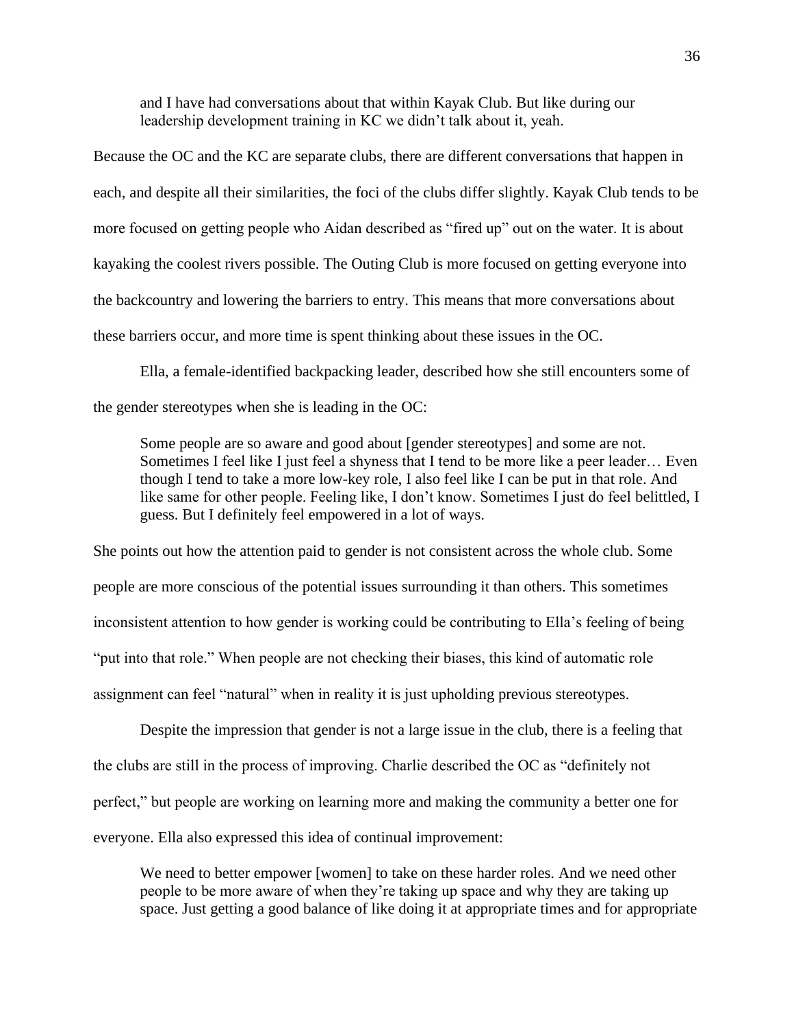> and I have had conversations about that within Kayak Club. But like during our leadership development training in KC we didn't talk about it, yeah.

Because the OC and the KC are separate clubs, there are different conversations that happen in each, and despite all their similarities, the foci of the clubs differ slightly. Kayak Club tends to be more focused on getting people who Aidan described as "fired up" out on the water. It is about kayaking the coolest rivers possible. The Outing Club is more focused on getting everyone into the backcountry and lowering the barriers to entry. This means that more conversations about these barriers occur, and more time is spent thinking about these issues in the OC.

Ella, a female-identified backpacking leader, described how she still encounters some of the gender stereotypes when she is leading in the OC:

> Some people are so aware and good about [gender stereotypes] and some are not. Sometimes I feel like I just feel a shyness that I tend to be more like a peer leader… Even though I tend to take a more low-key role, I also feel like I can be put in that role. And like same for other people. Feeling like, I don't know. Sometimes I just do feel belittled, I guess. But I definitely feel empowered in a lot of ways.

She points out how the attention paid to gender is not consistent across the whole club. Some people are more conscious of the potential issues surrounding it than others. This sometimes inconsistent attention to how gender is working could be contributing to Ella's feeling of being "put into that role." When people are not checking their biases, this kind of automatic role assignment can feel "natural" when in reality it is just upholding previous stereotypes.

Despite the impression that gender is not a large issue in the club, there is a feeling that the clubs are still in the process of improving. Charlie described the OC as "definitely not perfect," but people are working on learning more and making the community a better one for everyone. Ella also expressed this idea of continual improvement:

> We need to better empower [women] to take on these harder roles. And we need other people to be more aware of when they're taking up space and why they are taking up space. Just getting a good balance of like doing it at appropriate times and for appropriate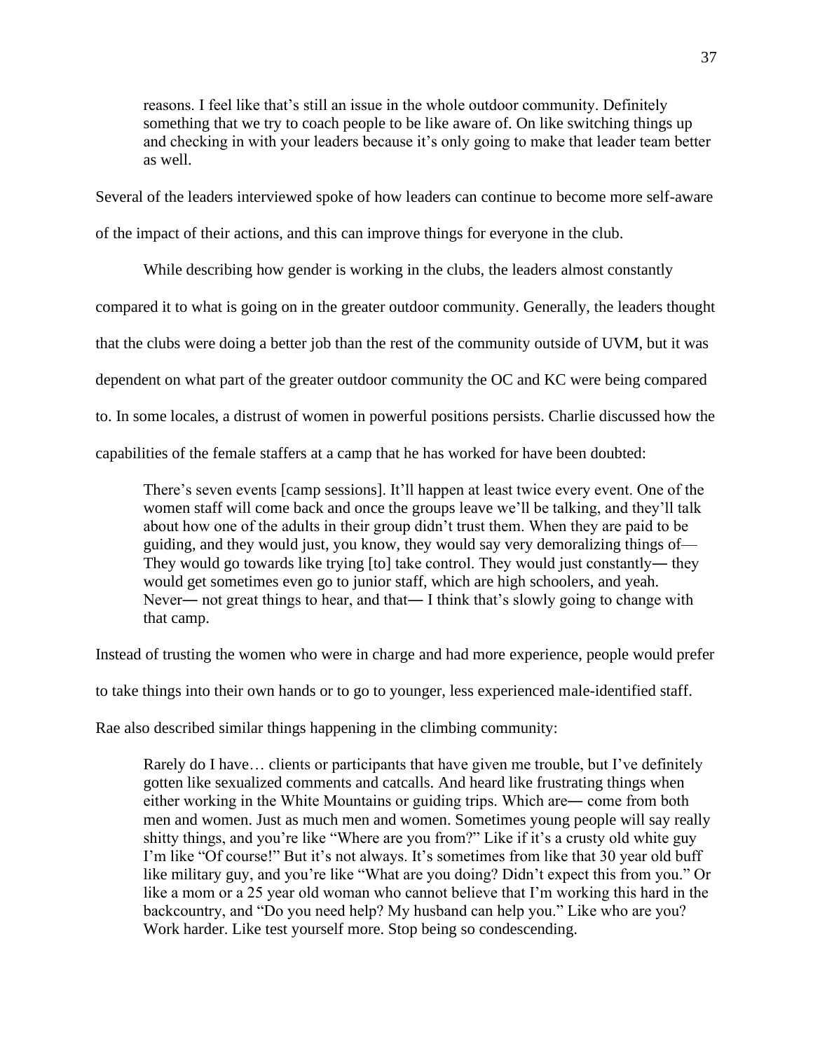> reasons. I feel like that's still an issue in the whole outdoor community. Definitely something that we try to coach people to be like aware of. On like switching things up and checking in with your leaders because it's only going to make that leader team better as well.

Several of the leaders interviewed spoke of how leaders can continue to become more self-aware of the impact of their actions, and this can improve things for everyone in the club.

While describing how gender is working in the clubs, the leaders almost constantly compared it to what is going on in the greater outdoor community. Generally, the leaders thought that the clubs were doing a better job than the rest of the community outside of UVM, but it was dependent on what part of the greater outdoor community the OC and KC were being compared to. In some locales, a distrust of women in powerful positions persists. Charlie discussed how the capabilities of the female staffers at a camp that he has worked for have been doubted:

> There's seven events [camp sessions]. It'll happen at least twice every event. One of the women staff will come back and once the groups leave we'll be talking, and they'll talk about how one of the adults in their group didn't trust them. When they are paid to be guiding, and they would just, you know, they would say very demoralizing things of— They would go towards like trying [to] take control. They would just constantly— they would get sometimes even go to junior staff, which are high schoolers, and yeah. Never— not great things to hear, and that— I think that's slowly going to change with that camp.

Instead of trusting the women who were in charge and had more experience, people would prefer to take things into their own hands or to go to younger, less experienced male-identified staff. Rae also described similar things happening in the climbing community:

> Rarely do I have… clients or participants that have given me trouble, but I've definitely gotten like sexualized comments and catcalls. And heard like frustrating things when either working in the White Mountains or guiding trips. Which are— come from both men and women. Just as much men and women. Sometimes young people will say really shitty things, and you're like "Where are you from?" Like if it's a crusty old white guy I'm like "Of course!" But it's not always. It's sometimes from like that 30 year old buff like military guy, and you're like "What are you doing? Didn't expect this from you." Or like a mom or a 25 year old woman who cannot believe that I'm working this hard in the backcountry, and "Do you need help? My husband can help you." Like who are you? Work harder. Like test yourself more. Stop being so condescending.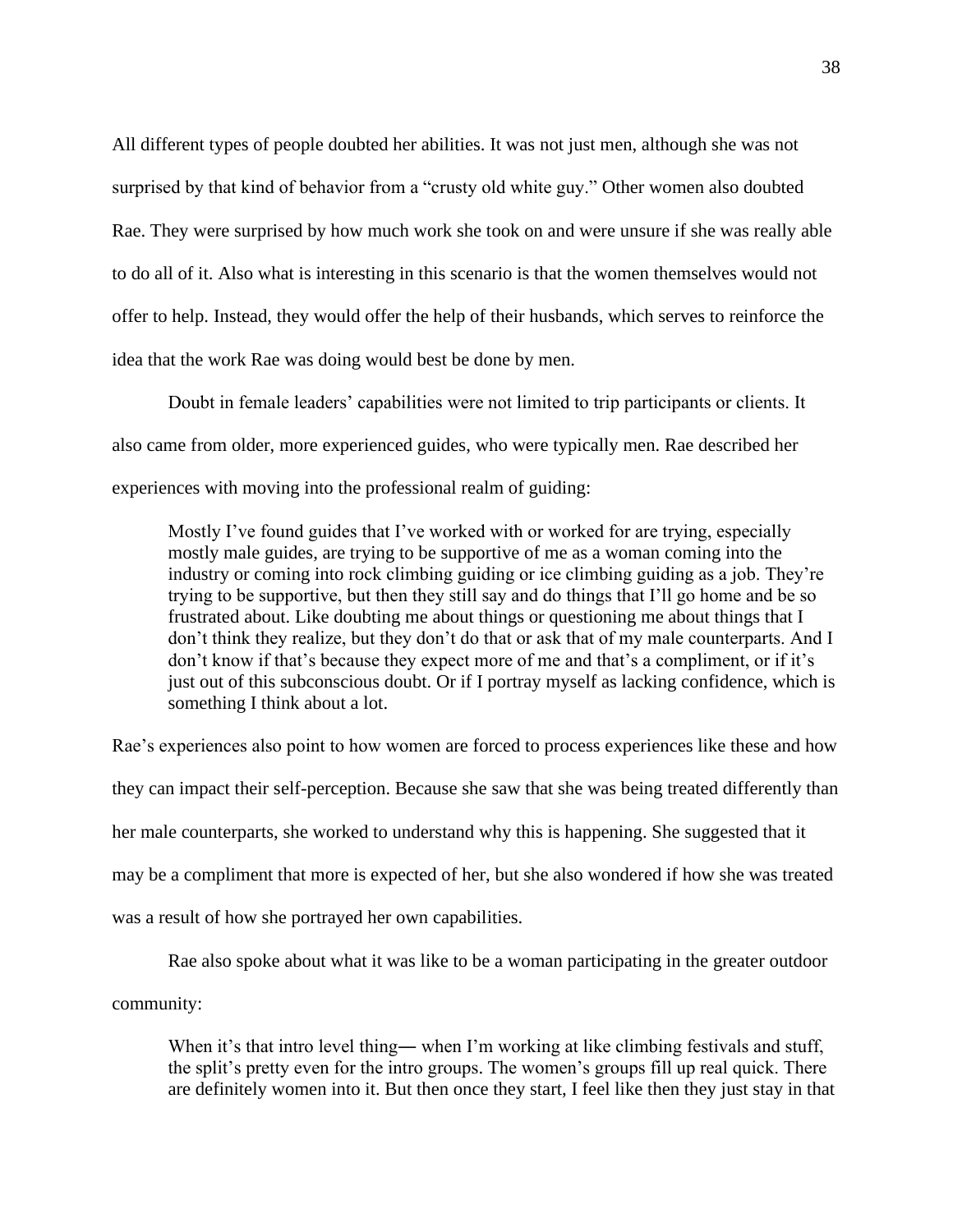All different types of people doubted her abilities. It was not just men, although she was not surprised by that kind of behavior from a "crusty old white guy." Other women also doubted Rae. They were surprised by how much work she took on and were unsure if she was really able to do all of it. Also what is interesting in this scenario is that the women themselves would not offer to help. Instead, they would offer the help of their husbands, which serves to reinforce the idea that the work Rae was doing would best be done by men.

Doubt in female leaders' capabilities were not limited to trip participants or clients. It also came from older, more experienced guides, who were typically men. Rae described her experiences with moving into the professional realm of guiding:

> Mostly I've found guides that I've worked with or worked for are trying, especially mostly male guides, are trying to be supportive of me as a woman coming into the industry or coming into rock climbing guiding or ice climbing guiding as a job. They're trying to be supportive, but then they still say and do things that I'll go home and be so frustrated about. Like doubting me about things or questioning me about things that I don't think they realize, but they don't do that or ask that of my male counterparts. And I don't know if that's because they expect more of me and that's a compliment, or if it's just out of this subconscious doubt. Or if I portray myself as lacking confidence, which is something I think about a lot.

Rae's experiences also point to how women are forced to process experiences like these and how they can impact their self-perception. Because she saw that she was being treated differently than her male counterparts, she worked to understand why this is happening. She suggested that it may be a compliment that more is expected of her, but she also wondered if how she was treated was a result of how she portrayed her own capabilities.

Rae also spoke about what it was like to be a woman participating in the greater outdoor community:

> When it's that intro level thing— when I'm working at like climbing festivals and stuff, the split's pretty even for the intro groups. The women's groups fill up real quick. There are definitely women into it. But then once they start, I feel like then they just stay in that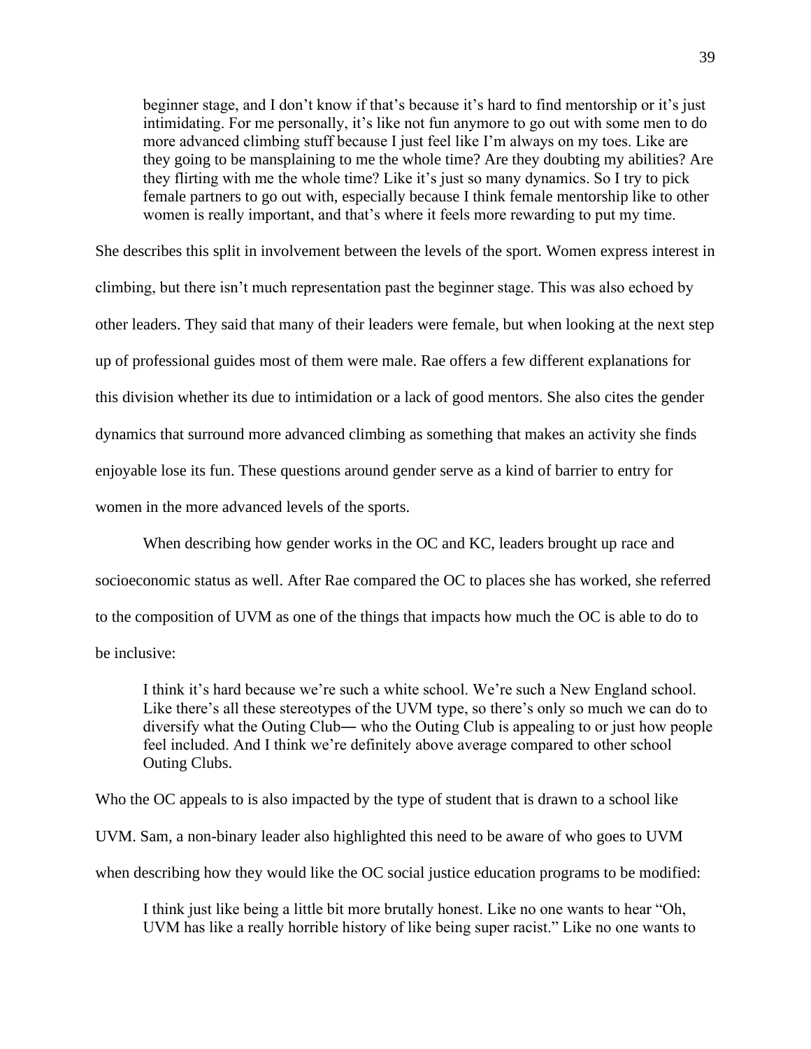> beginner stage, and I don't know if that's because it's hard to find mentorship or it's just intimidating. For me personally, it's like not fun anymore to go out with some men to do more advanced climbing stuff because I just feel like I'm always on my toes. Like are they going to be mansplaining to me the whole time? Are they doubting my abilities? Are they flirting with me the whole time? Like it's just so many dynamics. So I try to pick female partners to go out with, especially because I think female mentorship like to other women is really important, and that's where it feels more rewarding to put my time.

She describes this split in involvement between the levels of the sport. Women express interest in climbing, but there isn't much representation past the beginner stage. This was also echoed by other leaders. They said that many of their leaders were female, but when looking at the next step up of professional guides most of them were male. Rae offers a few different explanations for this division whether its due to intimidation or a lack of good mentors. She also cites the gender dynamics that surround more advanced climbing as something that makes an activity she finds enjoyable lose its fun. These questions around gender serve as a kind of barrier to entry for women in the more advanced levels of the sports.

When describing how gender works in the OC and KC, leaders brought up race and socioeconomic status as well. After Rae compared the OC to places she has worked, she referred to the composition of UVM as one of the things that impacts how much the OC is able to do to be inclusive:

> I think it's hard because we're such a white school. We're such a New England school. Like there's all these stereotypes of the UVM type, so there's only so much we can do to diversify what the Outing Club― who the Outing Club is appealing to or just how people feel included. And I think we're definitely above average compared to other school Outing Clubs.

Who the OC appeals to is also impacted by the type of student that is drawn to a school like UVM. Sam, a non-binary leader also highlighted this need to be aware of who goes to UVM when describing how they would like the OC social justice education programs to be modified:

> I think just like being a little bit more brutally honest. Like no one wants to hear "Oh, UVM has like a really horrible history of like being super racist." Like no one wants to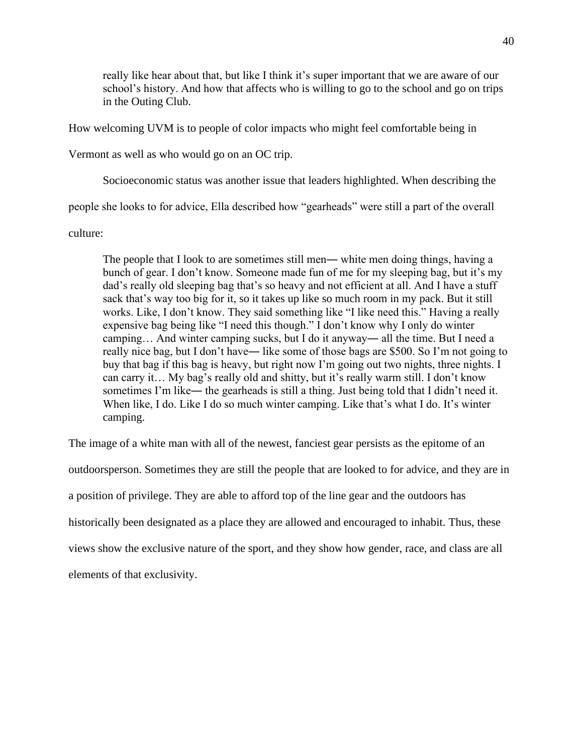> really like hear about that, but like I think it's super important that we are aware of our school's history. And how that affects who is willing to go to the school and go on trips in the Outing Club.

How welcoming UVM is to people of color impacts who might feel comfortable being in Vermont as well as who would go on an OC trip.

Socioeconomic status was another issue that leaders highlighted. When describing the people she looks to for advice, Ella described how "gearheads" were still a part of the overall culture:

> The people that I look to are sometimes still men— white men doing things, having a bunch of gear. I don't know. Someone made fun of me for my sleeping bag, but it's my dad's really old sleeping bag that's so heavy and not efficient at all. And I have a stuff sack that's way too big for it, so it takes up like so much room in my pack. But it still works. Like, I don't know. They said something like "I like need this." Having a really expensive bag being like "I need this though." I don't know why I only do winter camping… And winter camping sucks, but I do it anyway— all the time. But I need a really nice bag, but I don't have— like some of those bags are $500. So I'm not going to buy that bag if this bag is heavy, but right now I'm going out two nights, three nights. I can carry it… My bag's really old and shitty, but it's really warm still. I don't know sometimes I'm like— the gearheads is still a thing. Just being told that I didn't need it. When like, I do. Like I do so much winter camping. Like that's what I do. It's winter camping.

The image of a white man with all of the newest, fanciest gear persists as the epitome of an outdoorsperson. Sometimes they are still the people that are looked to for advice, and they are in a position of privilege. They are able to afford top of the line gear and the outdoors has historically been designated as a place they are allowed and encouraged to inhabit. Thus, these views show the exclusive nature of the sport, and they show how gender, race, and class are all elements of that exclusivity.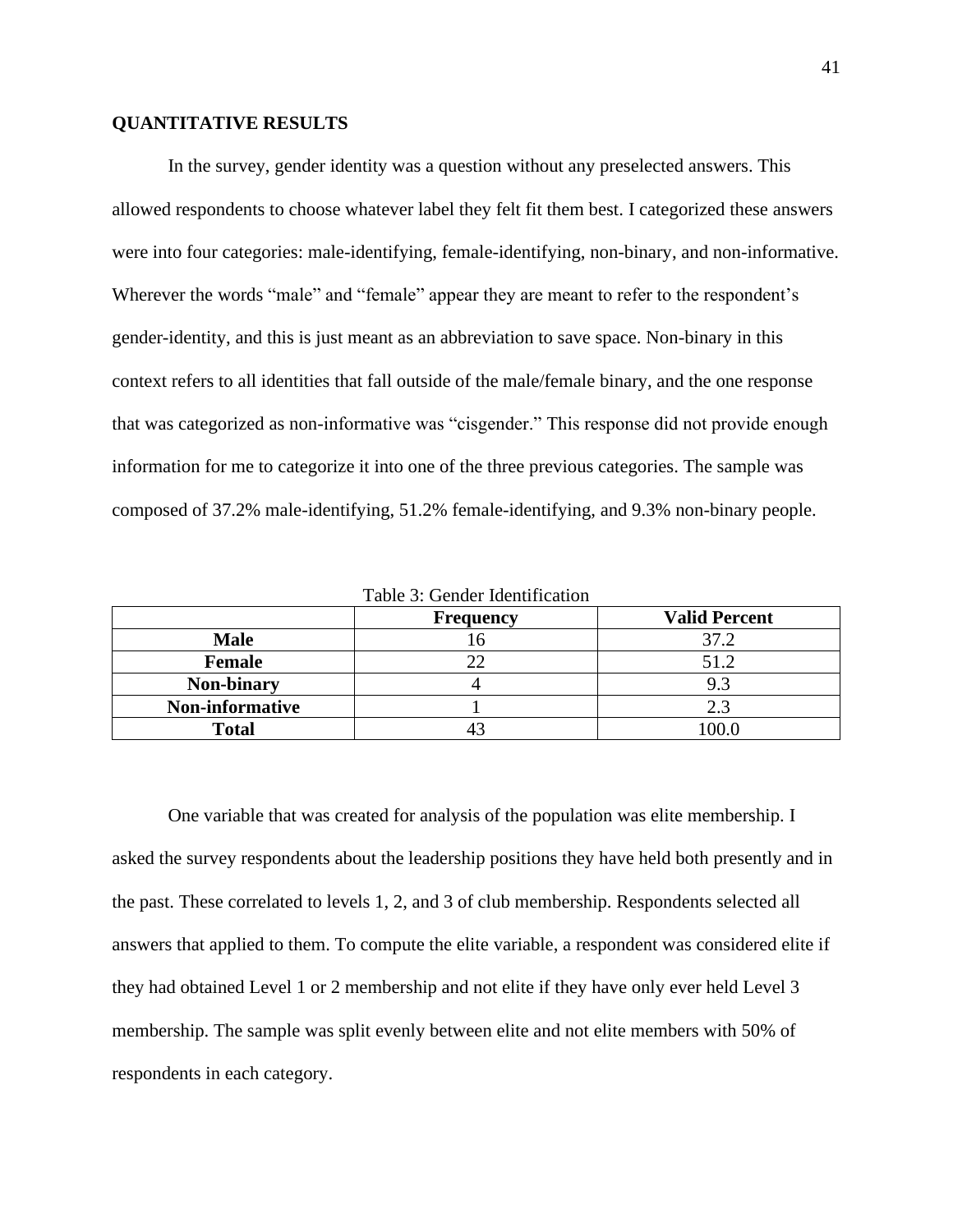**QUANTITATIVE RESULTS**

In the survey, gender identity was a question without any preselected answers. This allowed respondents to choose whatever label they felt fit them best. I categorized these answers were into four categories: male-identifying, female-identifying, non-binary, and non-informative. Wherever the words "male" and "female" appear they are meant to refer to the respondent's gender-identity, and this is just meant as an abbreviation to save space. Non-binary in this context refers to all identities that fall outside of the male/female binary, and the one response that was categorized as non-informative was "cisgender." This response did not provide enough information for me to categorize it into one of the three previous categories. The sample was composed of 37.2% male-identifying, 51.2% female-identifying, and 9.3% non-binary people.

Table 3: Gender Identification

| | Frequency | Valid Percent |
|---|---|---|
| **Male** | 16 | 37.2 |
| **Female** | 22 | 51.2 |
| **Non-binary** | 4 | 9.3 |
| **Non-informative** | 1 | 2.3 |
| **Total** | 43 | 100.0 |

One variable that was created for analysis of the population was elite membership. I asked the survey respondents about the leadership positions they have held both presently and in the past. These correlated to levels 1, 2, and 3 of club membership. Respondents selected all answers that applied to them. To compute the elite variable, a respondent was considered elite if they had obtained Level 1 or 2 membership and not elite if they have only ever held Level 3 membership. The sample was split evenly between elite and not elite members with 50% of respondents in each category.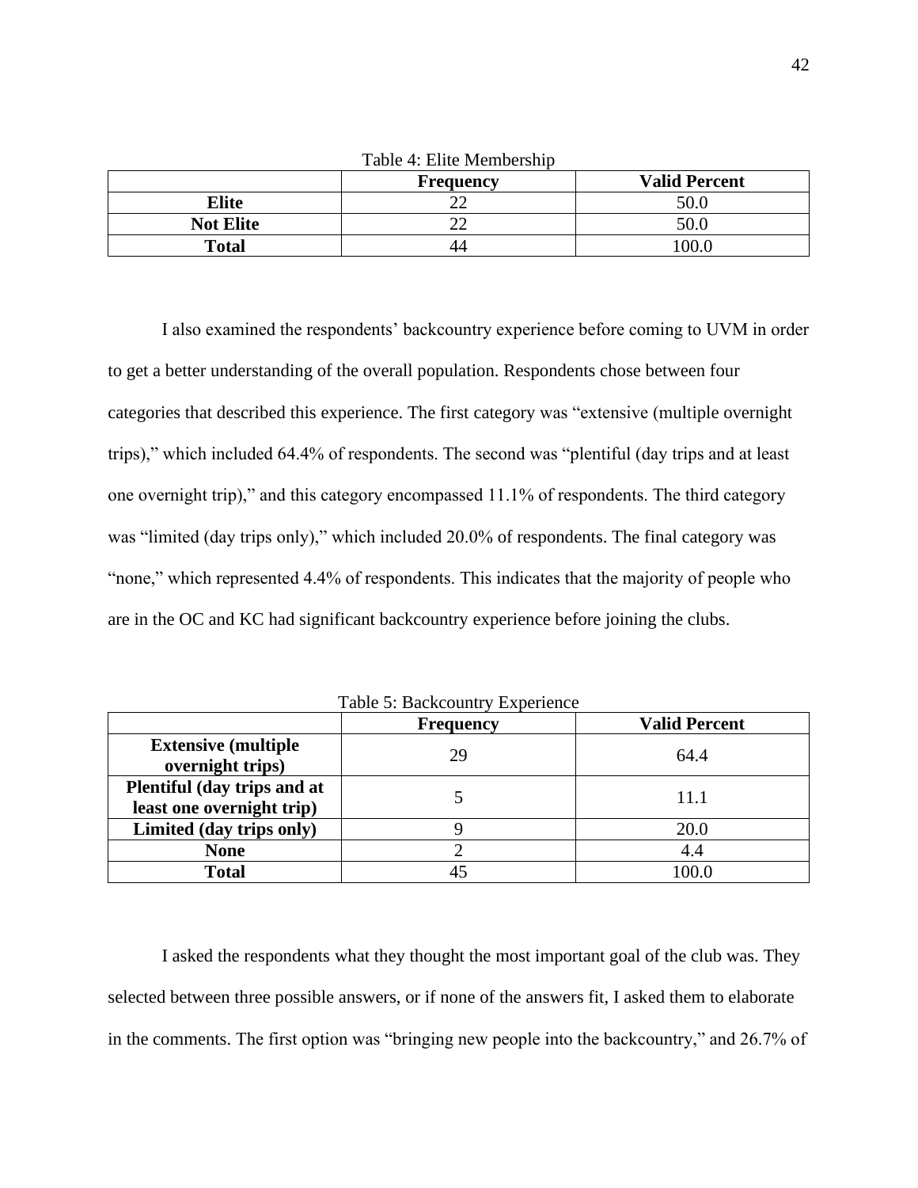Table 4: Elite Membership

| | Frequency | Valid Percent |
|---|---|---|
| **Elite** | 22 | 50.0 |
| **Not Elite** | 22 | 50.0 |
| **Total** | 44 | 100.0 |

I also examined the respondents' backcountry experience before coming to UVM in order to get a better understanding of the overall population. Respondents chose between four categories that described this experience. The first category was "extensive (multiple overnight trips)," which included 64.4% of respondents. The second was "plentiful (day trips and at least one overnight trip)," and this category encompassed 11.1% of respondents. The third category was "limited (day trips only)," which included 20.0% of respondents. The final category was "none," which represented 4.4% of respondents. This indicates that the majority of people who are in the OC and KC had significant backcountry experience before joining the clubs.

Table 5: Backcountry Experience

| | Frequency | Valid Percent |
|---|---|---|
| **Extensive (multiple overnight trips)** | 29 | 64.4 |
| **Plentiful (day trips and at least one overnight trip)** | 5 | 11.1 |
| **Limited (day trips only)** | 9 | 20.0 |
| **None** | 2 | 4.4 |
| **Total** | 45 | 100.0 |

I asked the respondents what they thought the most important goal of the club was. They selected between three possible answers, or if none of the answers fit, I asked them to elaborate in the comments. The first option was "bringing new people into the backcountry," and 26.7% of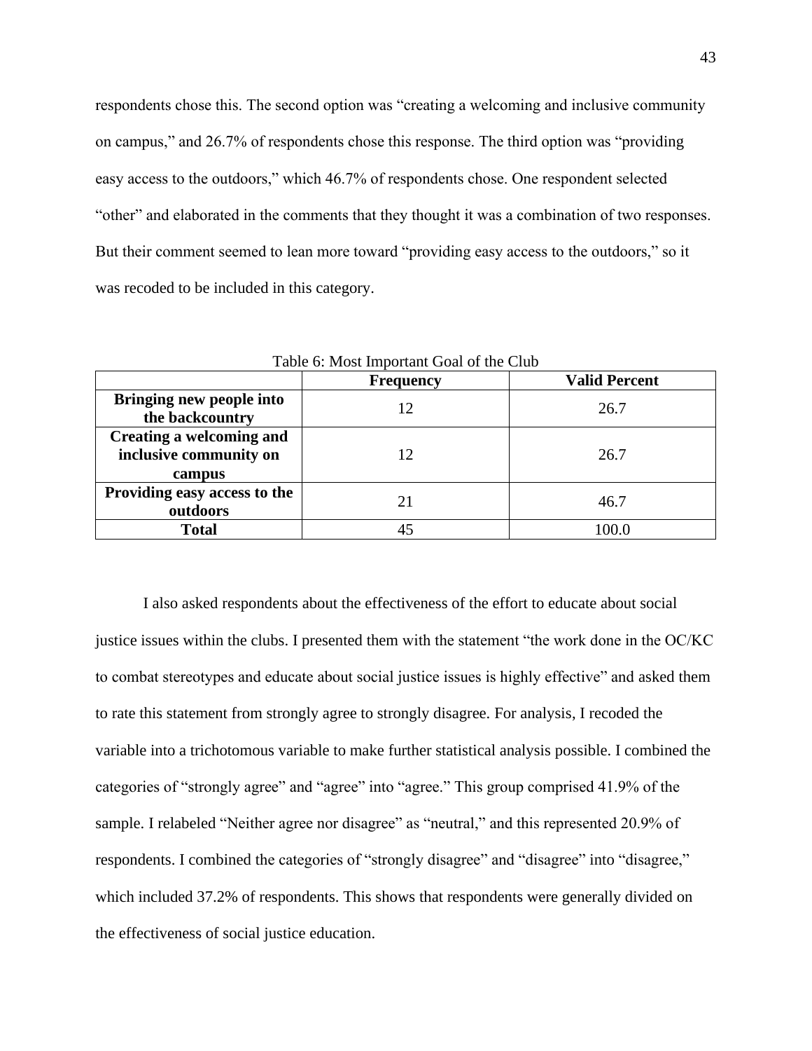respondents chose this. The second option was “creating a welcoming and inclusive community on campus,” and 26.7% of respondents chose this response. The third option was “providing easy access to the outdoors,” which 46.7% of respondents chose. One respondent selected “other” and elaborated in the comments that they thought it was a combination of two responses. But their comment seemed to lean more toward “providing easy access to the outdoors,” so it was recoded to be included in this category.

Table 6: Most Important Goal of the Club

| | Frequency | Valid Percent |
|---|---|---|
| **Bringing new people into the backcountry** | 12 | 26.7 |
| **Creating a welcoming and inclusive community on campus** | 12 | 26.7 |
| **Providing easy access to the outdoors** | 21 | 46.7 |
| **Total** | 45 | 100.0 |

I also asked respondents about the effectiveness of the effort to educate about social justice issues within the clubs. I presented them with the statement “the work done in the OC/KC to combat stereotypes and educate about social justice issues is highly effective” and asked them to rate this statement from strongly agree to strongly disagree. For analysis, I recoded the variable into a trichotomous variable to make further statistical analysis possible. I combined the categories of “strongly agree” and “agree” into “agree.” This group comprised 41.9% of the sample. I relabeled “Neither agree nor disagree” as “neutral,” and this represented 20.9% of respondents. I combined the categories of “strongly disagree” and “disagree” into “disagree,” which included 37.2% of respondents. This shows that respondents were generally divided on the effectiveness of social justice education.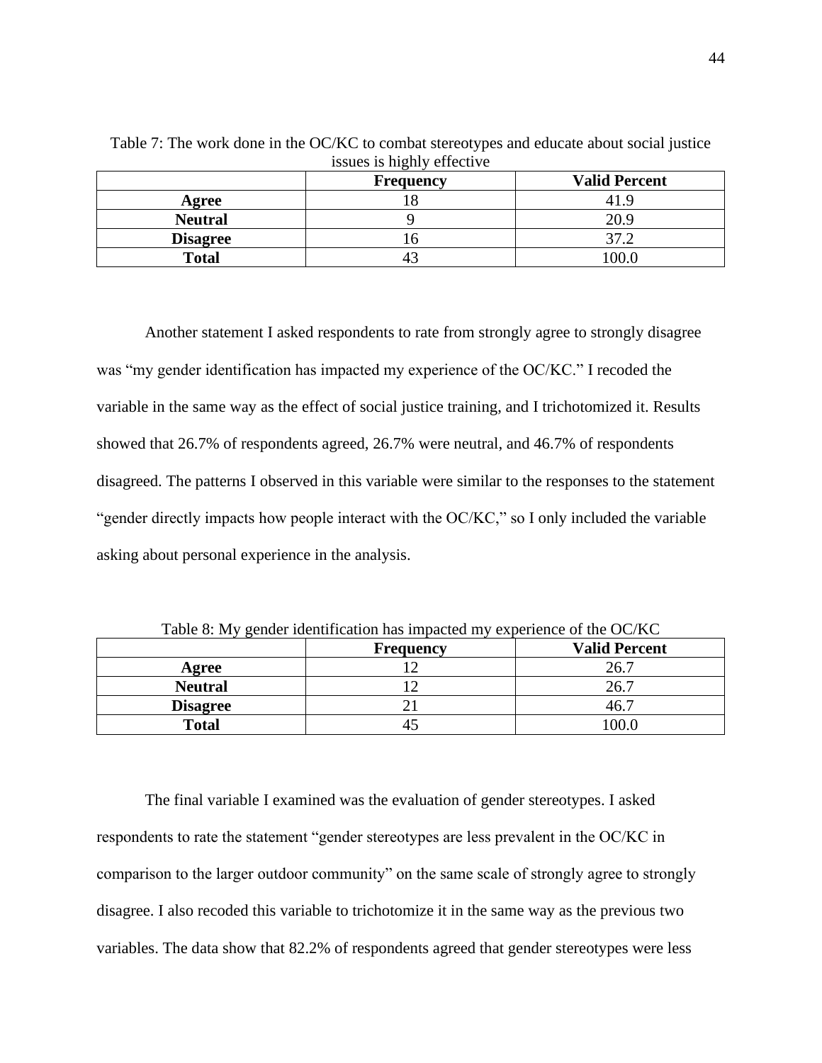Table 7: The work done in the OC/KC to combat stereotypes and educate about social justice issues is highly effective

| | Frequency | Valid Percent |
|---|---|---|
| **Agree** | 18 | 41.9 |
| **Neutral** | 9 | 20.9 |
| **Disagree** | 16 | 37.2 |
| **Total** | 43 | 100.0 |

Another statement I asked respondents to rate from strongly agree to strongly disagree was "my gender identification has impacted my experience of the OC/KC." I recoded the variable in the same way as the effect of social justice training, and I trichotomized it. Results showed that 26.7% of respondents agreed, 26.7% were neutral, and 46.7% of respondents disagreed. The patterns I observed in this variable were similar to the responses to the statement "gender directly impacts how people interact with the OC/KC," so I only included the variable asking about personal experience in the analysis.

Table 8: My gender identification has impacted my experience of the OC/KC

| | Frequency | Valid Percent |
|---|---|---|
| **Agree** | 12 | 26.7 |
| **Neutral** | 12 | 26.7 |
| **Disagree** | 21 | 46.7 |
| **Total** | 45 | 100.0 |

The final variable I examined was the evaluation of gender stereotypes. I asked respondents to rate the statement "gender stereotypes are less prevalent in the OC/KC in comparison to the larger outdoor community" on the same scale of strongly agree to strongly disagree. I also recoded this variable to trichotomize it in the same way as the previous two variables. The data show that 82.2% of respondents agreed that gender stereotypes were less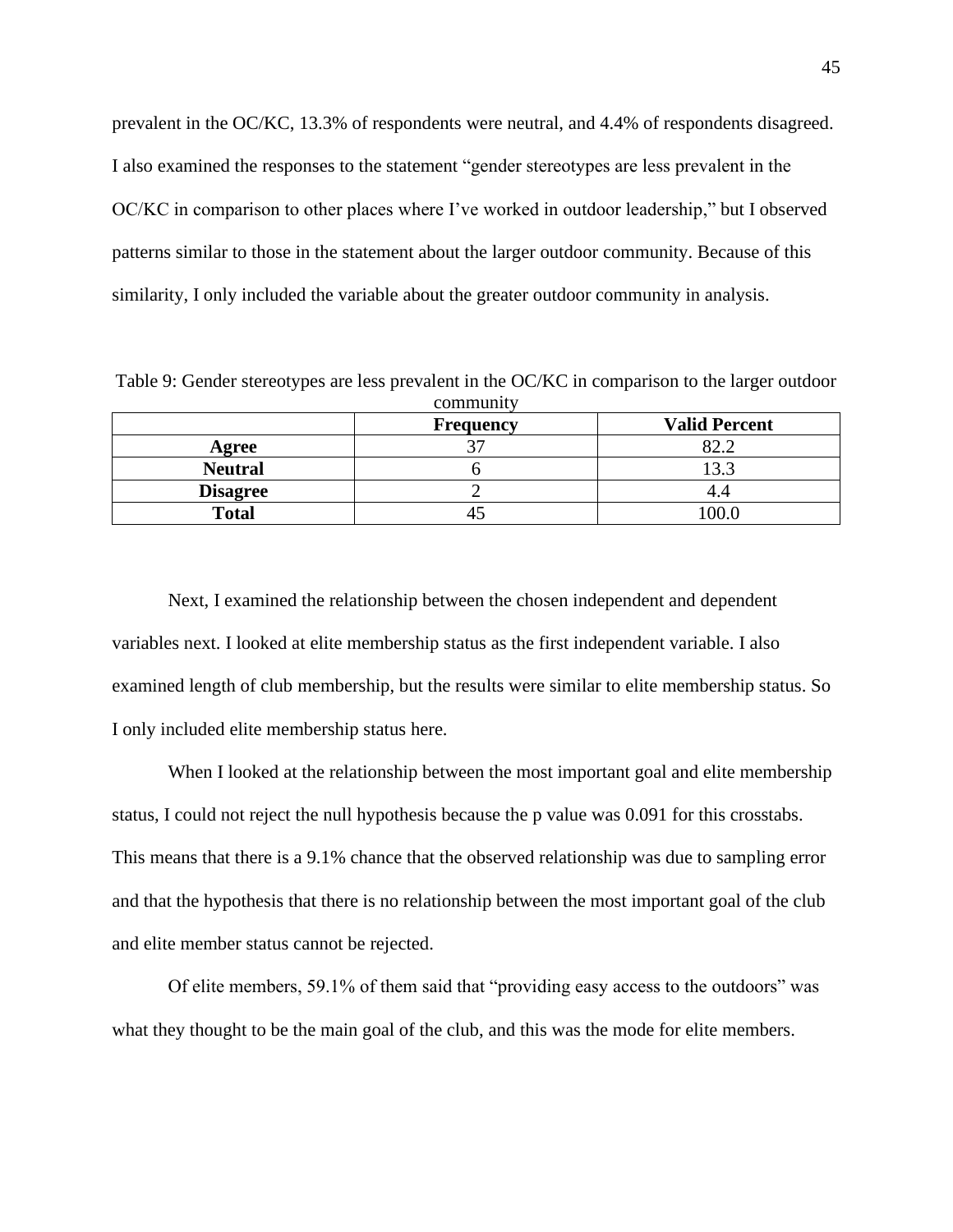prevalent in the OC/KC, 13.3% of respondents were neutral, and 4.4% of respondents disagreed. I also examined the responses to the statement "gender stereotypes are less prevalent in the OC/KC in comparison to other places where I've worked in outdoor leadership," but I observed patterns similar to those in the statement about the larger outdoor community. Because of this similarity, I only included the variable about the greater outdoor community in analysis.

Table 9: Gender stereotypes are less prevalent in the OC/KC in comparison to the larger outdoor community

| | Frequency | Valid Percent |
|---|---|---|
| **Agree** | 37 | 82.2 |
| **Neutral** | 6 | 13.3 |
| **Disagree** | 2 | 4.4 |
| **Total** | 45 | 100.0 |

Next, I examined the relationship between the chosen independent and dependent variables next. I looked at elite membership status as the first independent variable. I also examined length of club membership, but the results were similar to elite membership status. So I only included elite membership status here.

When I looked at the relationship between the most important goal and elite membership status, I could not reject the null hypothesis because the p value was 0.091 for this crosstabs. This means that there is a 9.1% chance that the observed relationship was due to sampling error and that the hypothesis that there is no relationship between the most important goal of the club and elite member status cannot be rejected.

Of elite members, 59.1% of them said that "providing easy access to the outdoors" was what they thought to be the main goal of the club, and this was the mode for elite members.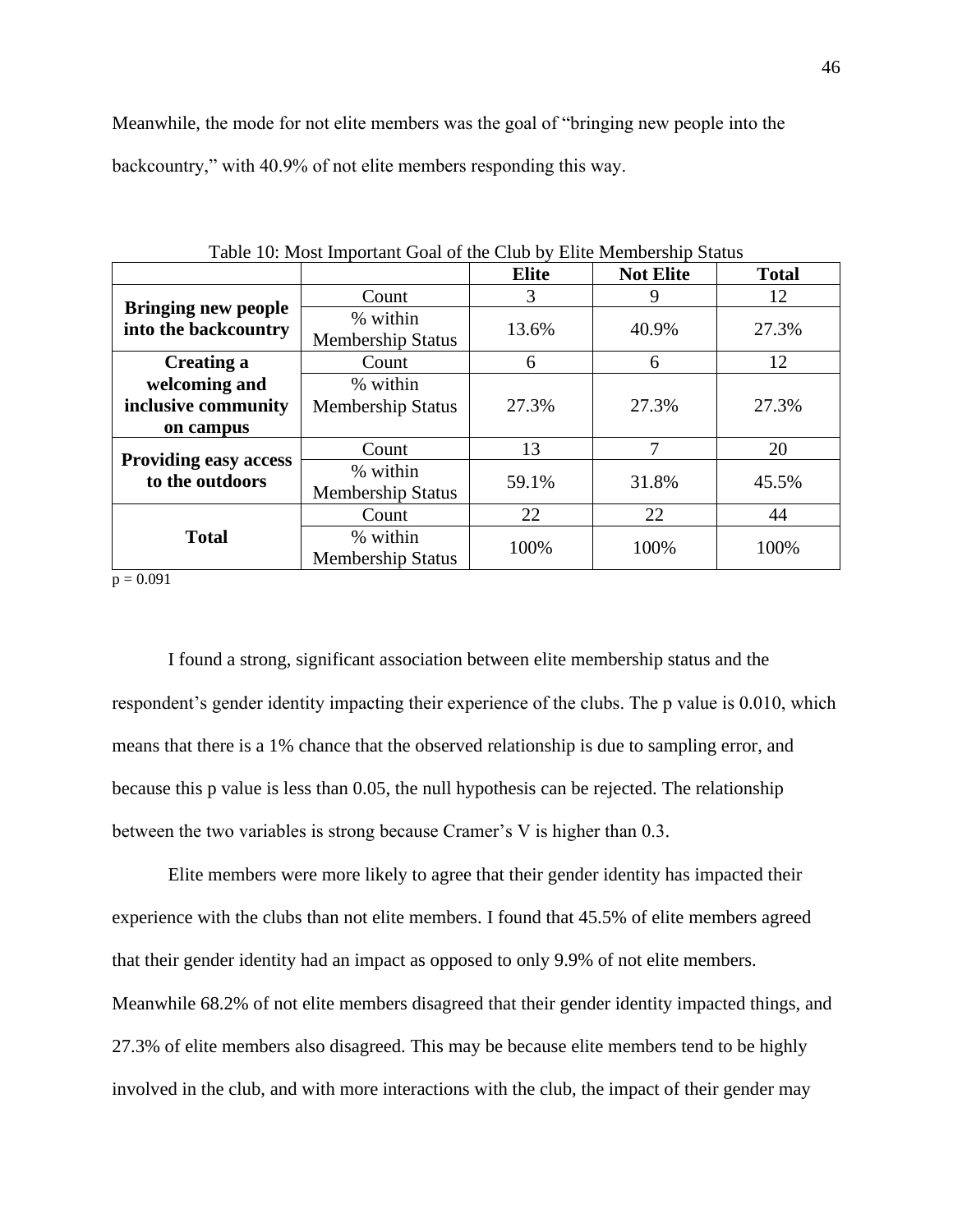Meanwhile, the mode for not elite members was the goal of "bringing new people into the backcountry," with 40.9% of not elite members responding this way.

Table 10: Most Important Goal of the Club by Elite Membership Status

| | | **Elite** | **Not Elite** | **Total** |
|---|---|---|---|---|
| **Bringing new people into the backcountry** | Count | 3 | 9 | 12 |
| | % within Membership Status | 13.6% | 40.9% | 27.3% |
| **Creating a welcoming and inclusive community on campus** | Count | 6 | 6 | 12 |
| | % within Membership Status | 27.3% | 27.3% | 27.3% |
| **Providing easy access to the outdoors** | Count | 13 | 7 | 20 |
| | % within Membership Status | 59.1% | 31.8% | 45.5% |
| **Total** | Count | 22 | 22 | 44 |
| | % within Membership Status | 100% | 100% | 100% |

p = 0.091

I found a strong, significant association between elite membership status and the respondent's gender identity impacting their experience of the clubs. The p value is 0.010, which means that there is a 1% chance that the observed relationship is due to sampling error, and because this p value is less than 0.05, the null hypothesis can be rejected. The relationship between the two variables is strong because Cramer's V is higher than 0.3.

Elite members were more likely to agree that their gender identity has impacted their experience with the clubs than not elite members. I found that 45.5% of elite members agreed that their gender identity had an impact as opposed to only 9.9% of not elite members. Meanwhile 68.2% of not elite members disagreed that their gender identity impacted things, and 27.3% of elite members also disagreed. This may be because elite members tend to be highly involved in the club, and with more interactions with the club, the impact of their gender may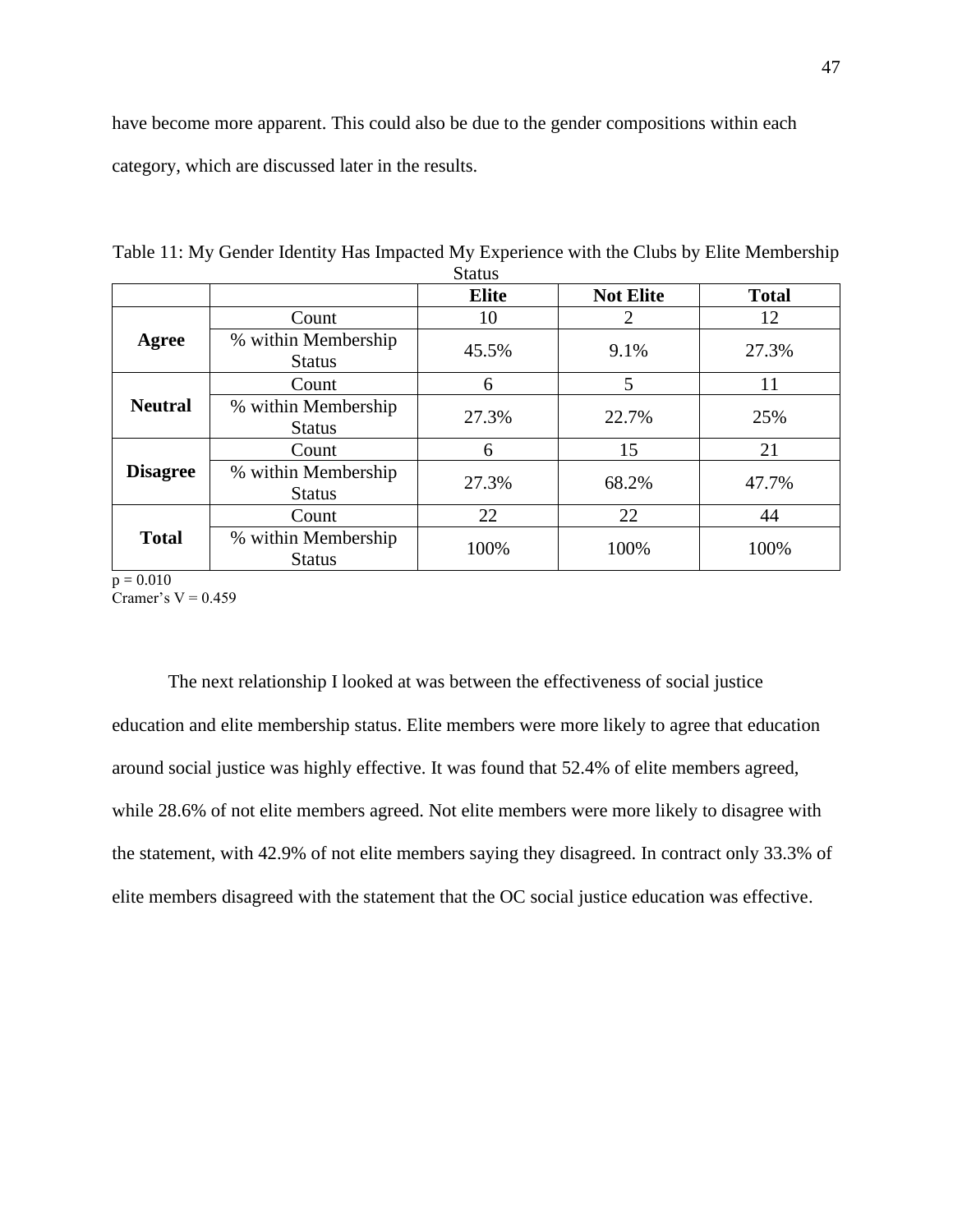have become more apparent. This could also be due to the gender compositions within each category, which are discussed later in the results.

Table 11: My Gender Identity Has Impacted My Experience with the Clubs by Elite Membership Status

| | | **Elite** | **Not Elite** | **Total** |
|---|---|---|---|---|
| **Agree** | Count | 10 | 2 | 12 |
| | % within Membership Status | 45.5% | 9.1% | 27.3% |
| **Neutral** | Count | 6 | 5 | 11 |
| | % within Membership Status | 27.3% | 22.7% | 25% |
| **Disagree** | Count | 6 | 15 | 21 |
| | % within Membership Status | 27.3% | 68.2% | 47.7% |
| **Total** | Count | 22 | 22 | 44 |
| | % within Membership Status | 100% | 100% | 100% |

$p = 0.010$
Cramer's V = 0.459

The next relationship I looked at was between the effectiveness of social justice education and elite membership status. Elite members were more likely to agree that education around social justice was highly effective. It was found that 52.4% of elite members agreed, while 28.6% of not elite members agreed. Not elite members were more likely to disagree with the statement, with 42.9% of not elite members saying they disagreed. In contract only 33.3% of elite members disagreed with the statement that the OC social justice education was effective.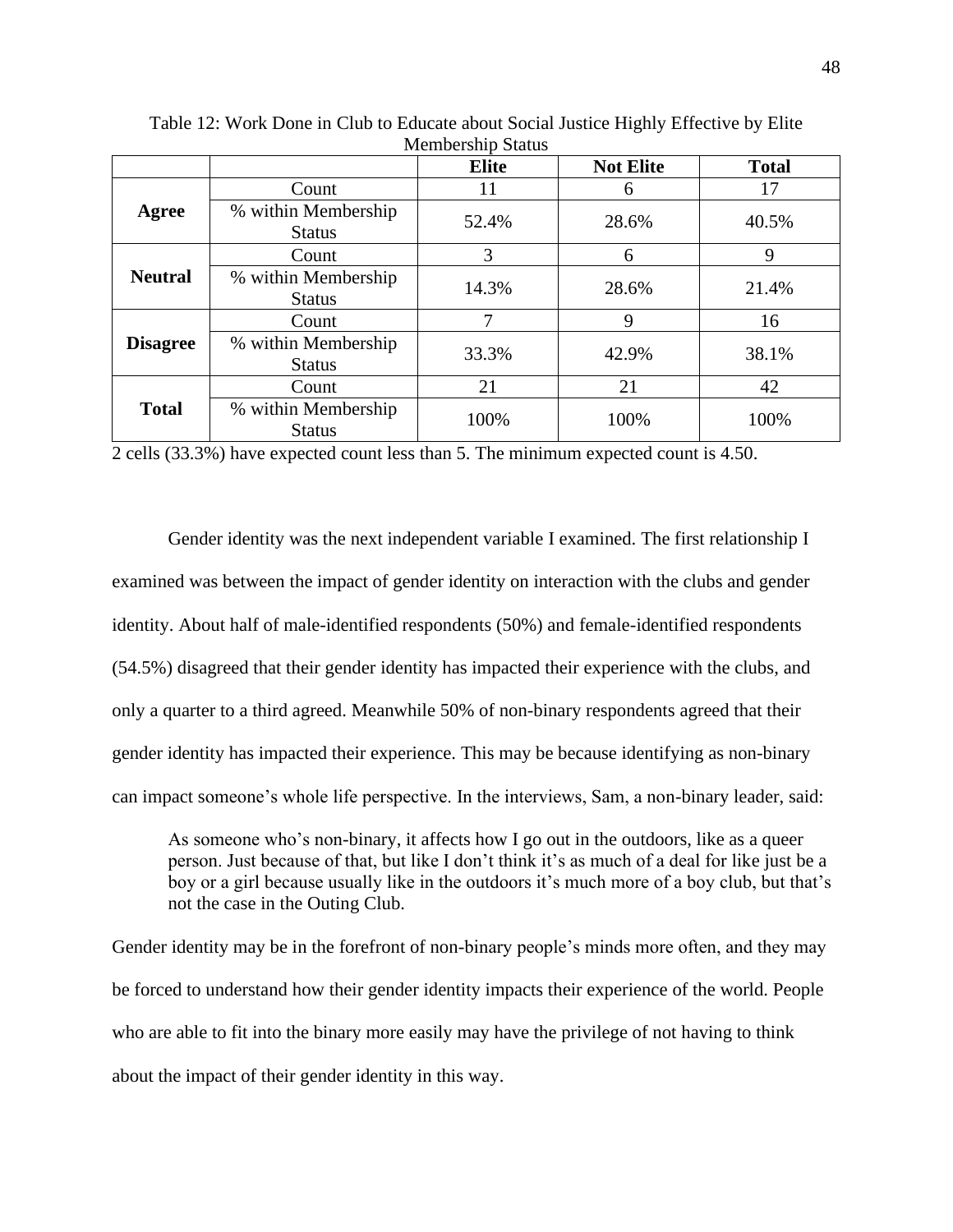Table 12: Work Done in Club to Educate about Social Justice Highly Effective by Elite Membership Status

| | | Elite | Not Elite | Total |
|---|---|---|---|---|
| **Agree** | Count | 11 | 6 | 17 |
| | % within Membership Status | 52.4% | 28.6% | 40.5% |
| **Neutral** | Count | 3 | 6 | 9 |
| | % within Membership Status | 14.3% | 28.6% | 21.4% |
| **Disagree** | Count | 7 | 9 | 16 |
| | % within Membership Status | 33.3% | 42.9% | 38.1% |
| **Total** | Count | 21 | 21 | 42 |
| | % within Membership Status | 100% | 100% | 100% |

2 cells (33.3%) have expected count less than 5. The minimum expected count is 4.50.

Gender identity was the next independent variable I examined. The first relationship I examined was between the impact of gender identity on interaction with the clubs and gender identity. About half of male-identified respondents (50%) and female-identified respondents (54.5%) disagreed that their gender identity has impacted their experience with the clubs, and only a quarter to a third agreed. Meanwhile 50% of non-binary respondents agreed that their gender identity has impacted their experience. This may be because identifying as non-binary can impact someone's whole life perspective. In the interviews, Sam, a non-binary leader, said:

> As someone who's non-binary, it affects how I go out in the outdoors, like as a queer person. Just because of that, but like I don't think it's as much of a deal for like just be a boy or a girl because usually like in the outdoors it's much more of a boy club, but that's not the case in the Outing Club.

Gender identity may be in the forefront of non-binary people's minds more often, and they may be forced to understand how their gender identity impacts their experience of the world. People who are able to fit into the binary more easily may have the privilege of not having to think about the impact of their gender identity in this way.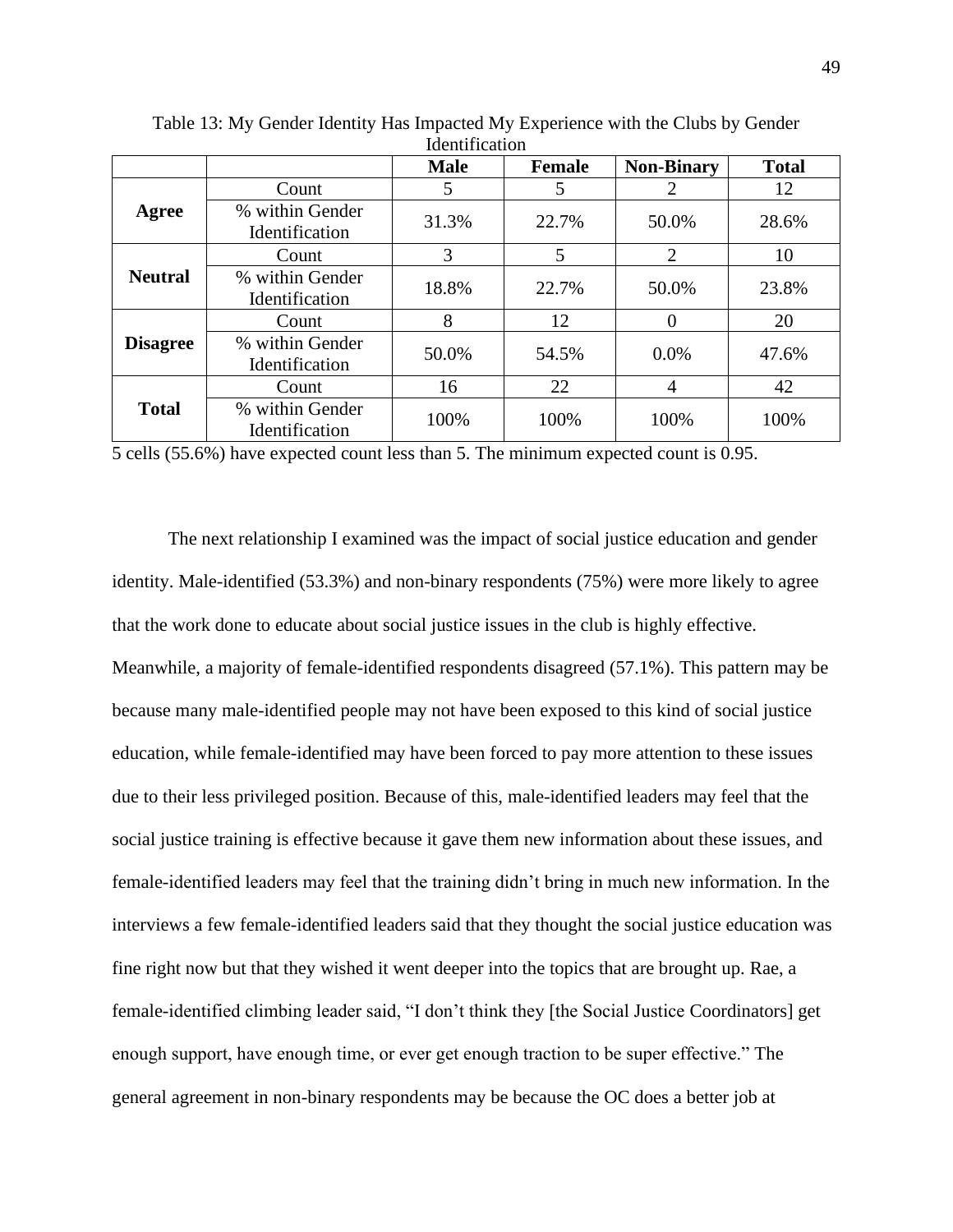Table 13: My Gender Identity Has Impacted My Experience with the Clubs by Gender Identification

| | | Male | Female | Non-Binary | Total |
|---|---|---|---|---|---|
| **Agree** | Count | 5 | 5 | 2 | 12 |
| | % within Gender Identification | 31.3% | 22.7% | 50.0% | 28.6% |
| **Neutral** | Count | 3 | 5 | 2 | 10 |
| | % within Gender Identification | 18.8% | 22.7% | 50.0% | 23.8% |
| **Disagree** | Count | 8 | 12 | 0 | 20 |
| | % within Gender Identification | 50.0% | 54.5% | 0.0% | 47.6% |
| **Total** | Count | 16 | 22 | 4 | 42 |
| | % within Gender Identification | 100% | 100% | 100% | 100% |

5 cells (55.6%) have expected count less than 5. The minimum expected count is 0.95.

The next relationship I examined was the impact of social justice education and gender identity. Male-identified (53.3%) and non-binary respondents (75%) were more likely to agree that the work done to educate about social justice issues in the club is highly effective. Meanwhile, a majority of female-identified respondents disagreed (57.1%). This pattern may be because many male-identified people may not have been exposed to this kind of social justice education, while female-identified may have been forced to pay more attention to these issues due to their less privileged position. Because of this, male-identified leaders may feel that the social justice training is effective because it gave them new information about these issues, and female-identified leaders may feel that the training didn't bring in much new information. In the interviews a few female-identified leaders said that they thought the social justice education was fine right now but that they wished it went deeper into the topics that are brought up. Rae, a female-identified climbing leader said, "I don't think they [the Social Justice Coordinators] get enough support, have enough time, or ever get enough traction to be super effective." The general agreement in non-binary respondents may be because the OC does a better job at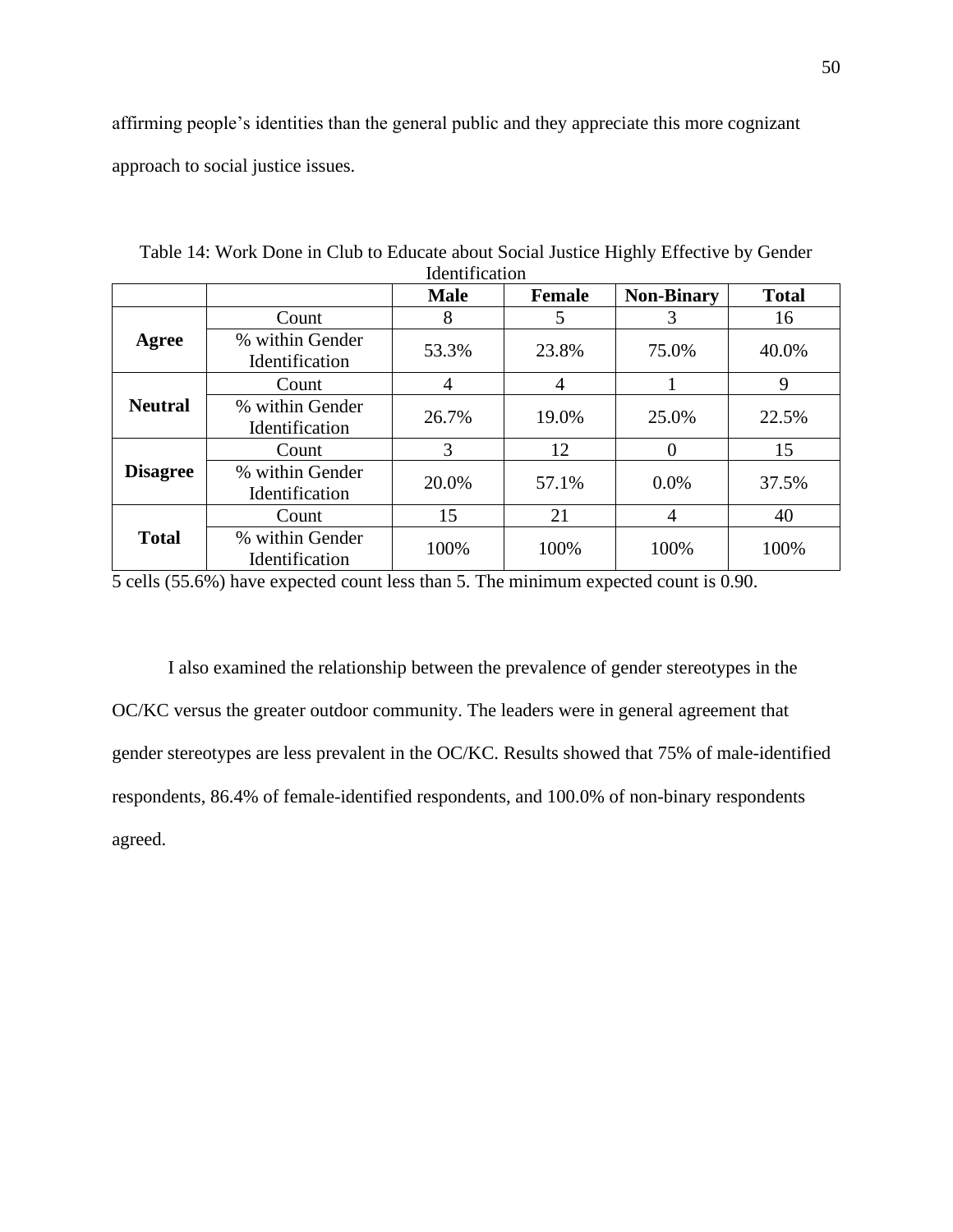affirming people's identities than the general public and they appreciate this more cognizant approach to social justice issues.

Table 14: Work Done in Club to Educate about Social Justice Highly Effective by Gender Identification

| | | **Male** | **Female** | **Non-Binary** | **Total** |
|---|---|---|---|---|---|
| **Agree** | Count | 8 | 5 | 3 | 16 |
| | % within Gender Identification | 53.3% | 23.8% | 75.0% | 40.0% |
| **Neutral** | Count | 4 | 4 | 1 | 9 |
| | % within Gender Identification | 26.7% | 19.0% | 25.0% | 22.5% |
| **Disagree** | Count | 3 | 12 | 0 | 15 |
| | % within Gender Identification | 20.0% | 57.1% | 0.0% | 37.5% |
| **Total** | Count | 15 | 21 | 4 | 40 |
| | % within Gender Identification | 100% | 100% | 100% | 100% |

5 cells (55.6%) have expected count less than 5. The minimum expected count is 0.90.

I also examined the relationship between the prevalence of gender stereotypes in the OC/KC versus the greater outdoor community. The leaders were in general agreement that gender stereotypes are less prevalent in the OC/KC. Results showed that 75% of male-identified respondents, 86.4% of female-identified respondents, and 100.0% of non-binary respondents agreed.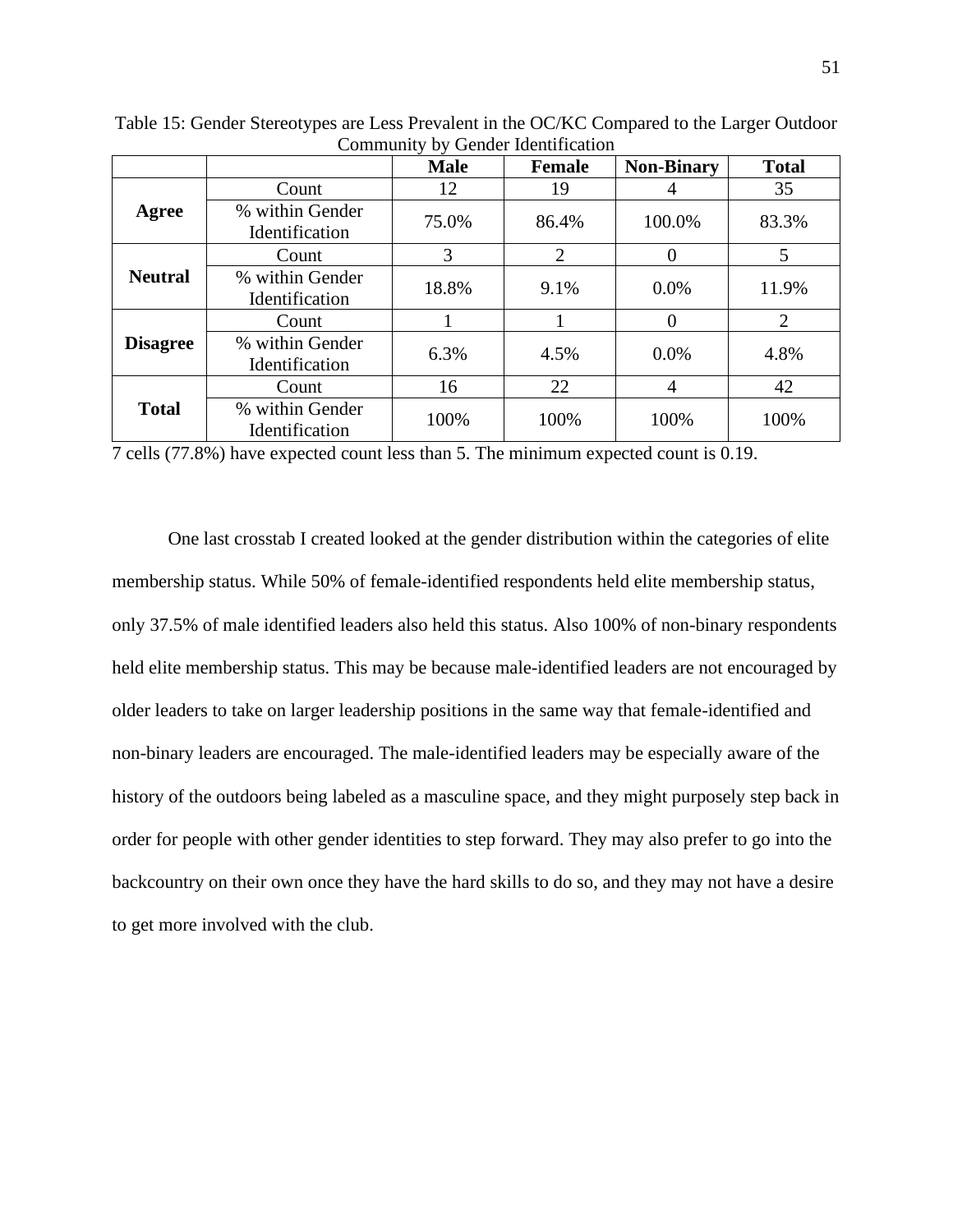Table 15: Gender Stereotypes are Less Prevalent in the OC/KC Compared to the Larger Outdoor Community by Gender Identification

| | | Male | Female | Non-Binary | Total |
|---|---|---|---|---|---|
| **Agree** | Count | 12 | 19 | 4 | 35 |
| | % within Gender Identification | 75.0% | 86.4% | 100.0% | 83.3% |
| **Neutral** | Count | 3 | 2 | 0 | 5 |
| | % within Gender Identification | 18.8% | 9.1% | 0.0% | 11.9% |
| **Disagree** | Count | 1 | 1 | 0 | 2 |
| | % within Gender Identification | 6.3% | 4.5% | 0.0% | 4.8% |
| **Total** | Count | 16 | 22 | 4 | 42 |
| | % within Gender Identification | 100% | 100% | 100% | 100% |

7 cells (77.8%) have expected count less than 5. The minimum expected count is 0.19.

One last crosstab I created looked at the gender distribution within the categories of elite membership status. While 50% of female-identified respondents held elite membership status, only 37.5% of male identified leaders also held this status. Also 100% of non-binary respondents held elite membership status. This may be because male-identified leaders are not encouraged by older leaders to take on larger leadership positions in the same way that female-identified and non-binary leaders are encouraged. The male-identified leaders may be especially aware of the history of the outdoors being labeled as a masculine space, and they might purposely step back in order for people with other gender identities to step forward. They may also prefer to go into the backcountry on their own once they have the hard skills to do so, and they may not have a desire to get more involved with the club.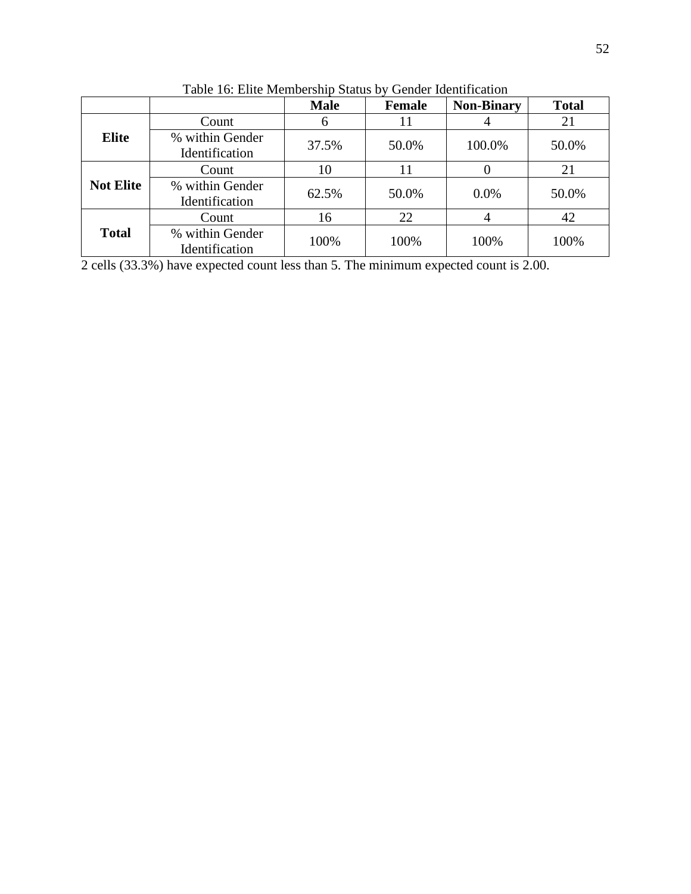Table 16: Elite Membership Status by Gender Identification

| | | **Male** | **Female** | **Non-Binary** | **Total** |
|---|---|---|---|---|---|
| **Elite** | Count | 6 | 11 | 4 | 21 |
| | % within Gender Identification | 37.5% | 50.0% | 100.0% | 50.0% |
| **Not Elite** | Count | 10 | 11 | 0 | 21 |
| | % within Gender Identification | 62.5% | 50.0% | 0.0% | 50.0% |
| **Total** | Count | 16 | 22 | 4 | 42 |
| | % within Gender Identification | 100% | 100% | 100% | 100% |

2 cells (33.3%) have expected count less than 5. The minimum expected count is 2.00.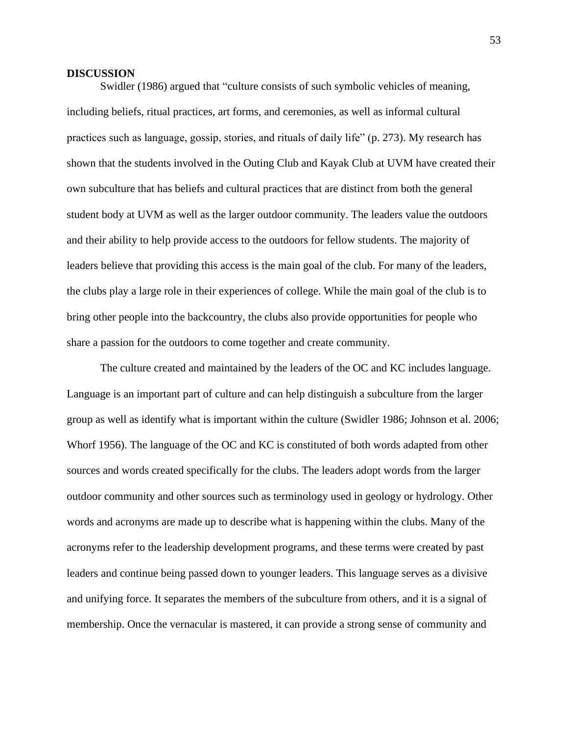# DISCUSSION

Swidler (1986) argued that "culture consists of such symbolic vehicles of meaning, including beliefs, ritual practices, art forms, and ceremonies, as well as informal cultural practices such as language, gossip, stories, and rituals of daily life" (p. 273). My research has shown that the students involved in the Outing Club and Kayak Club at UVM have created their own subculture that has beliefs and cultural practices that are distinct from both the general student body at UVM as well as the larger outdoor community. The leaders value the outdoors and their ability to help provide access to the outdoors for fellow students. The majority of leaders believe that providing this access is the main goal of the club. For many of the leaders, the clubs play a large role in their experiences of college. While the main goal of the club is to bring other people into the backcountry, the clubs also provide opportunities for people who share a passion for the outdoors to come together and create community.

The culture created and maintained by the leaders of the OC and KC includes language. Language is an important part of culture and can help distinguish a subculture from the larger group as well as identify what is important within the culture (Swidler 1986; Johnson et al. 2006; Whorf 1956). The language of the OC and KC is constituted of both words adapted from other sources and words created specifically for the clubs. The leaders adopt words from the larger outdoor community and other sources such as terminology used in geology or hydrology. Other words and acronyms are made up to describe what is happening within the clubs. Many of the acronyms refer to the leadership development programs, and these terms were created by past leaders and continue being passed down to younger leaders. This language serves as a divisive and unifying force. It separates the members of the subculture from others, and it is a signal of membership. Once the vernacular is mastered, it can provide a strong sense of community and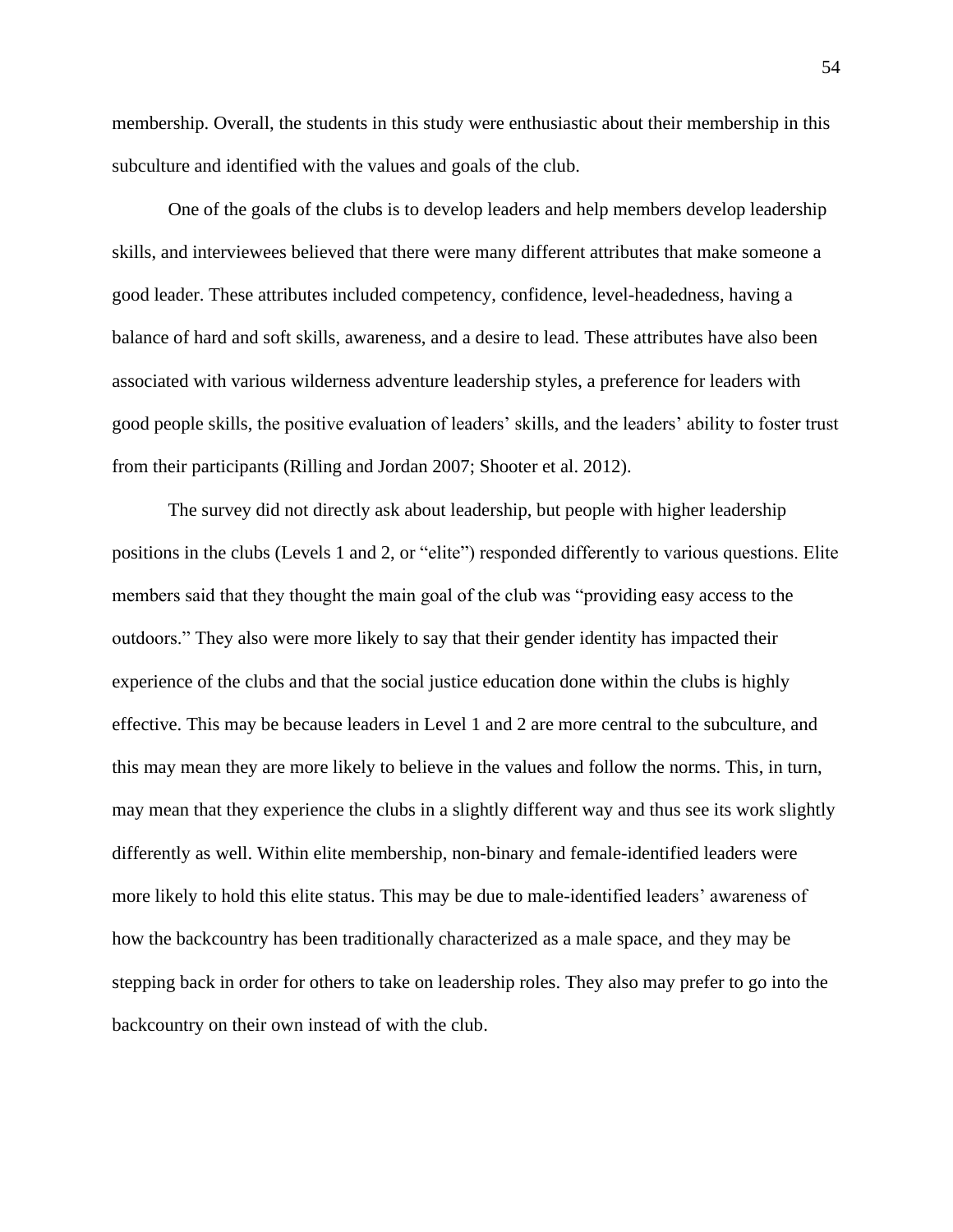membership. Overall, the students in this study were enthusiastic about their membership in this subculture and identified with the values and goals of the club.

One of the goals of the clubs is to develop leaders and help members develop leadership skills, and interviewees believed that there were many different attributes that make someone a good leader. These attributes included competency, confidence, level-headedness, having a balance of hard and soft skills, awareness, and a desire to lead. These attributes have also been associated with various wilderness adventure leadership styles, a preference for leaders with good people skills, the positive evaluation of leaders' skills, and the leaders' ability to foster trust from their participants (Rilling and Jordan 2007; Shooter et al. 2012).

The survey did not directly ask about leadership, but people with higher leadership positions in the clubs (Levels 1 and 2, or "elite") responded differently to various questions. Elite members said that they thought the main goal of the club was "providing easy access to the outdoors." They also were more likely to say that their gender identity has impacted their experience of the clubs and that the social justice education done within the clubs is highly effective. This may be because leaders in Level 1 and 2 are more central to the subculture, and this may mean they are more likely to believe in the values and follow the norms. This, in turn, may mean that they experience the clubs in a slightly different way and thus see its work slightly differently as well. Within elite membership, non-binary and female-identified leaders were more likely to hold this elite status. This may be due to male-identified leaders' awareness of how the backcountry has been traditionally characterized as a male space, and they may be stepping back in order for others to take on leadership roles. They also may prefer to go into the backcountry on their own instead of with the club.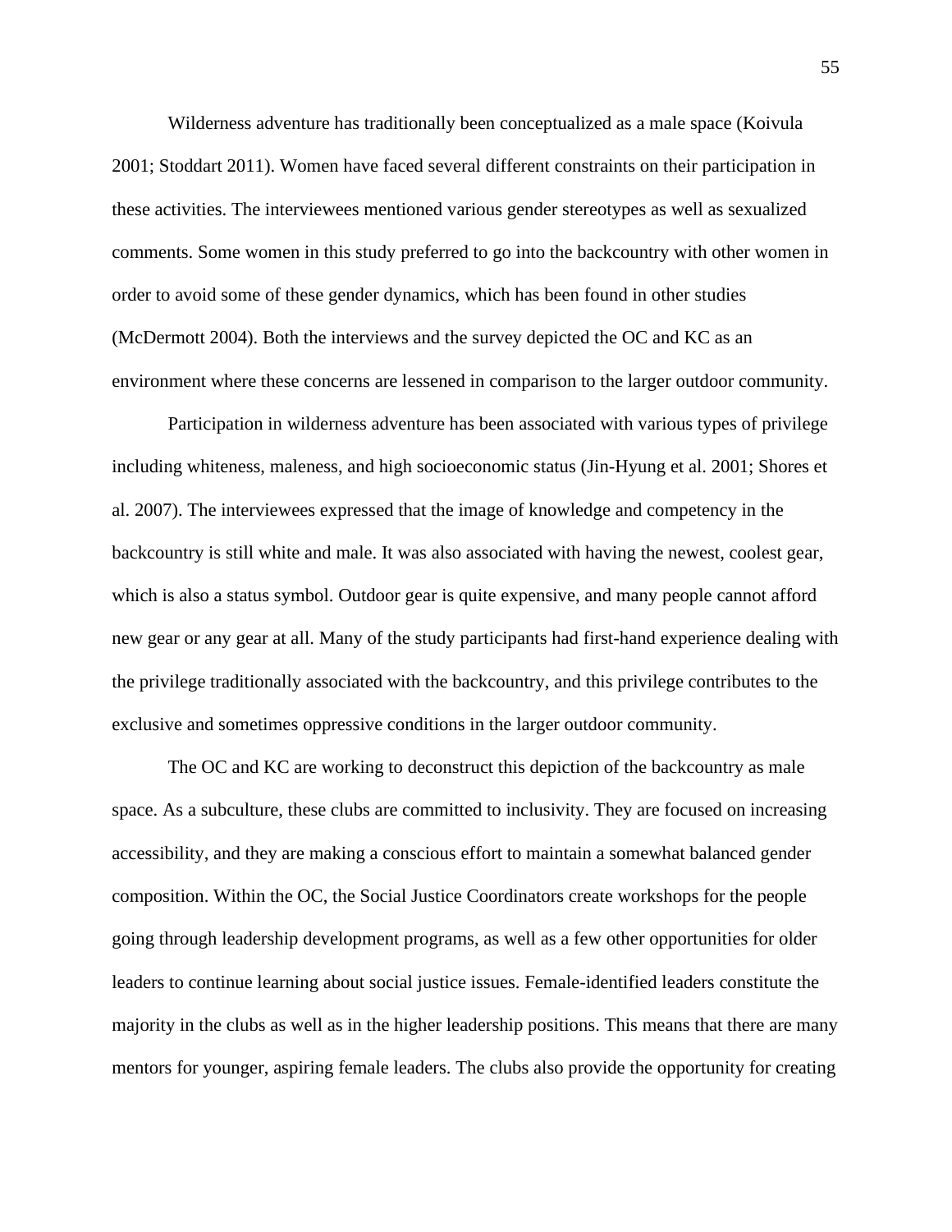Wilderness adventure has traditionally been conceptualized as a male space (Koivula 2001; Stoddart 2011). Women have faced several different constraints on their participation in these activities. The interviewees mentioned various gender stereotypes as well as sexualized comments. Some women in this study preferred to go into the backcountry with other women in order to avoid some of these gender dynamics, which has been found in other studies (McDermott 2004). Both the interviews and the survey depicted the OC and KC as an environment where these concerns are lessened in comparison to the larger outdoor community.

Participation in wilderness adventure has been associated with various types of privilege including whiteness, maleness, and high socioeconomic status (Jin-Hyung et al. 2001; Shores et al. 2007). The interviewees expressed that the image of knowledge and competency in the backcountry is still white and male. It was also associated with having the newest, coolest gear, which is also a status symbol. Outdoor gear is quite expensive, and many people cannot afford new gear or any gear at all. Many of the study participants had first-hand experience dealing with the privilege traditionally associated with the backcountry, and this privilege contributes to the exclusive and sometimes oppressive conditions in the larger outdoor community.

The OC and KC are working to deconstruct this depiction of the backcountry as male space. As a subculture, these clubs are committed to inclusivity. They are focused on increasing accessibility, and they are making a conscious effort to maintain a somewhat balanced gender composition. Within the OC, the Social Justice Coordinators create workshops for the people going through leadership development programs, as well as a few other opportunities for older leaders to continue learning about social justice issues. Female-identified leaders constitute the majority in the clubs as well as in the higher leadership positions. This means that there are many mentors for younger, aspiring female leaders. The clubs also provide the opportunity for creating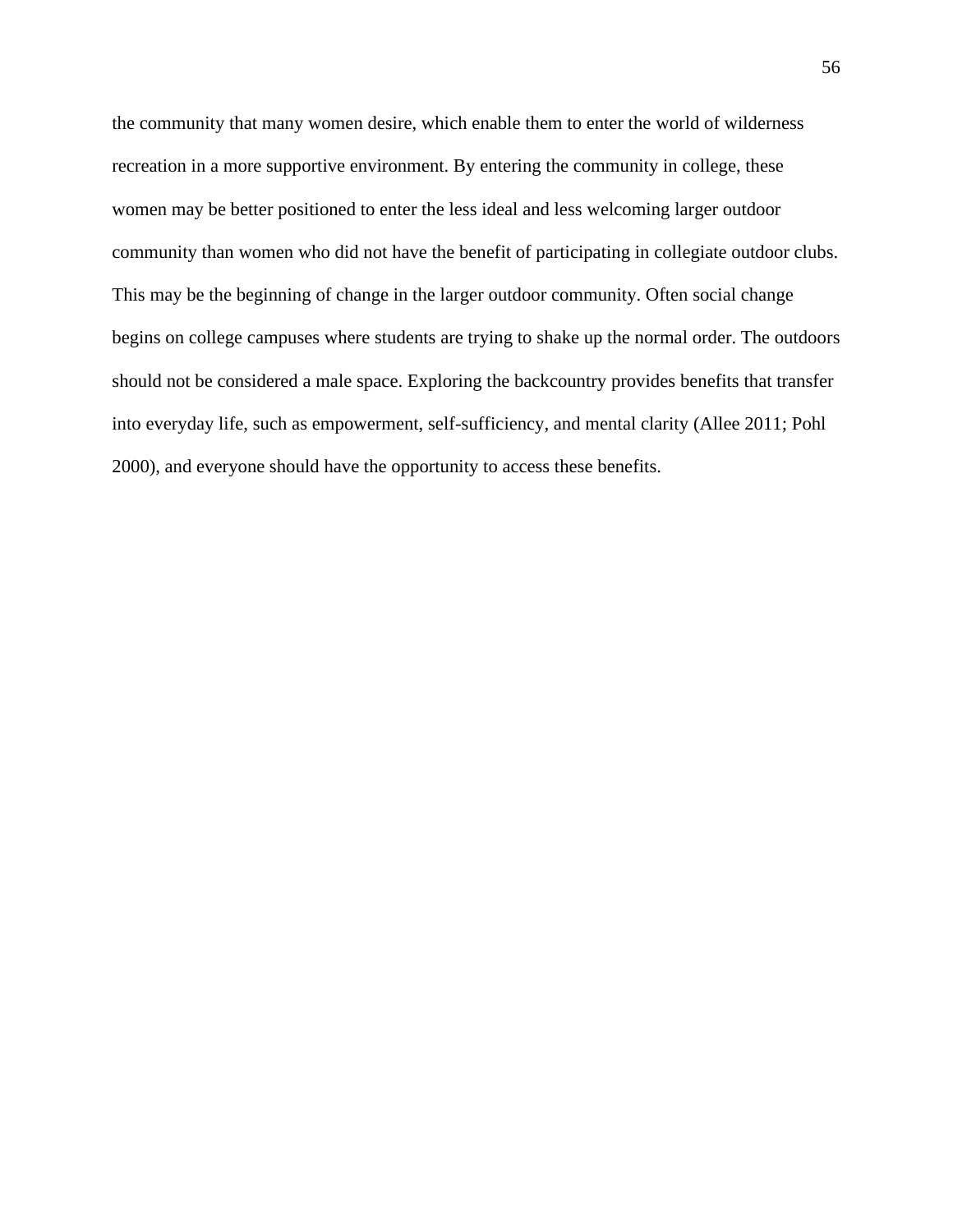the community that many women desire, which enable them to enter the world of wilderness recreation in a more supportive environment. By entering the community in college, these women may be better positioned to enter the less ideal and less welcoming larger outdoor community than women who did not have the benefit of participating in collegiate outdoor clubs. This may be the beginning of change in the larger outdoor community. Often social change begins on college campuses where students are trying to shake up the normal order. The outdoors should not be considered a male space. Exploring the backcountry provides benefits that transfer into everyday life, such as empowerment, self-sufficiency, and mental clarity (Allee 2011; Pohl 2000), and everyone should have the opportunity to access these benefits.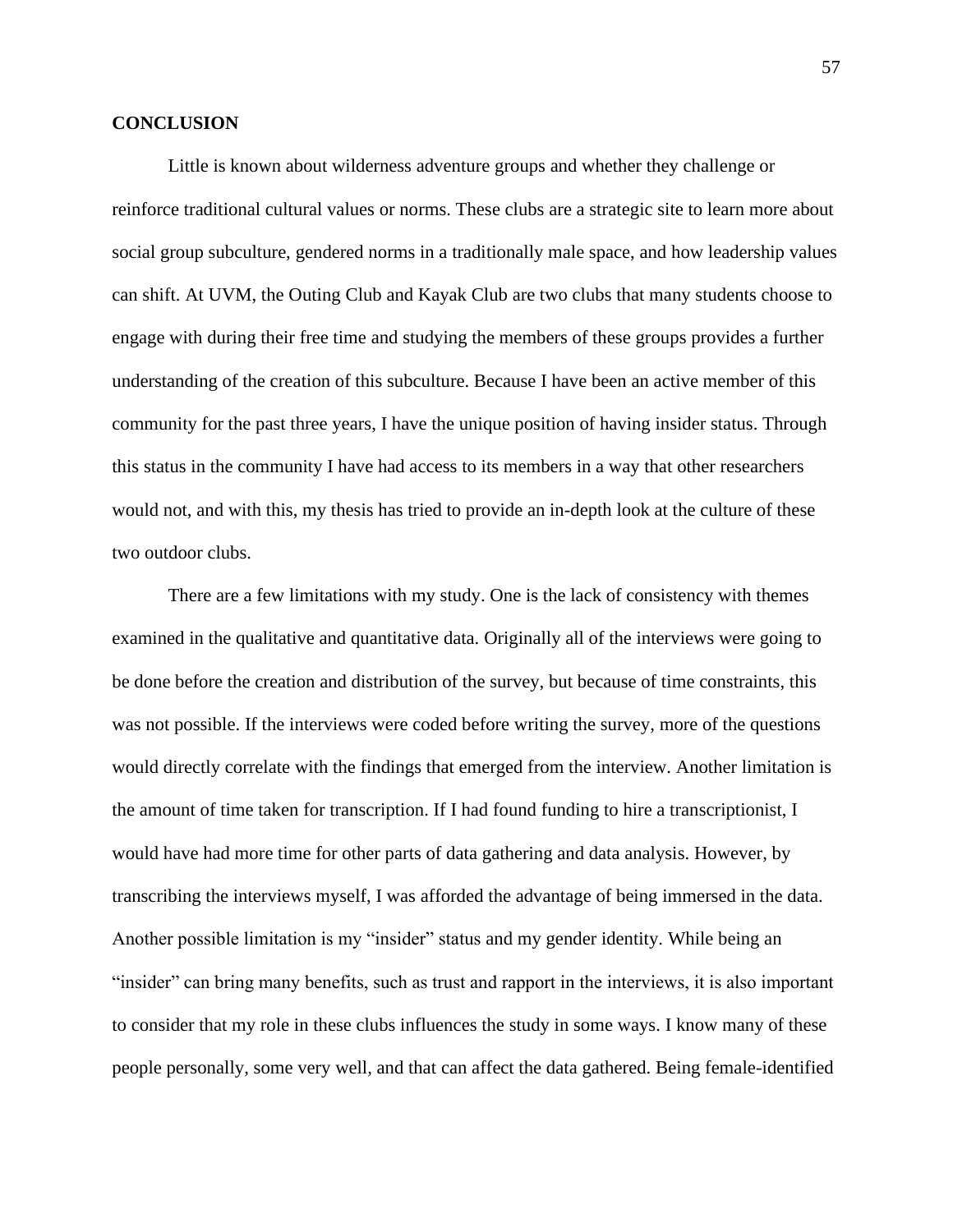## CONCLUSION

Little is known about wilderness adventure groups and whether they challenge or reinforce traditional cultural values or norms. These clubs are a strategic site to learn more about social group subculture, gendered norms in a traditionally male space, and how leadership values can shift. At UVM, the Outing Club and Kayak Club are two clubs that many students choose to engage with during their free time and studying the members of these groups provides a further understanding of the creation of this subculture. Because I have been an active member of this community for the past three years, I have the unique position of having insider status. Through this status in the community I have had access to its members in a way that other researchers would not, and with this, my thesis has tried to provide an in-depth look at the culture of these two outdoor clubs.

There are a few limitations with my study. One is the lack of consistency with themes examined in the qualitative and quantitative data. Originally all of the interviews were going to be done before the creation and distribution of the survey, but because of time constraints, this was not possible. If the interviews were coded before writing the survey, more of the questions would directly correlate with the findings that emerged from the interview. Another limitation is the amount of time taken for transcription. If I had found funding to hire a transcriptionist, I would have had more time for other parts of data gathering and data analysis. However, by transcribing the interviews myself, I was afforded the advantage of being immersed in the data. Another possible limitation is my "insider" status and my gender identity. While being an "insider" can bring many benefits, such as trust and rapport in the interviews, it is also important to consider that my role in these clubs influences the study in some ways. I know many of these people personally, some very well, and that can affect the data gathered. Being female-identified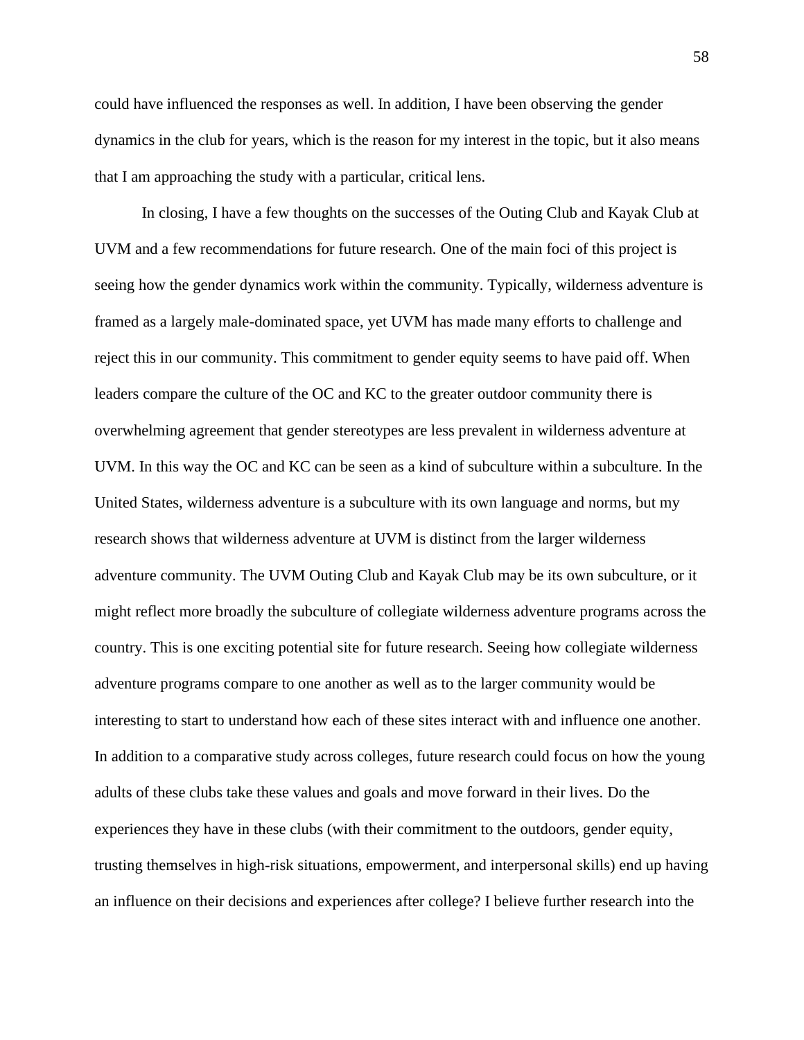could have influenced the responses as well. In addition, I have been observing the gender dynamics in the club for years, which is the reason for my interest in the topic, but it also means that I am approaching the study with a particular, critical lens.

In closing, I have a few thoughts on the successes of the Outing Club and Kayak Club at UVM and a few recommendations for future research. One of the main foci of this project is seeing how the gender dynamics work within the community. Typically, wilderness adventure is framed as a largely male-dominated space, yet UVM has made many efforts to challenge and reject this in our community. This commitment to gender equity seems to have paid off. When leaders compare the culture of the OC and KC to the greater outdoor community there is overwhelming agreement that gender stereotypes are less prevalent in wilderness adventure at UVM. In this way the OC and KC can be seen as a kind of subculture within a subculture. In the United States, wilderness adventure is a subculture with its own language and norms, but my research shows that wilderness adventure at UVM is distinct from the larger wilderness adventure community. The UVM Outing Club and Kayak Club may be its own subculture, or it might reflect more broadly the subculture of collegiate wilderness adventure programs across the country. This is one exciting potential site for future research. Seeing how collegiate wilderness adventure programs compare to one another as well as to the larger community would be interesting to start to understand how each of these sites interact with and influence one another. In addition to a comparative study across colleges, future research could focus on how the young adults of these clubs take these values and goals and move forward in their lives. Do the experiences they have in these clubs (with their commitment to the outdoors, gender equity, trusting themselves in high-risk situations, empowerment, and interpersonal skills) end up having an influence on their decisions and experiences after college? I believe further research into the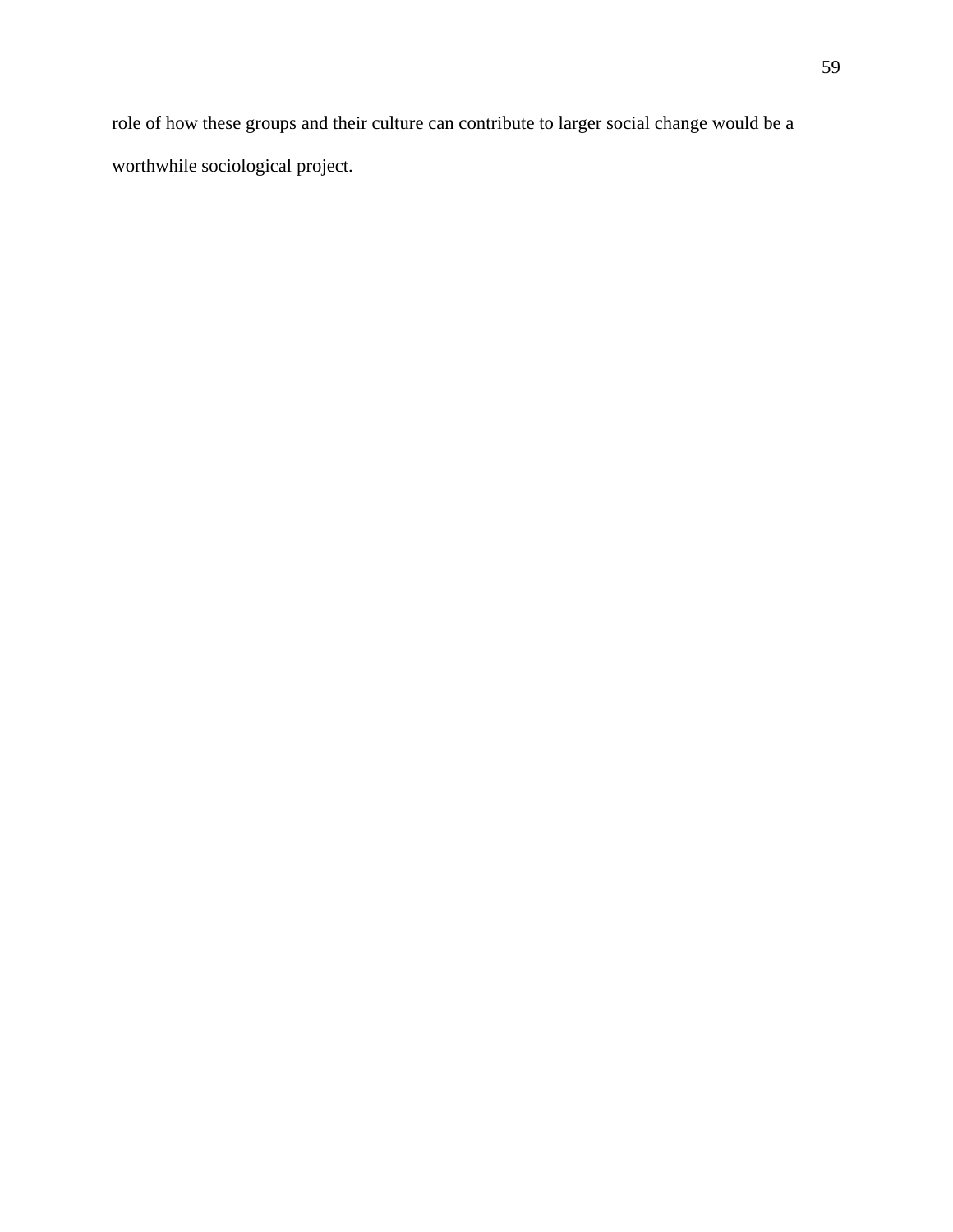role of how these groups and their culture can contribute to larger social change would be a worthwhile sociological project.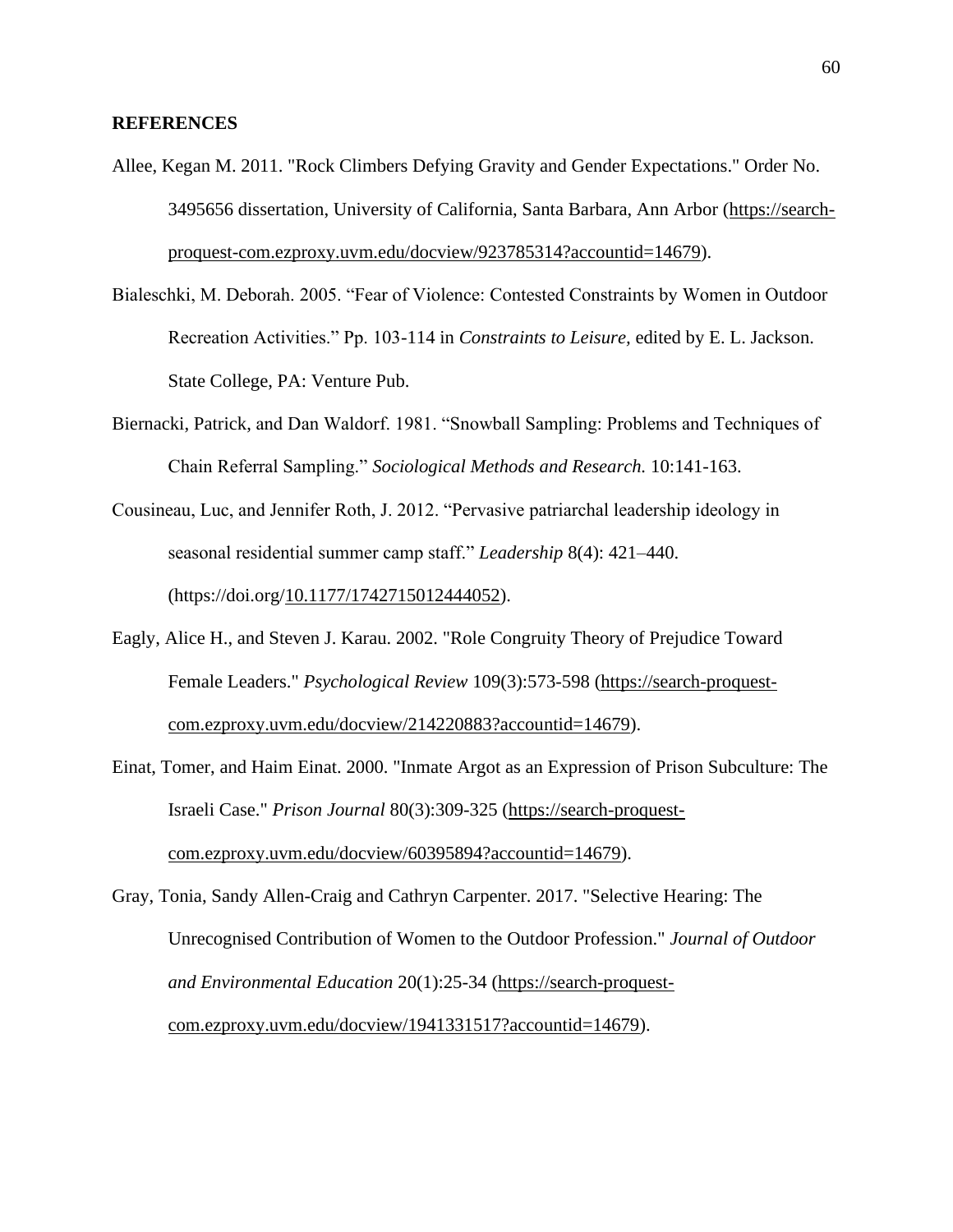**REFERENCES**

Allee, Kegan M. 2011. "Rock Climbers Defying Gravity and Gender Expectations." Order No. 3495656 dissertation, University of California, Santa Barbara, Ann Arbor (https://search-proquest-com.ezproxy.uvm.edu/docview/923785314?accountid=14679).

Bialeschki, M. Deborah. 2005. "Fear of Violence: Contested Constraints by Women in Outdoor Recreation Activities." Pp. 103-114 in *Constraints to Leisure*, edited by E. L. Jackson. State College, PA: Venture Pub.

Biernacki, Patrick, and Dan Waldorf. 1981. "Snowball Sampling: Problems and Techniques of Chain Referral Sampling." *Sociological Methods and Research.* 10:141-163.

Cousineau, Luc, and Jennifer Roth, J. 2012. "Pervasive patriarchal leadership ideology in seasonal residential summer camp staff." *Leadership* 8(4): 421–440. (https://doi.org/10.1177/1742715012444052).

Eagly, Alice H., and Steven J. Karau. 2002. "Role Congruity Theory of Prejudice Toward Female Leaders." *Psychological Review* 109(3):573-598 (https://search-proquest-com.ezproxy.uvm.edu/docview/214220883?accountid=14679).

Einat, Tomer, and Haim Einat. 2000. "Inmate Argot as an Expression of Prison Subculture: The Israeli Case." *Prison Journal* 80(3):309-325 (https://search-proquest-com.ezproxy.uvm.edu/docview/60395894?accountid=14679).

Gray, Tonia, Sandy Allen-Craig and Cathryn Carpenter. 2017. "Selective Hearing: The Unrecognised Contribution of Women to the Outdoor Profession." *Journal of Outdoor and Environmental Education* 20(1):25-34 (https://search-proquest-com.ezproxy.uvm.edu/docview/1941331517?accountid=14679).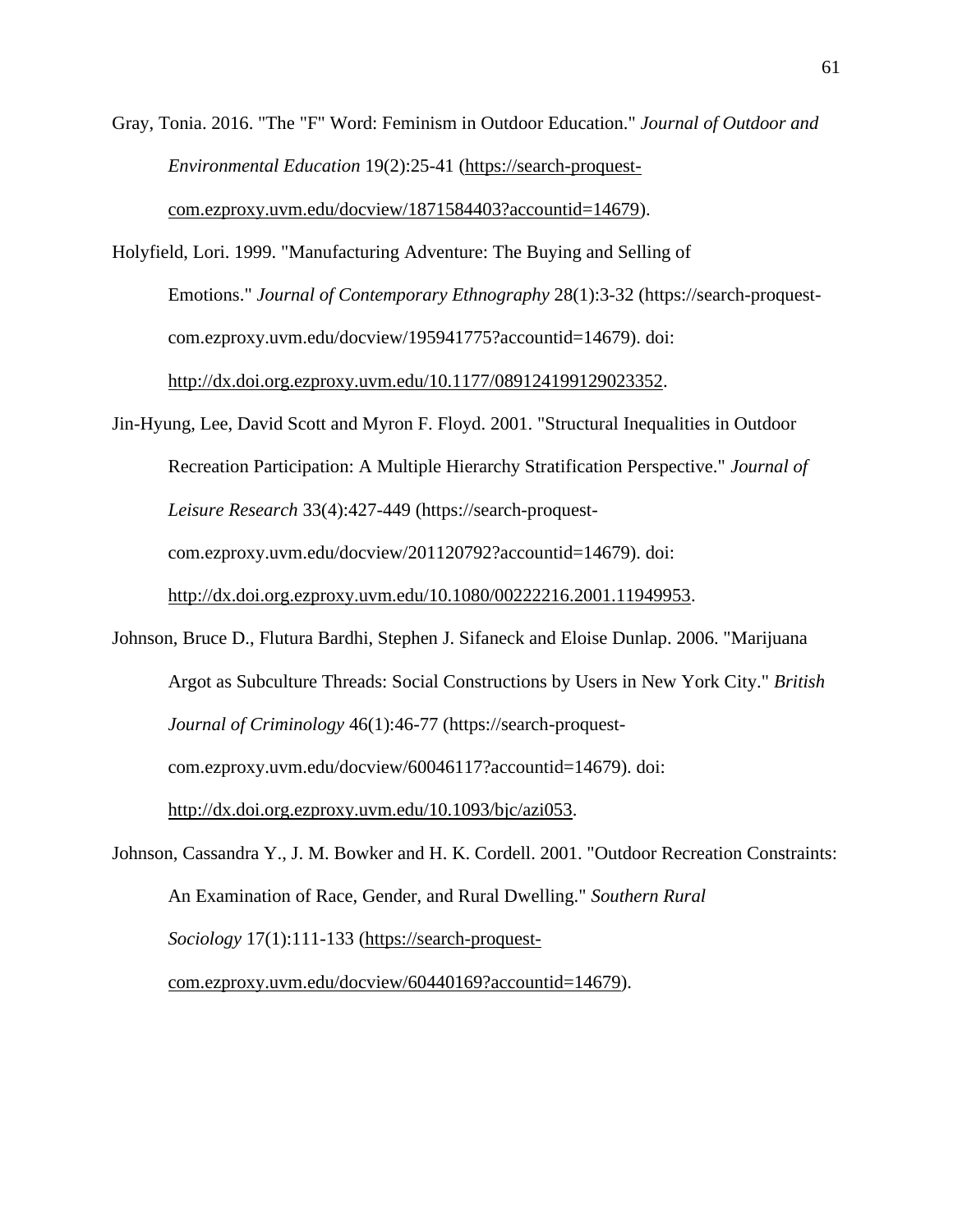Gray, Tonia. 2016. "The "F" Word: Feminism in Outdoor Education." *Journal of Outdoor and Environmental Education* 19(2):25-41 (https://search-proquest-com.ezproxy.uvm.edu/docview/1871584403?accountid=14679).

Holyfield, Lori. 1999. "Manufacturing Adventure: The Buying and Selling of Emotions." *Journal of Contemporary Ethnography* 28(1):3-32 (https://search-proquest-com.ezproxy.uvm.edu/docview/195941775?accountid=14679). doi: http://dx.doi.org.ezproxy.uvm.edu/10.1177/089124199129023352.

Jin-Hyung, Lee, David Scott and Myron F. Floyd. 2001. "Structural Inequalities in Outdoor Recreation Participation: A Multiple Hierarchy Stratification Perspective." *Journal of Leisure Research* 33(4):427-449 (https://search-proquest-com.ezproxy.uvm.edu/docview/201120792?accountid=14679). doi: http://dx.doi.org.ezproxy.uvm.edu/10.1080/00222216.2001.11949953.

Johnson, Bruce D., Flutura Bardhi, Stephen J. Sifaneck and Eloise Dunlap. 2006. "Marijuana Argot as Subculture Threads: Social Constructions by Users in New York City." *British Journal of Criminology* 46(1):46-77 (https://search-proquest-com.ezproxy.uvm.edu/docview/60046117?accountid=14679). doi: http://dx.doi.org.ezproxy.uvm.edu/10.1093/bjc/azi053.

Johnson, Cassandra Y., J. M. Bowker and H. K. Cordell. 2001. "Outdoor Recreation Constraints: An Examination of Race, Gender, and Rural Dwelling." *Southern Rural Sociology* 17(1):111-133 (https://search-proquest-com.ezproxy.uvm.edu/docview/60440169?accountid=14679).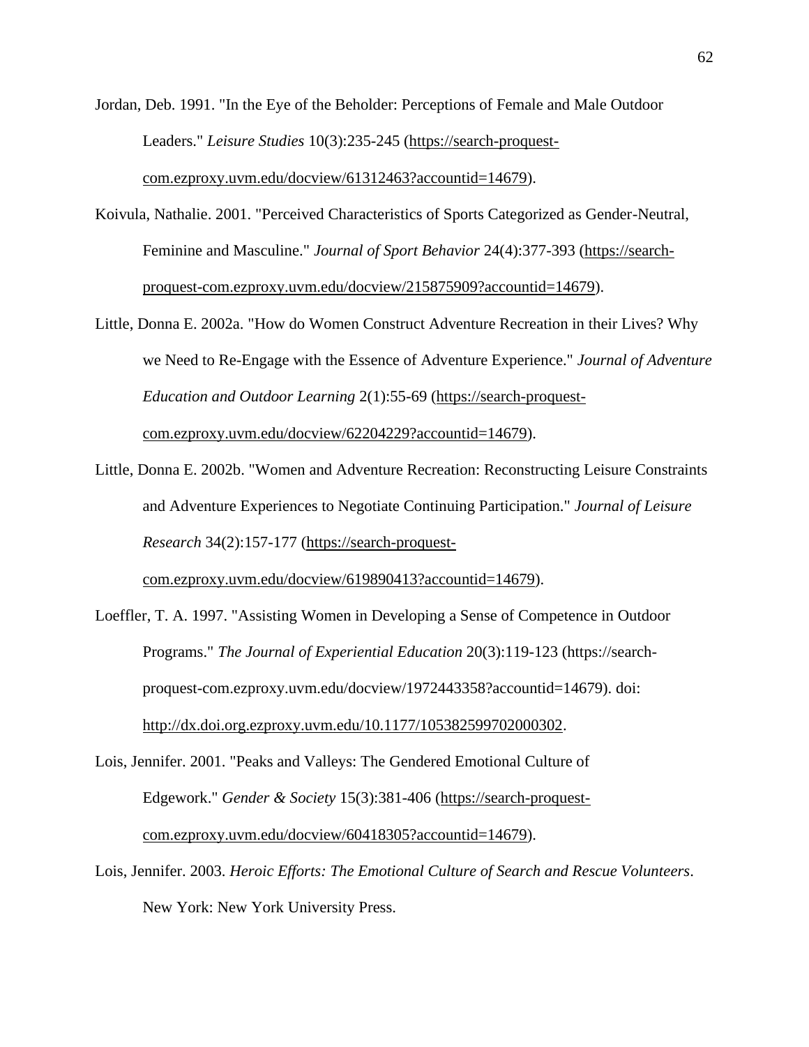Jordan, Deb. 1991. "In the Eye of the Beholder: Perceptions of Female and Male Outdoor Leaders." *Leisure Studies* 10(3):235-245 (https://search-proquest-com.ezproxy.uvm.edu/docview/61312463?accountid=14679).

Koivula, Nathalie. 2001. "Perceived Characteristics of Sports Categorized as Gender-Neutral, Feminine and Masculine." *Journal of Sport Behavior* 24(4):377-393 (https://search-proquest-com.ezproxy.uvm.edu/docview/215875909?accountid=14679).

Little, Donna E. 2002a. "How do Women Construct Adventure Recreation in their Lives? Why we Need to Re-Engage with the Essence of Adventure Experience." *Journal of Adventure Education and Outdoor Learning* 2(1):55-69 (https://search-proquest-com.ezproxy.uvm.edu/docview/62204229?accountid=14679).

Little, Donna E. 2002b. "Women and Adventure Recreation: Reconstructing Leisure Constraints and Adventure Experiences to Negotiate Continuing Participation." *Journal of Leisure Research* 34(2):157-177 (https://search-proquest-com.ezproxy.uvm.edu/docview/619890413?accountid=14679).

Loeffler, T. A. 1997. "Assisting Women in Developing a Sense of Competence in Outdoor Programs." *The Journal of Experiential Education* 20(3):119-123 (https://search-proquest-com.ezproxy.uvm.edu/docview/1972443358?accountid=14679). doi: http://dx.doi.org.ezproxy.uvm.edu/10.1177/105382599702000302.

Lois, Jennifer. 2001. "Peaks and Valleys: The Gendered Emotional Culture of Edgework." *Gender & Society* 15(3):381-406 (https://search-proquest-com.ezproxy.uvm.edu/docview/60418305?accountid=14679).

Lois, Jennifer. 2003. *Heroic Efforts: The Emotional Culture of Search and Rescue Volunteers*. New York: New York University Press.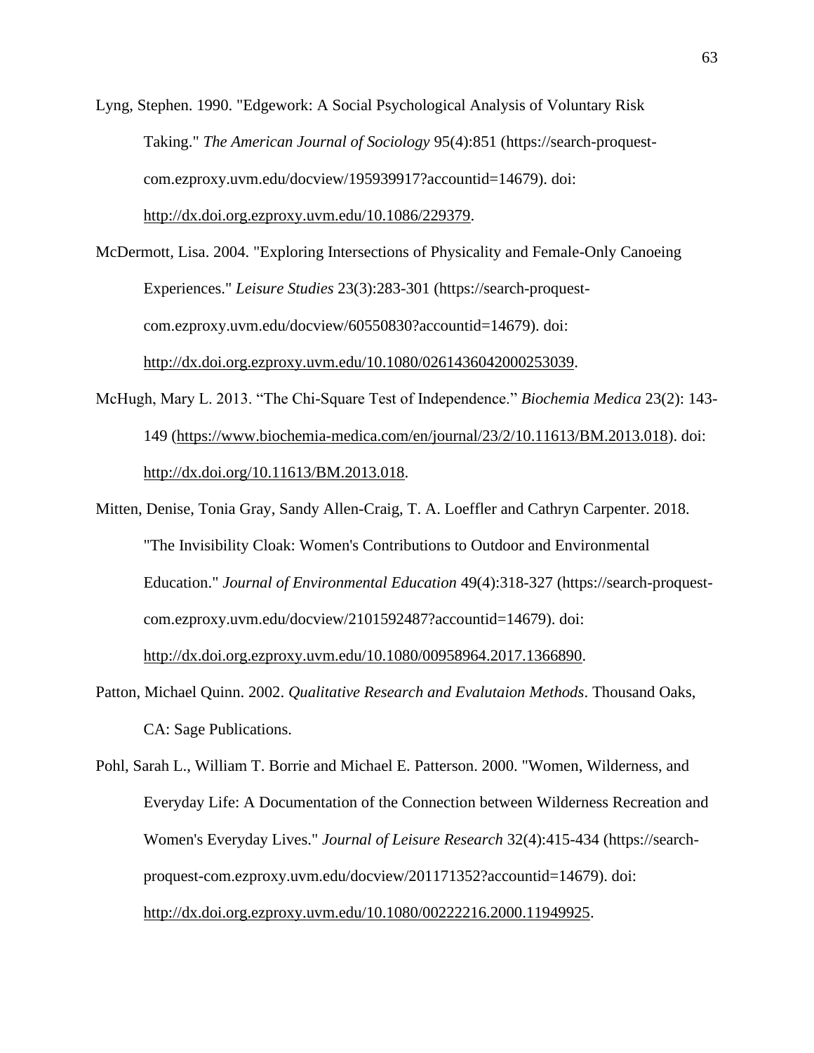Lyng, Stephen. 1990. "Edgework: A Social Psychological Analysis of Voluntary Risk Taking." *The American Journal of Sociology* 95(4):851 (https://search-proquest-com.ezproxy.uvm.edu/docview/195939917?accountid=14679). doi: http://dx.doi.org.ezproxy.uvm.edu/10.1086/229379.

McDermott, Lisa. 2004. "Exploring Intersections of Physicality and Female-Only Canoeing Experiences." *Leisure Studies* 23(3):283-301 (https://search-proquest-com.ezproxy.uvm.edu/docview/60550830?accountid=14679). doi: http://dx.doi.org.ezproxy.uvm.edu/10.1080/0261436042000253039.

McHugh, Mary L. 2013. "The Chi-Square Test of Independence." *Biochemia Medica* 23(2): 143-149 (https://www.biochemia-medica.com/en/journal/23/2/10.11613/BM.2013.018). doi: http://dx.doi.org/10.11613/BM.2013.018.

Mitten, Denise, Tonia Gray, Sandy Allen-Craig, T. A. Loeffler and Cathryn Carpenter. 2018. "The Invisibility Cloak: Women's Contributions to Outdoor and Environmental Education." *Journal of Environmental Education* 49(4):318-327 (https://search-proquest-com.ezproxy.uvm.edu/docview/2101592487?accountid=14679). doi: http://dx.doi.org.ezproxy.uvm.edu/10.1080/00958964.2017.1366890.

Patton, Michael Quinn. 2002. *Qualitative Research and Evalutaion Methods*. Thousand Oaks, CA: Sage Publications.

Pohl, Sarah L., William T. Borrie and Michael E. Patterson. 2000. "Women, Wilderness, and Everyday Life: A Documentation of the Connection between Wilderness Recreation and Women's Everyday Lives." *Journal of Leisure Research* 32(4):415-434 (https://search-proquest-com.ezproxy.uvm.edu/docview/201171352?accountid=14679). doi: http://dx.doi.org.ezproxy.uvm.edu/10.1080/00222216.2000.11949925.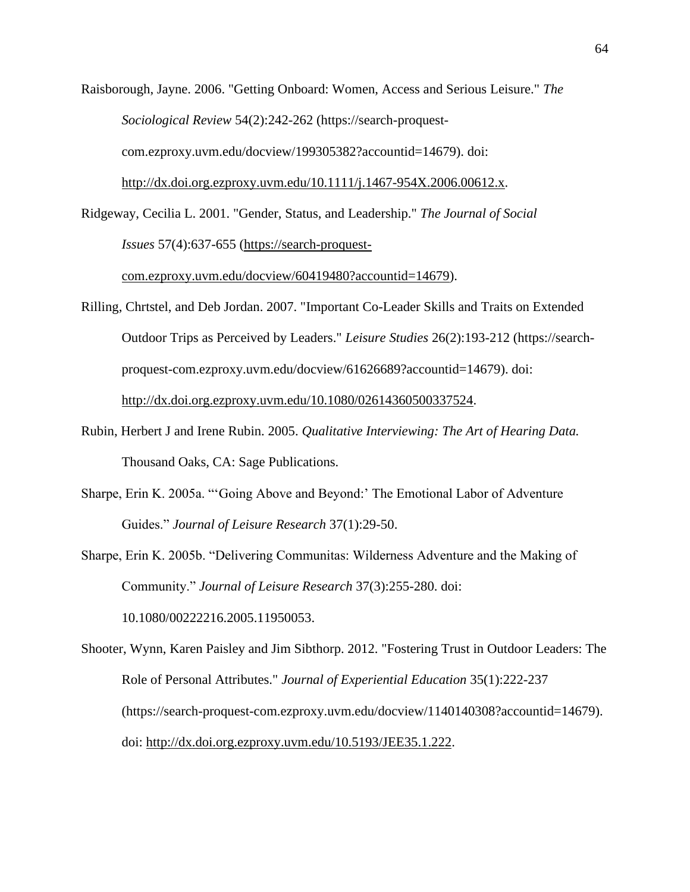Raisborough, Jayne. 2006. "Getting Onboard: Women, Access and Serious Leisure." *The Sociological Review* 54(2):242-262 (https://search-proquest-com.ezproxy.uvm.edu/docview/199305382?accountid=14679). doi: http://dx.doi.org.ezproxy.uvm.edu/10.1111/j.1467-954X.2006.00612.x.

Ridgeway, Cecilia L. 2001. "Gender, Status, and Leadership." *The Journal of Social Issues* 57(4):637-655 (https://search-proquest-com.ezproxy.uvm.edu/docview/60419480?accountid=14679).

Rilling, Chrtstel, and Deb Jordan. 2007. "Important Co-Leader Skills and Traits on Extended Outdoor Trips as Perceived by Leaders." *Leisure Studies* 26(2):193-212 (https://search-proquest-com.ezproxy.uvm.edu/docview/61626689?accountid=14679). doi: http://dx.doi.org.ezproxy.uvm.edu/10.1080/02614360500337524.

Rubin, Herbert J and Irene Rubin. 2005. *Qualitative Interviewing: The Art of Hearing Data.* Thousand Oaks, CA: Sage Publications.

Sharpe, Erin K. 2005a. "'Going Above and Beyond:' The Emotional Labor of Adventure Guides." *Journal of Leisure Research* 37(1):29-50.

Sharpe, Erin K. 2005b. "Delivering Communitas: Wilderness Adventure and the Making of Community." *Journal of Leisure Research* 37(3):255-280. doi: 10.1080/00222216.2005.11950053.

Shooter, Wynn, Karen Paisley and Jim Sibthorp. 2012. "Fostering Trust in Outdoor Leaders: The Role of Personal Attributes." *Journal of Experiential Education* 35(1):222-237 (https://search-proquest-com.ezproxy.uvm.edu/docview/1140140308?accountid=14679). doi: http://dx.doi.org.ezproxy.uvm.edu/10.5193/JEE35.1.222.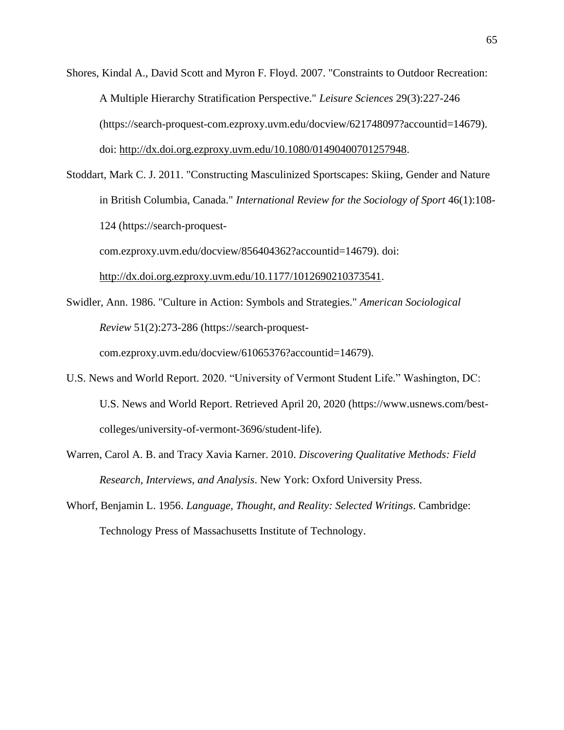Shores, Kindal A., David Scott and Myron F. Floyd. 2007. "Constraints to Outdoor Recreation: A Multiple Hierarchy Stratification Perspective." *Leisure Sciences* 29(3):227-246 (https://search-proquest-com.ezproxy.uvm.edu/docview/621748097?accountid=14679). doi: http://dx.doi.org.ezproxy.uvm.edu/10.1080/01490400701257948.

Stoddart, Mark C. J. 2011. "Constructing Masculinized Sportscapes: Skiing, Gender and Nature in British Columbia, Canada." *International Review for the Sociology of Sport* 46(1):108-124 (https://search-proquest-com.ezproxy.uvm.edu/docview/856404362?accountid=14679). doi: http://dx.doi.org.ezproxy.uvm.edu/10.1177/1012690210373541.

Swidler, Ann. 1986. "Culture in Action: Symbols and Strategies." *American Sociological Review* 51(2):273-286 (https://search-proquest-com.ezproxy.uvm.edu/docview/61065376?accountid=14679).

U.S. News and World Report. 2020. "University of Vermont Student Life." Washington, DC: U.S. News and World Report. Retrieved April 20, 2020 (https://www.usnews.com/best-colleges/university-of-vermont-3696/student-life).

Warren, Carol A. B. and Tracy Xavia Karner. 2010. *Discovering Qualitative Methods: Field Research, Interviews, and Analysis*. New York: Oxford University Press.

Whorf, Benjamin L. 1956. *Language, Thought, and Reality: Selected Writings*. Cambridge: Technology Press of Massachusetts Institute of Technology.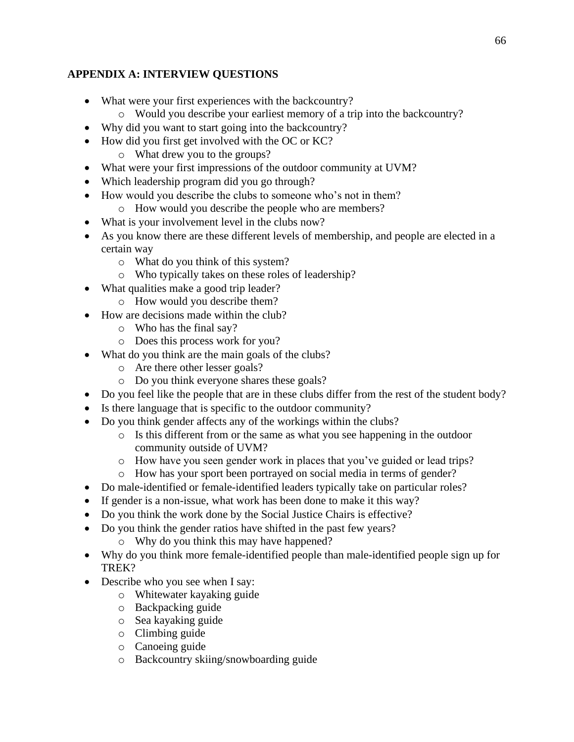## APPENDIX A: INTERVIEW QUESTIONS

- What were your first experiences with the backcountry?
  - Would you describe your earliest memory of a trip into the backcountry?
- Why did you want to start going into the backcountry?
- How did you first get involved with the OC or KC?
  - What drew you to the groups?
- What were your first impressions of the outdoor community at UVM?
- Which leadership program did you go through?
- How would you describe the clubs to someone who's not in them?
  - How would you describe the people who are members?
- What is your involvement level in the clubs now?
- As you know there are these different levels of membership, and people are elected in a certain way
  - What do you think of this system?
  - Who typically takes on these roles of leadership?
- What qualities make a good trip leader?
  - How would you describe them?
- How are decisions made within the club?
  - Who has the final say?
  - Does this process work for you?
- What do you think are the main goals of the clubs?
  - Are there other lesser goals?
  - Do you think everyone shares these goals?
- Do you feel like the people that are in these clubs differ from the rest of the student body?
- Is there language that is specific to the outdoor community?
- Do you think gender affects any of the workings within the clubs?
  - Is this different from or the same as what you see happening in the outdoor community outside of UVM?
  - How have you seen gender work in places that you've guided or lead trips?
  - How has your sport been portrayed on social media in terms of gender?
- Do male-identified or female-identified leaders typically take on particular roles?
- If gender is a non-issue, what work has been done to make it this way?
- Do you think the work done by the Social Justice Chairs is effective?
- Do you think the gender ratios have shifted in the past few years?
  - Why do you think this may have happened?
- Why do you think more female-identified people than male-identified people sign up for TREK?
- Describe who you see when I say:
  - Whitewater kayaking guide
  - Backpacking guide
  - Sea kayaking guide
  - Climbing guide
  - Canoeing guide
  - Backcountry skiing/snowboarding guide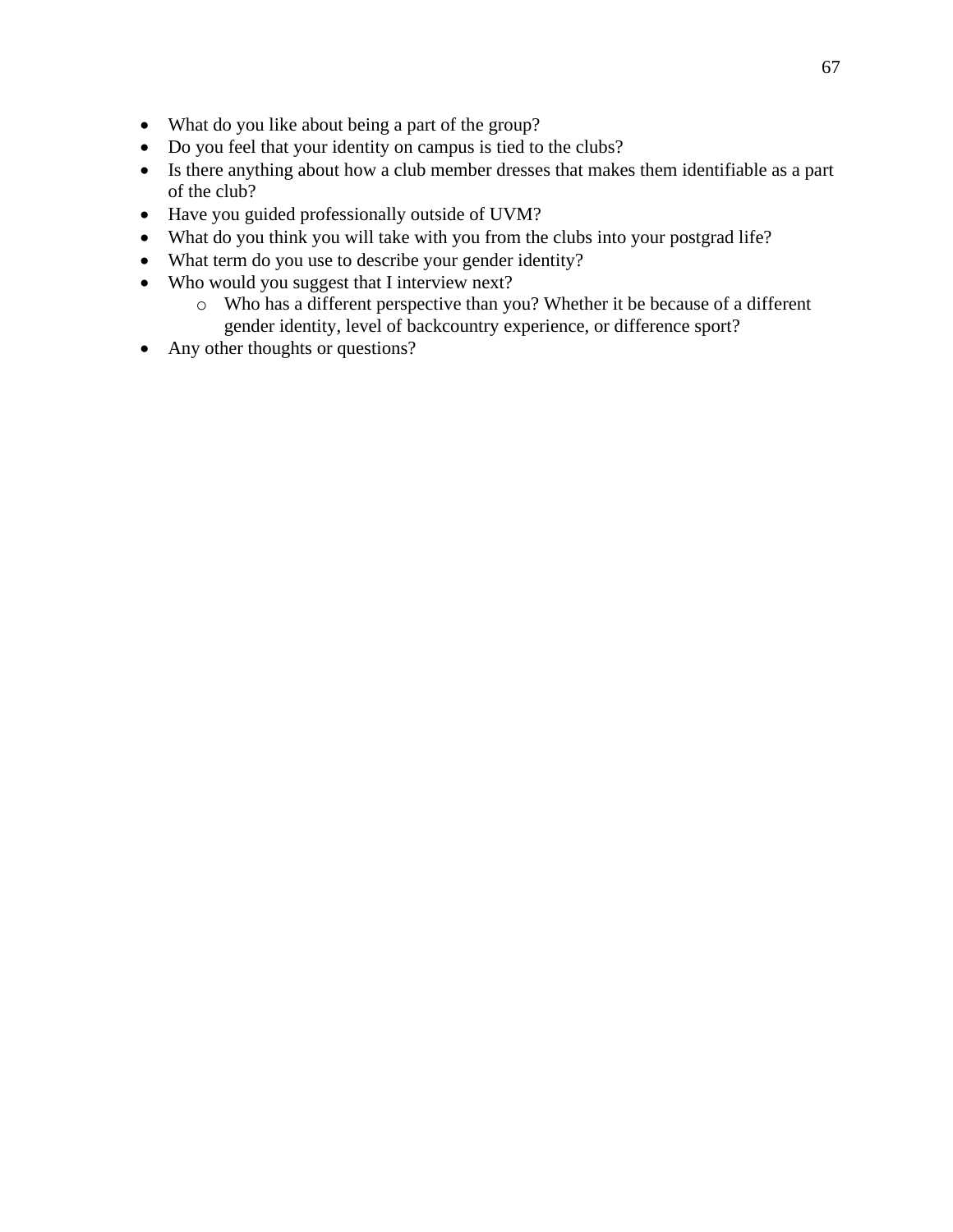- What do you like about being a part of the group?
- Do you feel that your identity on campus is tied to the clubs?
- Is there anything about how a club member dresses that makes them identifiable as a part of the club?
- Have you guided professionally outside of UVM?
- What do you think you will take with you from the clubs into your postgrad life?
- What term do you use to describe your gender identity?
- Who would you suggest that I interview next?
    - Who has a different perspective than you? Whether it be because of a different gender identity, level of backcountry experience, or difference sport?
- Any other thoughts or questions?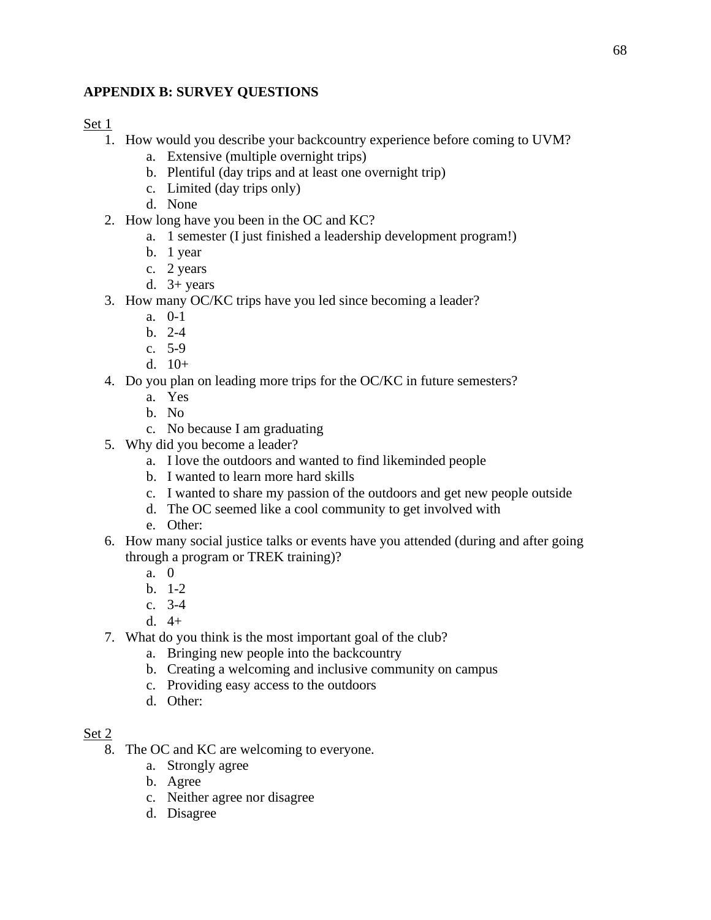## APPENDIX B: SURVEY QUESTIONS

<u>Set 1</u>

1. How would you describe your backcountry experience before coming to UVM?
   a. Extensive (multiple overnight trips)
   b. Plentiful (day trips and at least one overnight trip)
   c. Limited (day trips only)
   d. None
2. How long have you been in the OC and KC?
   a. 1 semester (I just finished a leadership development program!)
   b. 1 year
   c. 2 years
   d. 3+ years
3. How many OC/KC trips have you led since becoming a leader?
   a. 0-1
   b. 2-4
   c. 5-9
   d. 10+
4. Do you plan on leading more trips for the OC/KC in future semesters?
   a. Yes
   b. No
   c. No because I am graduating
5. Why did you become a leader?
   a. I love the outdoors and wanted to find likeminded people
   b. I wanted to learn more hard skills
   c. I wanted to share my passion of the outdoors and get new people outside
   d. The OC seemed like a cool community to get involved with
   e. Other:
6. How many social justice talks or events have you attended (during and after going through a program or TREK training)?
   a. 0
   b. 1-2
   c. 3-4
   d. 4+
7. What do you think is the most important goal of the club?
   a. Bringing new people into the backcountry
   b. Creating a welcoming and inclusive community on campus
   c. Providing easy access to the outdoors
   d. Other:

<u>Set 2</u>

8. The OC and KC are welcoming to everyone.
   a. Strongly agree
   b. Agree
   c. Neither agree nor disagree
   d. Disagree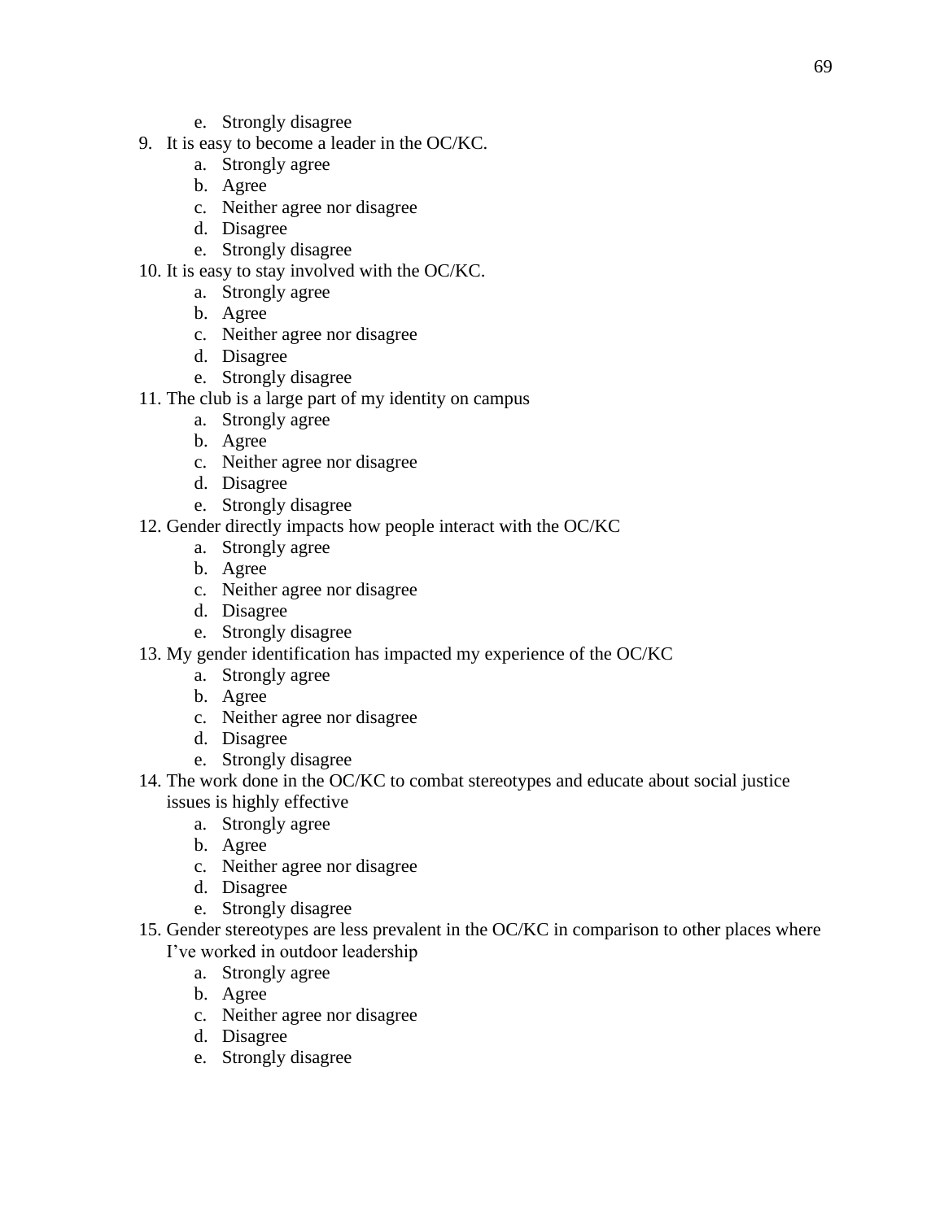e. Strongly disagree

9. It is easy to become a leader in the OC/KC.
   a. Strongly agree
   b. Agree
   c. Neither agree nor disagree
   d. Disagree
   e. Strongly disagree
10. It is easy to stay involved with the OC/KC.
    a. Strongly agree
    b. Agree
    c. Neither agree nor disagree
    d. Disagree
    e. Strongly disagree
11. The club is a large part of my identity on campus
    a. Strongly agree
    b. Agree
    c. Neither agree nor disagree
    d. Disagree
    e. Strongly disagree
12. Gender directly impacts how people interact with the OC/KC
    a. Strongly agree
    b. Agree
    c. Neither agree nor disagree
    d. Disagree
    e. Strongly disagree
13. My gender identification has impacted my experience of the OC/KC
    a. Strongly agree
    b. Agree
    c. Neither agree nor disagree
    d. Disagree
    e. Strongly disagree
14. The work done in the OC/KC to combat stereotypes and educate about social justice issues is highly effective
    a. Strongly agree
    b. Agree
    c. Neither agree nor disagree
    d. Disagree
    e. Strongly disagree
15. Gender stereotypes are less prevalent in the OC/KC in comparison to other places where I've worked in outdoor leadership
    a. Strongly agree
    b. Agree
    c. Neither agree nor disagree
    d. Disagree
    e. Strongly disagree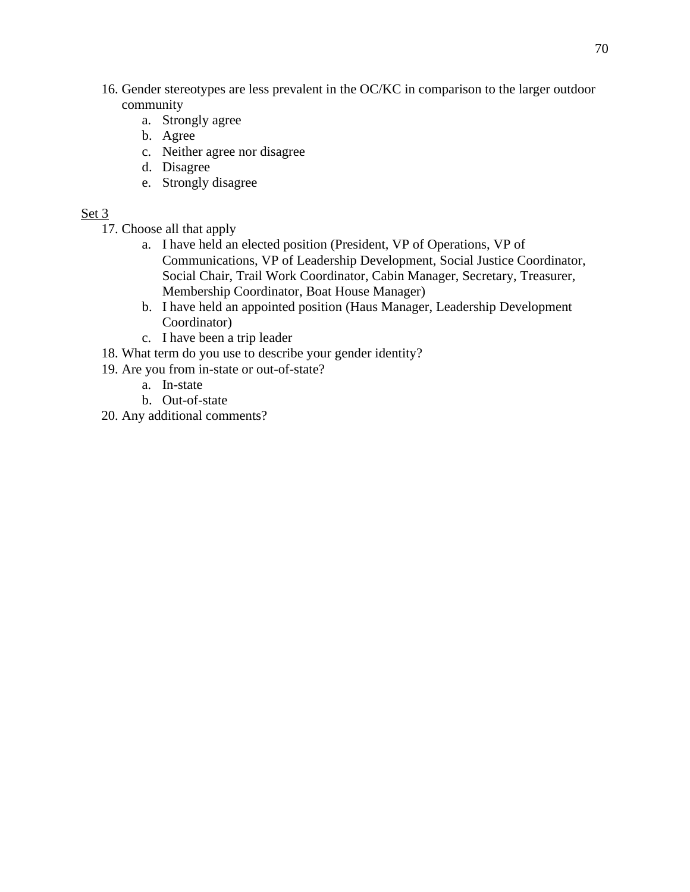16. Gender stereotypes are less prevalent in the OC/KC in comparison to the larger outdoor community
    a. Strongly agree
    b. Agree
    c. Neither agree nor disagree
    d. Disagree
    e. Strongly disagree

Set 3

17. Choose all that apply
    a. I have held an elected position (President, VP of Operations, VP of Communications, VP of Leadership Development, Social Justice Coordinator, Social Chair, Trail Work Coordinator, Cabin Manager, Secretary, Treasurer, Membership Coordinator, Boat House Manager)
    b. I have held an appointed position (Haus Manager, Leadership Development Coordinator)
    c. I have been a trip leader
18. What term do you use to describe your gender identity?
19. Are you from in-state or out-of-state?
    a. In-state
    b. Out-of-state
20. Any additional comments?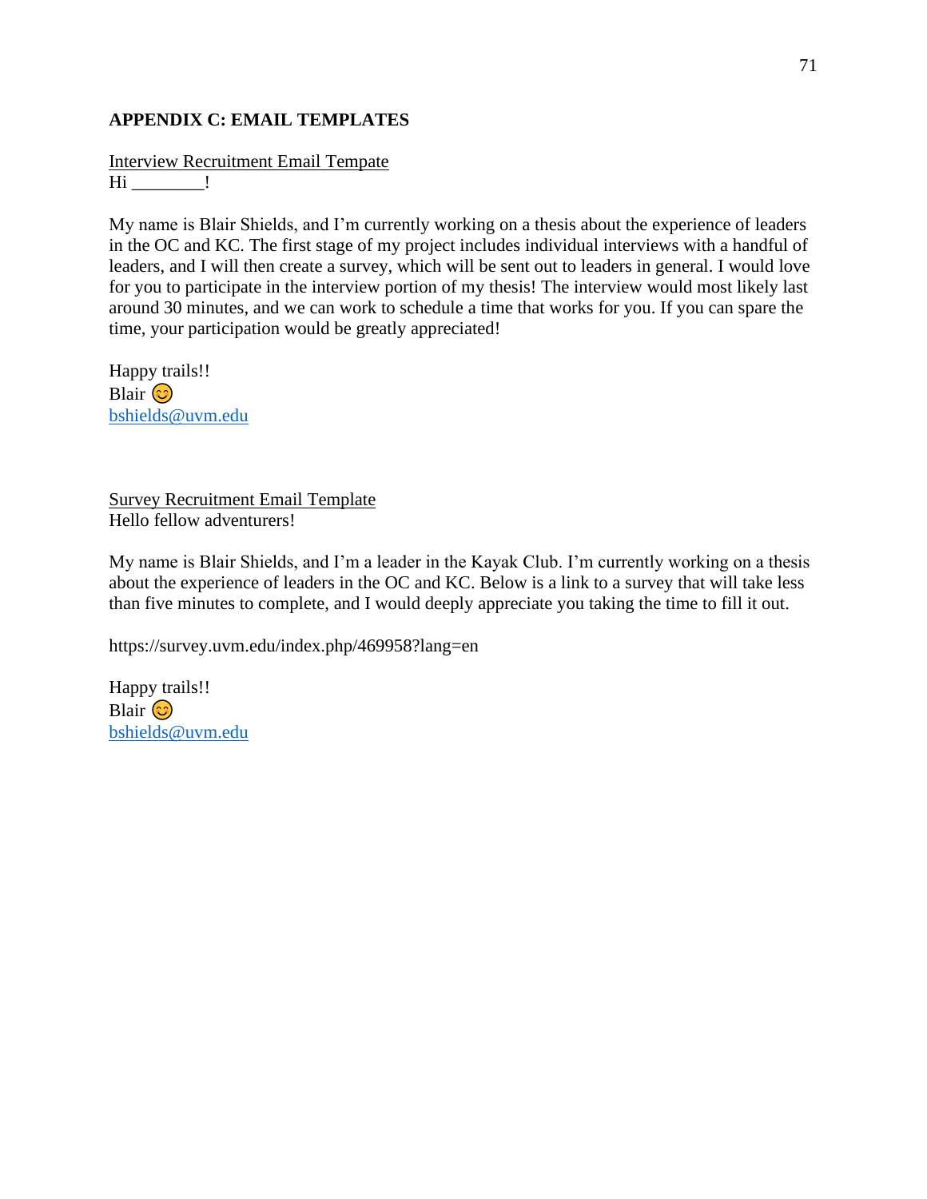**APPENDIX C: EMAIL TEMPLATES**

Interview Recruitment Email Tempate

Hi ________!

My name is Blair Shields, and I'm currently working on a thesis about the experience of leaders in the OC and KC. The first stage of my project includes individual interviews with a handful of leaders, and I will then create a survey, which will be sent out to leaders in general. I would love for you to participate in the interview portion of my thesis! The interview would most likely last around 30 minutes, and we can work to schedule a time that works for you. If you can spare the time, your participation would be greatly appreciated!

Happy trails!!
Blair 😊
bshields@uvm.edu

Survey Recruitment Email Template

Hello fellow adventurers!

My name is Blair Shields, and I'm a leader in the Kayak Club. I'm currently working on a thesis about the experience of leaders in the OC and KC. Below is a link to a survey that will take less than five minutes to complete, and I would deeply appreciate you taking the time to fill it out.

https://survey.uvm.edu/index.php/469958?lang=en

Happy trails!!
Blair 😊
bshields@uvm.edu